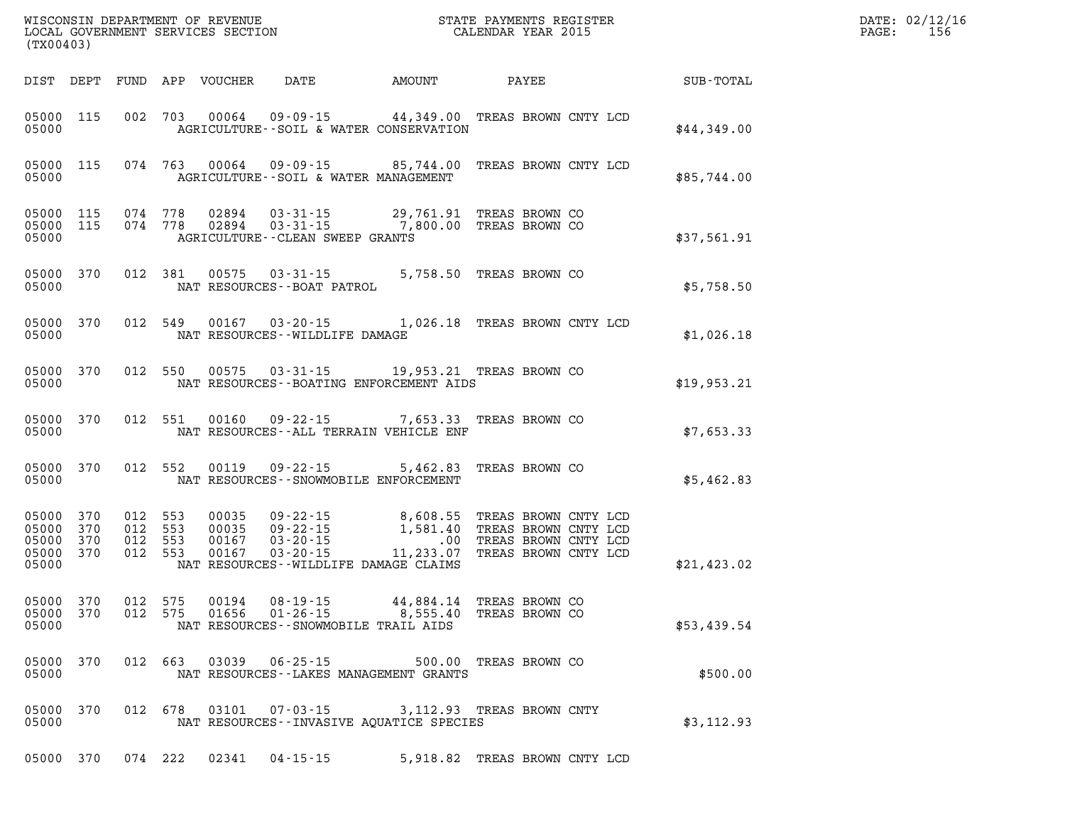WISCONSIN DEPARTMENT OF REVENUE
LOCAL GOVERNMENT SERVICES SECTION
(TX00403)

STATE PAYMENTS REGISTER
CALENDAR YEAR 2015

DATE: 02/12/16
PAGE: 156

| DIST | DEPT | FUND | APP | VOUCHER | DATE | AMOUNT | PAYEE | SUB-TOTAL |
|---|---|---|---|---|---|---|---|---|
| 05000 | 115 | 002 | 703 | 00064 | 09-09-15 | 44,349.00 | TREAS BROWN CNTY LCD | |
| 05000 | | | | | AGRICULTURE--SOIL & WATER CONSERVATION | | | $44,349.00 |
| 05000 | 115 | 074 | 763 | 00064 | 09-09-15 | 85,744.00 | TREAS BROWN CNTY LCD | |
| 05000 | | | | | AGRICULTURE--SOIL & WATER MANAGEMENT | | | $85,744.00 |
| 05000 | 115 | 074 | 778 | 02894 | 03-31-15 | 29,761.91 | TREAS BROWN CO | |
| 05000 | 115 | 074 | 778 | 02894 | 03-31-15 | 7,800.00 | TREAS BROWN CO | |
| 05000 | | | | | AGRICULTURE--CLEAN SWEEP GRANTS | | | $37,561.91 |
| 05000 | 370 | 012 | 381 | 00575 | 03-31-15 | 5,758.50 | TREAS BROWN CO | |
| 05000 | | | | | NAT RESOURCES--BOAT PATROL | | | $5,758.50 |
| 05000 | 370 | 012 | 549 | 00167 | 03-20-15 | 1,026.18 | TREAS BROWN CNTY LCD | |
| 05000 | | | | | NAT RESOURCES--WILDLIFE DAMAGE | | | $1,026.18 |
| 05000 | 370 | 012 | 550 | 00575 | 03-31-15 | 19,953.21 | TREAS BROWN CO | |
| 05000 | | | | | NAT RESOURCES--BOATING ENFORCEMENT AIDS | | | $19,953.21 |
| 05000 | 370 | 012 | 551 | 00160 | 09-22-15 | 7,653.33 | TREAS BROWN CO | |
| 05000 | | | | | NAT RESOURCES--ALL TERRAIN VEHICLE ENF | | | $7,653.33 |
| 05000 | 370 | 012 | 552 | 00119 | 09-22-15 | 5,462.83 | TREAS BROWN CO | |
| 05000 | | | | | NAT RESOURCES--SNOWMOBILE ENFORCEMENT | | | $5,462.83 |
| 05000 | 370 | 012 | 553 | 00035 | 09-22-15 | 8,608.55 | TREAS BROWN CNTY LCD | |
| 05000 | 370 | 012 | 553 | 00035 | 09-22-15 | 1,581.40 | TREAS BROWN CNTY LCD | |
| 05000 | 370 | 012 | 553 | 00167 | 03-20-15 | .00 | TREAS BROWN CNTY LCD | |
| 05000 | 370 | 012 | 553 | 00167 | 03-20-15 | 11,233.07 | TREAS BROWN CNTY LCD | |
| 05000 | | | | | NAT RESOURCES--WILDLIFE DAMAGE CLAIMS | | | $21,423.02 |
| 05000 | 370 | 012 | 575 | 00194 | 08-19-15 | 44,884.14 | TREAS BROWN CO | |
| 05000 | 370 | 012 | 575 | 01656 | 01-26-15 | 8,555.40 | TREAS BROWN CO | |
| 05000 | | | | | NAT RESOURCES--SNOWMOBILE TRAIL AIDS | | | $53,439.54 |
| 05000 | 370 | 012 | 663 | 03039 | 06-25-15 | 500.00 | TREAS BROWN CO | |
| 05000 | | | | | NAT RESOURCES--LAKES MANAGEMENT GRANTS | | | $500.00 |
| 05000 | 370 | 012 | 678 | 03101 | 07-03-15 | 3,112.93 | TREAS BROWN CNTY | |
| 05000 | | | | | NAT RESOURCES--INVASIVE AQUATICE SPECIES | | | $3,112.93 |
| 05000 | 370 | 074 | 222 | 02341 | 04-15-15 | 5,918.82 | TREAS BROWN CNTY LCD | |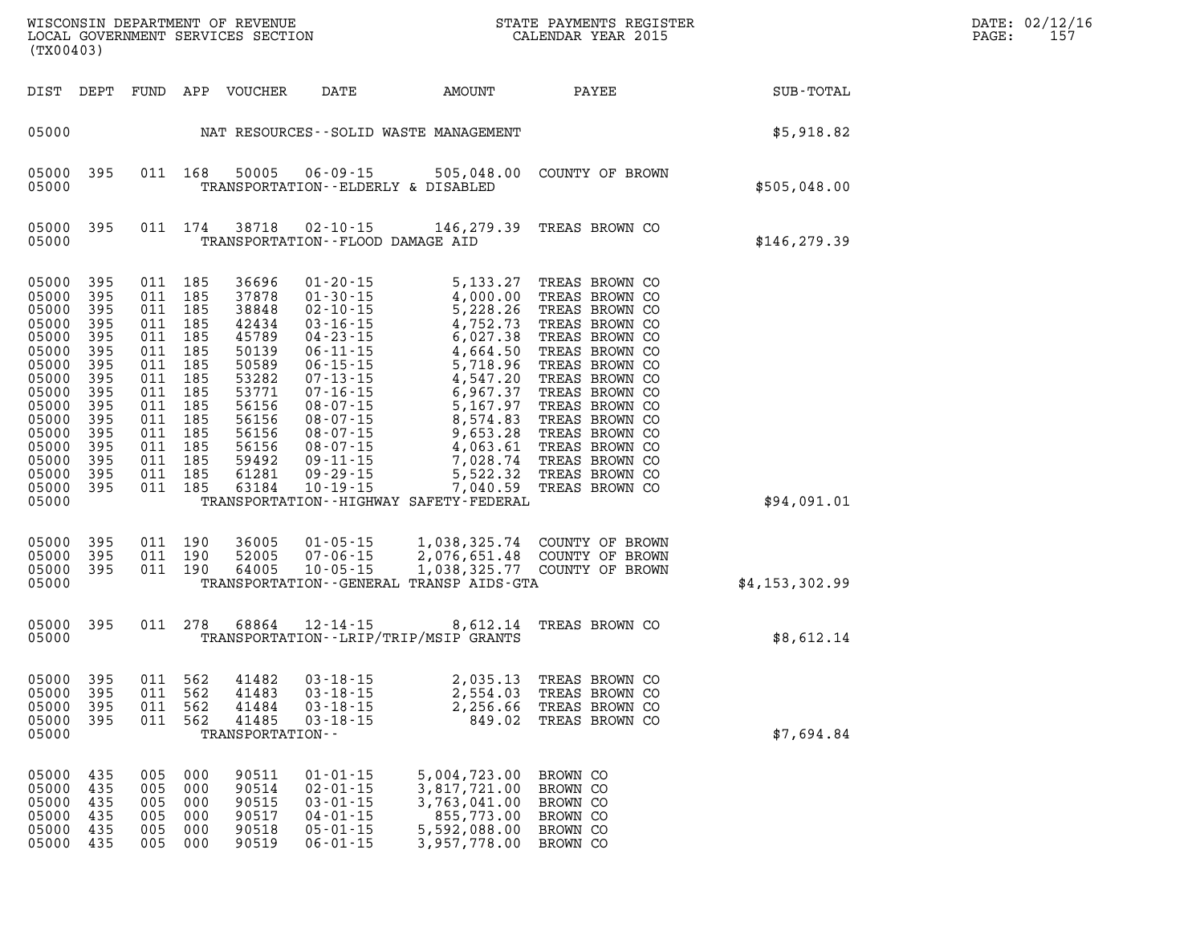| DIST | DEPT | FUND | APP | VOUCHER | DATE | AMOUNT | PAYEE | SUB-TOTAL |
|---|---|---|---|---|---|---|---|---|
| 05000 | | | | | NAT RESOURCES--SOLID WASTE MANAGEMENT | | | $5,918.82 |
| 05000 | 395 | 011 | 168 | 50005 | 06-09-15 | 505,048.00 | COUNTY OF BROWN | |
| 05000 | | | | | TRANSPORTATION--ELDERLY & DISABLED | | | $505,048.00 |
| 05000 | 395 | 011 | 174 | 38718 | 02-10-15 | 146,279.39 | TREAS BROWN CO | |
| 05000 | | | | | TRANSPORTATION--FLOOD DAMAGE AID | | | $146,279.39 |
| 05000 | 395 | 011 | 185 | 36696 | 01-20-15 | 5,133.27 | TREAS BROWN CO | |
| 05000 | 395 | 011 | 185 | 37878 | 01-30-15 | 4,000.00 | TREAS BROWN CO | |
| 05000 | 395 | 011 | 185 | 38848 | 02-10-15 | 5,228.26 | TREAS BROWN CO | |
| 05000 | 395 | 011 | 185 | 42434 | 03-16-15 | 4,752.73 | TREAS BROWN CO | |
| 05000 | 395 | 011 | 185 | 45789 | 04-23-15 | 6,027.38 | TREAS BROWN CO | |
| 05000 | 395 | 011 | 185 | 50139 | 06-11-15 | 4,664.50 | TREAS BROWN CO | |
| 05000 | 395 | 011 | 185 | 50589 | 06-15-15 | 5,718.96 | TREAS BROWN CO | |
| 05000 | 395 | 011 | 185 | 53282 | 07-13-15 | 4,547.20 | TREAS BROWN CO | |
| 05000 | 395 | 011 | 185 | 53771 | 07-16-15 | 6,967.37 | TREAS BROWN CO | |
| 05000 | 395 | 011 | 185 | 56156 | 08-07-15 | 5,167.97 | TREAS BROWN CO | |
| 05000 | 395 | 011 | 185 | 56156 | 08-07-15 | 8,574.83 | TREAS BROWN CO | |
| 05000 | 395 | 011 | 185 | 56156 | 08-07-15 | 9,653.28 | TREAS BROWN CO | |
| 05000 | 395 | 011 | 185 | 56156 | 08-07-15 | 4,063.61 | TREAS BROWN CO | |
| 05000 | 395 | 011 | 185 | 59492 | 09-11-15 | 7,028.74 | TREAS BROWN CO | |
| 05000 | 395 | 011 | 185 | 61281 | 09-29-15 | 5,522.32 | TREAS BROWN CO | |
| 05000 | 395 | 011 | 185 | 63184 | 10-19-15 | 7,040.59 | TREAS BROWN CO | |
| 05000 | | | | | TRANSPORTATION--HIGHWAY SAFETY-FEDERAL | | | $94,091.01 |
| 05000 | 395 | 011 | 190 | 36005 | 01-05-15 | 1,038,325.74 | COUNTY OF BROWN | |
| 05000 | 395 | 011 | 190 | 52005 | 07-06-15 | 2,076,651.48 | COUNTY OF BROWN | |
| 05000 | 395 | 011 | 190 | 64005 | 10-05-15 | 1,038,325.77 | COUNTY OF BROWN | |
| 05000 | | | | | TRANSPORTATION--GENERAL TRANSP AIDS-GTA | | | $4,153,302.99 |
| 05000 | 395 | 011 | 278 | 68864 | 12-14-15 | 8,612.14 | TREAS BROWN CO | |
| 05000 | | | | | TRANSPORTATION--LRIP/TRIP/MSIP GRANTS | | | $8,612.14 |
| 05000 | 395 | 011 | 562 | 41482 | 03-18-15 | 2,035.13 | TREAS BROWN CO | |
| 05000 | 395 | 011 | 562 | 41483 | 03-18-15 | 2,554.03 | TREAS BROWN CO | |
| 05000 | 395 | 011 | 562 | 41484 | 03-18-15 | 2,256.66 | TREAS BROWN CO | |
| 05000 | 395 | 011 | 562 | 41485 | 03-18-15 | 849.02 | TREAS BROWN CO | |
| 05000 | | | | TRANSPORTATION-- | | | | $7,694.84 |
| 05000 | 435 | 005 | 000 | 90511 | 01-01-15 | 5,004,723.00 | BROWN CO | |
| 05000 | 435 | 005 | 000 | 90514 | 02-01-15 | 3,817,721.00 | BROWN CO | |
| 05000 | 435 | 005 | 000 | 90515 | 03-01-15 | 3,763,041.00 | BROWN CO | |
| 05000 | 435 | 005 | 000 | 90517 | 04-01-15 | 855,773.00 | BROWN CO | |
| 05000 | 435 | 005 | 000 | 90518 | 05-01-15 | 5,592,088.00 | BROWN CO | |
| 05000 | 435 | 005 | 000 | 90519 | 06-01-15 | 3,957,778.00 | BROWN CO | |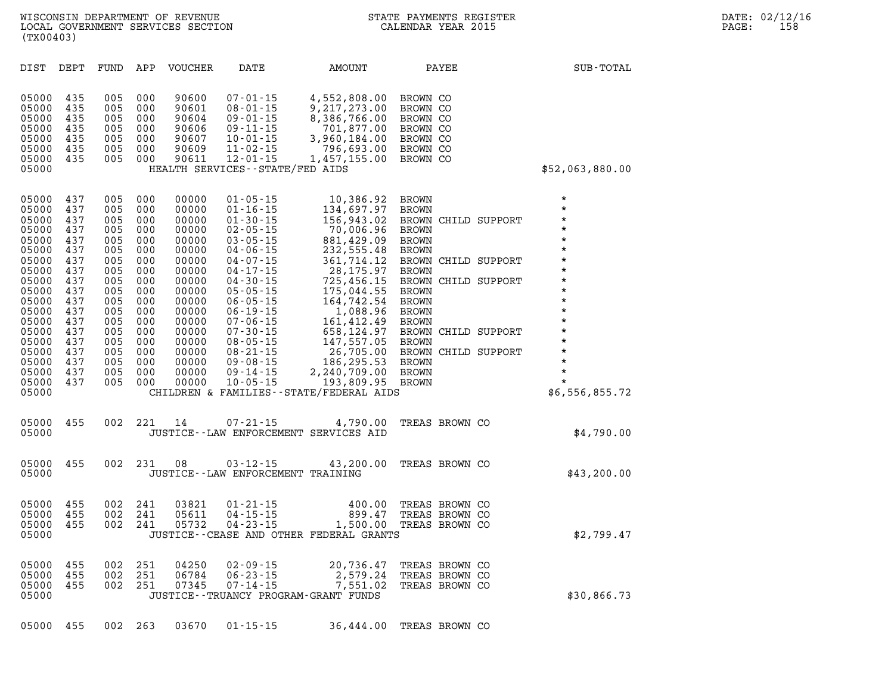WISCONSIN DEPARTMENT OF REVENUE
LOCAL GOVERNMENT SERVICES SECTION
(TX00403)

STATE PAYMENTS REGISTER
CALENDAR YEAR 2015

DATE: 02/12/16
PAGE: 158

| DIST | DEPT | FUND | APP | VOUCHER | DATE | AMOUNT | PAYEE | SUB-TOTAL |
|---|---|---|---|---|---|---|---|---|
| 05000 | 435 | 005 | 000 | 90600 | 07-01-15 | 4,552,808.00 | BROWN CO | |
| 05000 | 435 | 005 | 000 | 90601 | 08-01-15 | 9,217,273.00 | BROWN CO | |
| 05000 | 435 | 005 | 000 | 90604 | 09-01-15 | 8,386,766.00 | BROWN CO | |
| 05000 | 435 | 005 | 000 | 90606 | 09-11-15 | 701,877.00 | BROWN CO | |
| 05000 | 435 | 005 | 000 | 90607 | 10-01-15 | 3,960,184.00 | BROWN CO | |
| 05000 | 435 | 005 | 000 | 90609 | 11-02-15 | 796,693.00 | BROWN CO | |
| 05000 | 435 | 005 | 000 | 90611 | 12-01-15 | 1,457,155.00 | BROWN CO | |
| 05000 | | | | | HEALTH SERVICES--STATE/FED AIDS | | | $52,063,880.00 |
| 05000 | 437 | 005 | 000 | 00000 | 01-05-15 | 10,386.92 | BROWN | * |
| 05000 | 437 | 005 | 000 | 00000 | 01-16-15 | 134,697.97 | BROWN | * |
| 05000 | 437 | 005 | 000 | 00000 | 01-30-15 | 156,943.02 | BROWN CHILD SUPPORT | * |
| 05000 | 437 | 005 | 000 | 00000 | 02-05-15 | 70,006.96 | BROWN | * |
| 05000 | 437 | 005 | 000 | 00000 | 03-05-15 | 881,429.09 | BROWN | * |
| 05000 | 437 | 005 | 000 | 00000 | 04-06-15 | 232,555.48 | BROWN | * |
| 05000 | 437 | 005 | 000 | 00000 | 04-07-15 | 361,714.12 | BROWN CHILD SUPPORT | * |
| 05000 | 437 | 005 | 000 | 00000 | 04-17-15 | 28,175.97 | BROWN | * |
| 05000 | 437 | 005 | 000 | 00000 | 04-30-15 | 725,456.15 | BROWN CHILD SUPPORT | * |
| 05000 | 437 | 005 | 000 | 00000 | 05-05-15 | 175,044.55 | BROWN | * |
| 05000 | 437 | 005 | 000 | 00000 | 06-05-15 | 164,742.54 | BROWN | * |
| 05000 | 437 | 005 | 000 | 00000 | 06-19-15 | 1,088.96 | BROWN | * |
| 05000 | 437 | 005 | 000 | 00000 | 07-06-15 | 161,412.49 | BROWN | * |
| 05000 | 437 | 005 | 000 | 00000 | 07-30-15 | 658,124.97 | BROWN CHILD SUPPORT | * |
| 05000 | 437 | 005 | 000 | 00000 | 08-05-15 | 147,557.05 | BROWN | * |
| 05000 | 437 | 005 | 000 | 00000 | 08-21-15 | 26,705.00 | BROWN CHILD SUPPORT | * |
| 05000 | 437 | 005 | 000 | 00000 | 09-08-15 | 186,295.53 | BROWN | * |
| 05000 | 437 | 005 | 000 | 00000 | 09-14-15 | 2,240,709.00 | BROWN | * |
| 05000 | 437 | 005 | 000 | 00000 | 10-05-15 | 193,809.95 | BROWN | * |
| 05000 | | | | | CHILDREN & FAMILIES--STATE/FEDERAL AIDS | | | $6,556,855.72 |
| 05000 | 455 | 002 | 221 | 14 | 07-21-15 | 4,790.00 | TREAS BROWN CO | |
| 05000 | | | | | JUSTICE--LAW ENFORCEMENT SERVICES AID | | | $4,790.00 |
| 05000 | 455 | 002 | 231 | 08 | 03-12-15 | 43,200.00 | TREAS BROWN CO | |
| 05000 | | | | | JUSTICE--LAW ENFORCEMENT TRAINING | | | $43,200.00 |
| 05000 | 455 | 002 | 241 | 03821 | 01-21-15 | 400.00 | TREAS BROWN CO | |
| 05000 | 455 | 002 | 241 | 05611 | 04-15-15 | 899.47 | TREAS BROWN CO | |
| 05000 | 455 | 002 | 241 | 05732 | 04-23-15 | 1,500.00 | TREAS BROWN CO | |
| 05000 | | | | | JUSTICE--CEASE AND OTHER FEDERAL GRANTS | | | $2,799.47 |
| 05000 | 455 | 002 | 251 | 04250 | 02-09-15 | 20,736.47 | TREAS BROWN CO | |
| 05000 | 455 | 002 | 251 | 06784 | 06-23-15 | 2,579.24 | TREAS BROWN CO | |
| 05000 | 455 | 002 | 251 | 07345 | 07-14-15 | 7,551.02 | TREAS BROWN CO | |
| 05000 | | | | | JUSTICE--TRUANCY PROGRAM-GRANT FUNDS | | | $30,866.73 |
| 05000 | 455 | 002 | 263 | 03670 | 01-15-15 | 36,444.00 | TREAS BROWN CO | |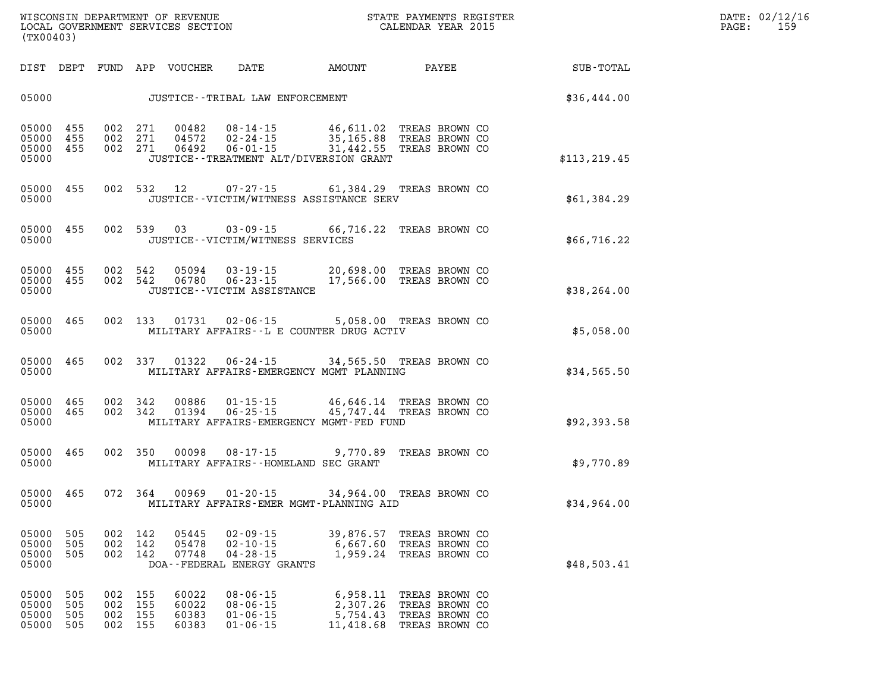WISCONSIN DEPARTMENT OF REVENUE
LOCAL GOVERNMENT SERVICES SECTION
(TX00403)

STATE PAYMENTS REGISTER
CALENDAR YEAR 2015

DATE: 02/12/16
PAGE: 159

| DIST | DEPT | FUND | APP | VOUCHER | DATE | AMOUNT | PAYEE | SUB-TOTAL |
|---|---|---|---|---|---|---|---|---|
| 05000 | | | | | JUSTICE--TRIBAL LAW ENFORCEMENT | | | $36,444.00 |
| 05000 | 455 | 002 | 271 | 00482 | 08-14-15 | 46,611.02 | TREAS BROWN CO | |
| 05000 | 455 | 002 | 271 | 04572 | 02-24-15 | 35,165.88 | TREAS BROWN CO | |
| 05000 | 455 | 002 | 271 | 06492 | 06-01-15 | 31,442.55 | TREAS BROWN CO | |
| 05000 | | | | | JUSTICE--TREATMENT ALT/DIVERSION GRANT | | | $113,219.45 |
| 05000 | 455 | 002 | 532 | 12 | 07-27-15 | 61,384.29 | TREAS BROWN CO | |
| 05000 | | | | | JUSTICE--VICTIM/WITNESS ASSISTANCE SERV | | | $61,384.29 |
| 05000 | 455 | 002 | 539 | 03 | 03-09-15 | 66,716.22 | TREAS BROWN CO | |
| 05000 | | | | | JUSTICE--VICTIM/WITNESS SERVICES | | | $66,716.22 |
| 05000 | 455 | 002 | 542 | 05094 | 03-19-15 | 20,698.00 | TREAS BROWN CO | |
| 05000 | 455 | 002 | 542 | 06780 | 06-23-15 | 17,566.00 | TREAS BROWN CO | |
| 05000 | | | | | JUSTICE--VICTIM ASSISTANCE | | | $38,264.00 |
| 05000 | 465 | 002 | 133 | 01731 | 02-06-15 | 5,058.00 | TREAS BROWN CO | |
| 05000 | | | | | MILITARY AFFAIRS--L E COUNTER DRUG ACTIV | | | $5,058.00 |
| 05000 | 465 | 002 | 337 | 01322 | 06-24-15 | 34,565.50 | TREAS BROWN CO | |
| 05000 | | | | | MILITARY AFFAIRS-EMERGENCY MGMT PLANNING | | | $34,565.50 |
| 05000 | 465 | 002 | 342 | 00886 | 01-15-15 | 46,646.14 | TREAS BROWN CO | |
| 05000 | 465 | 002 | 342 | 01394 | 06-25-15 | 45,747.44 | TREAS BROWN CO | |
| 05000 | | | | | MILITARY AFFAIRS-EMERGENCY MGMT-FED FUND | | | $92,393.58 |
| 05000 | 465 | 002 | 350 | 00098 | 08-17-15 | 9,770.89 | TREAS BROWN CO | |
| 05000 | | | | | MILITARY AFFAIRS--HOMELAND SEC GRANT | | | $9,770.89 |
| 05000 | 465 | 072 | 364 | 00969 | 01-20-15 | 34,964.00 | TREAS BROWN CO | |
| 05000 | | | | | MILITARY AFFAIRS-EMER MGMT-PLANNING AID | | | $34,964.00 |
| 05000 | 505 | 002 | 142 | 05445 | 02-09-15 | 39,876.57 | TREAS BROWN CO | |
| 05000 | 505 | 002 | 142 | 05478 | 02-10-15 | 6,667.60 | TREAS BROWN CO | |
| 05000 | 505 | 002 | 142 | 07748 | 04-28-15 | 1,959.24 | TREAS BROWN CO | |
| 05000 | | | | | DOA--FEDERAL ENERGY GRANTS | | | $48,503.41 |
| 05000 | 505 | 002 | 155 | 60022 | 08-06-15 | 6,958.11 | TREAS BROWN CO | |
| 05000 | 505 | 002 | 155 | 60022 | 08-06-15 | 2,307.26 | TREAS BROWN CO | |
| 05000 | 505 | 002 | 155 | 60383 | 01-06-15 | 5,754.43 | TREAS BROWN CO | |
| 05000 | 505 | 002 | 155 | 60383 | 01-06-15 | 11,418.68 | TREAS BROWN CO | |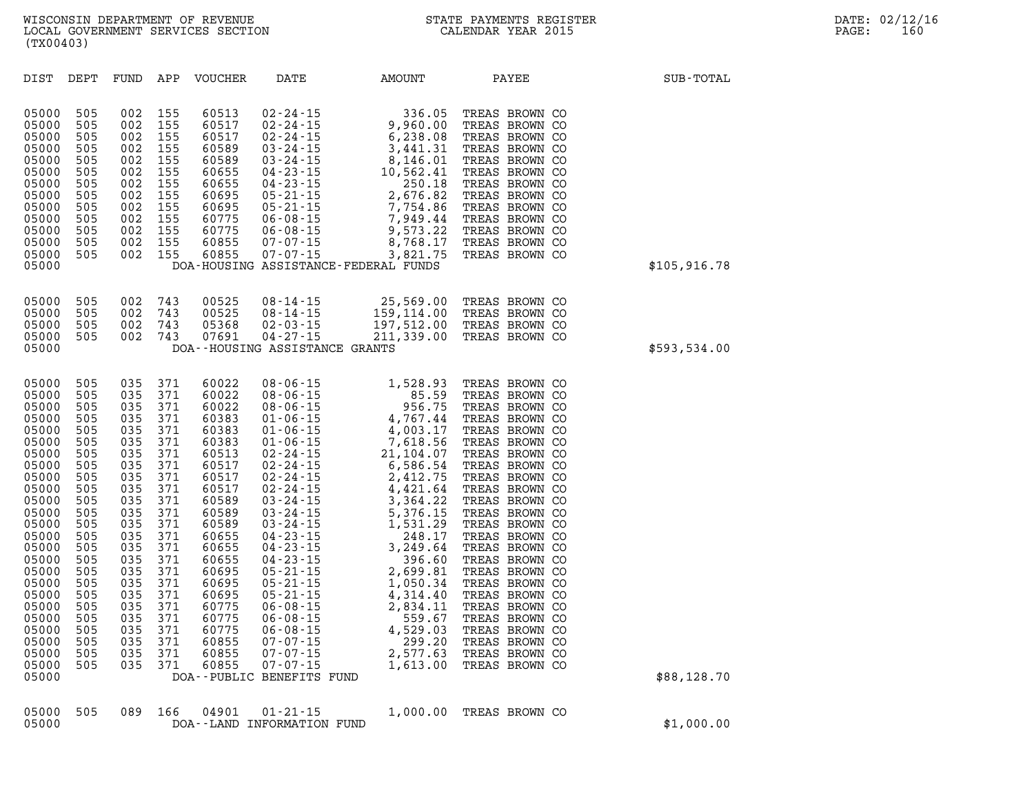WISCONSIN DEPARTMENT OF REVENUE
LOCAL GOVERNMENT SERVICES SECTION
(TX00403)

STATE PAYMENTS REGISTER
CALENDAR YEAR 2015

DATE: 02/12/16

| DIST | DEPT | FUND | APP | VOUCHER | DATE | AMOUNT | PAYEE | SUB-TOTAL |
|---|---|---|---|---|---|---|---|---|
| 05000 | 505 | 002 | 155 | 60513 | 02-24-15 | 336.05 | TREAS BROWN CO | |
| 05000 | 505 | 002 | 155 | 60517 | 02-24-15 | 9,960.00 | TREAS BROWN CO | |
| 05000 | 505 | 002 | 155 | 60517 | 02-24-15 | 6,238.08 | TREAS BROWN CO | |
| 05000 | 505 | 002 | 155 | 60589 | 03-24-15 | 3,441.31 | TREAS BROWN CO | |
| 05000 | 505 | 002 | 155 | 60589 | 03-24-15 | 8,146.01 | TREAS BROWN CO | |
| 05000 | 505 | 002 | 155 | 60655 | 04-23-15 | 10,562.41 | TREAS BROWN CO | |
| 05000 | 505 | 002 | 155 | 60655 | 04-23-15 | 250.18 | TREAS BROWN CO | |
| 05000 | 505 | 002 | 155 | 60695 | 05-21-15 | 2,676.82 | TREAS BROWN CO | |
| 05000 | 505 | 002 | 155 | 60695 | 05-21-15 | 7,754.86 | TREAS BROWN CO | |
| 05000 | 505 | 002 | 155 | 60775 | 06-08-15 | 7,949.44 | TREAS BROWN CO | |
| 05000 | 505 | 002 | 155 | 60775 | 06-08-15 | 9,573.22 | TREAS BROWN CO | |
| 05000 | 505 | 002 | 155 | 60855 | 07-07-15 | 8,768.17 | TREAS BROWN CO | |
| 05000 | 505 | 002 | 155 | 60855 | 07-07-15 | 3,821.75 | TREAS BROWN CO | |
| 05000 | | | | | DOA-HOUSING ASSISTANCE-FEDERAL FUNDS | | | $105,916.78 |
| 05000 | 505 | 002 | 743 | 00525 | 08-14-15 | 25,569.00 | TREAS BROWN CO | |
| 05000 | 505 | 002 | 743 | 00525 | 08-14-15 | 159,114.00 | TREAS BROWN CO | |
| 05000 | 505 | 002 | 743 | 05368 | 02-03-15 | 197,512.00 | TREAS BROWN CO | |
| 05000 | 505 | 002 | 743 | 07691 | 04-27-15 | 211,339.00 | TREAS BROWN CO | |
| 05000 | | | | | DOA--HOUSING ASSISTANCE GRANTS | | | $593,534.00 |
| 05000 | 505 | 035 | 371 | 60022 | 08-06-15 | 1,528.93 | TREAS BROWN CO | |
| 05000 | 505 | 035 | 371 | 60022 | 08-06-15 | 85.59 | TREAS BROWN CO | |
| 05000 | 505 | 035 | 371 | 60022 | 08-06-15 | 956.75 | TREAS BROWN CO | |
| 05000 | 505 | 035 | 371 | 60383 | 01-06-15 | 4,767.44 | TREAS BROWN CO | |
| 05000 | 505 | 035 | 371 | 60383 | 01-06-15 | 4,003.17 | TREAS BROWN CO | |
| 05000 | 505 | 035 | 371 | 60383 | 01-06-15 | 7,618.56 | TREAS BROWN CO | |
| 05000 | 505 | 035 | 371 | 60513 | 02-24-15 | 21,104.07 | TREAS BROWN CO | |
| 05000 | 505 | 035 | 371 | 60517 | 02-24-15 | 6,586.54 | TREAS BROWN CO | |
| 05000 | 505 | 035 | 371 | 60517 | 02-24-15 | 2,412.75 | TREAS BROWN CO | |
| 05000 | 505 | 035 | 371 | 60517 | 02-24-15 | 4,421.64 | TREAS BROWN CO | |
| 05000 | 505 | 035 | 371 | 60589 | 03-24-15 | 3,364.22 | TREAS BROWN CO | |
| 05000 | 505 | 035 | 371 | 60589 | 03-24-15 | 5,376.15 | TREAS BROWN CO | |
| 05000 | 505 | 035 | 371 | 60589 | 03-24-15 | 1,531.29 | TREAS BROWN CO | |
| 05000 | 505 | 035 | 371 | 60655 | 04-23-15 | 248.17 | TREAS BROWN CO | |
| 05000 | 505 | 035 | 371 | 60655 | 04-23-15 | 3,249.64 | TREAS BROWN CO | |
| 05000 | 505 | 035 | 371 | 60655 | 04-23-15 | 396.60 | TREAS BROWN CO | |
| 05000 | 505 | 035 | 371 | 60695 | 05-21-15 | 2,699.81 | TREAS BROWN CO | |
| 05000 | 505 | 035 | 371 | 60695 | 05-21-15 | 1,050.34 | TREAS BROWN CO | |
| 05000 | 505 | 035 | 371 | 60695 | 05-21-15 | 4,314.40 | TREAS BROWN CO | |
| 05000 | 505 | 035 | 371 | 60775 | 06-08-15 | 2,834.11 | TREAS BROWN CO | |
| 05000 | 505 | 035 | 371 | 60775 | 06-08-15 | 559.67 | TREAS BROWN CO | |
| 05000 | 505 | 035 | 371 | 60775 | 06-08-15 | 4,529.03 | TREAS BROWN CO | |
| 05000 | 505 | 035 | 371 | 60855 | 07-07-15 | 299.20 | TREAS BROWN CO | |
| 05000 | 505 | 035 | 371 | 60855 | 07-07-15 | 2,577.63 | TREAS BROWN CO | |
| 05000 | 505 | 035 | 371 | 60855 | 07-07-15 | 1,613.00 | TREAS BROWN CO | |
| 05000 | | | | | DOA--PUBLIC BENEFITS FUND | | | $88,128.70 |
| 05000 | 505 | 089 | 166 | 04901 | 01-21-15 | 1,000.00 | TREAS BROWN CO | |
| 05000 | | | | | DOA--LAND INFORMATION FUND | | | $1,000.00 |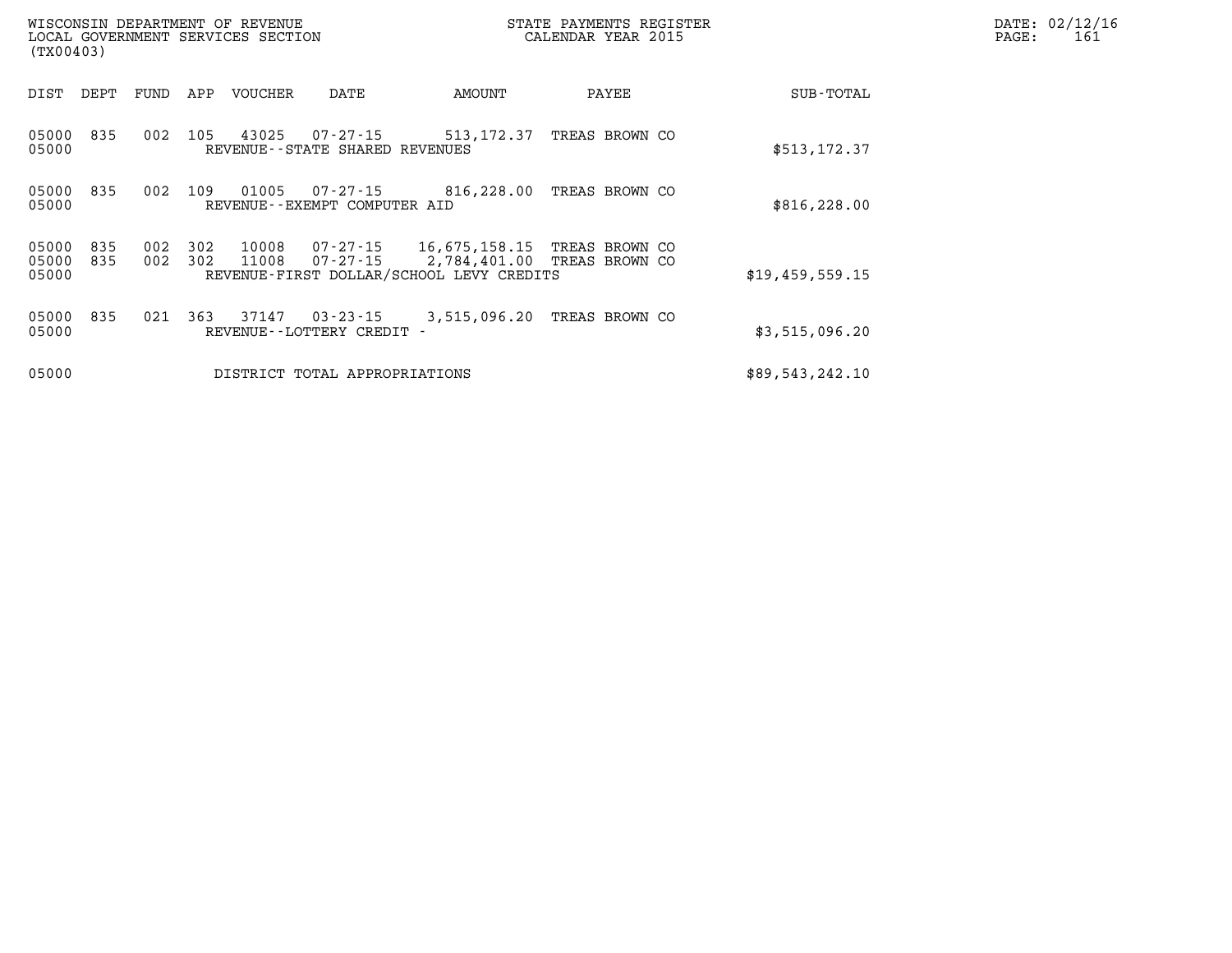| DIST | DEPT | FUND | APP | VOUCHER | DATE | AMOUNT | PAYEE | SUB-TOTAL |
|---|---|---|---|---|---|---|---|---|
| 05000 | 835 | 002 | 105 | 43025 | 07-27-15 | 513,172.37 | TREAS BROWN CO | |
| 05000 | | | | REVENUE--STATE SHARED REVENUES | | | | $513,172.37 |
| 05000 | 835 | 002 | 109 | 01005 | 07-27-15 | 816,228.00 | TREAS BROWN CO | |
| 05000 | | | | REVENUE--EXEMPT COMPUTER AID | | | | $816,228.00 |
| 05000 | 835 | 002 | 302 | 10008 | 07-27-15 | 16,675,158.15 | TREAS BROWN CO | |
| 05000 | 835 | 002 | 302 | 11008 | 07-27-15 | 2,784,401.00 | TREAS BROWN CO | |
| 05000 | | | | REVENUE-FIRST DOLLAR/SCHOOL LEVY CREDITS | | | | $19,459,559.15 |
| 05000 | 835 | 021 | 363 | 37147 | 03-23-15 | 3,515,096.20 | TREAS BROWN CO | |
| 05000 | | | | REVENUE--LOTTERY CREDIT - | | | | $3,515,096.20 |
| 05000 | | | | DISTRICT TOTAL APPROPRIATIONS | | | | $89,543,242.10 |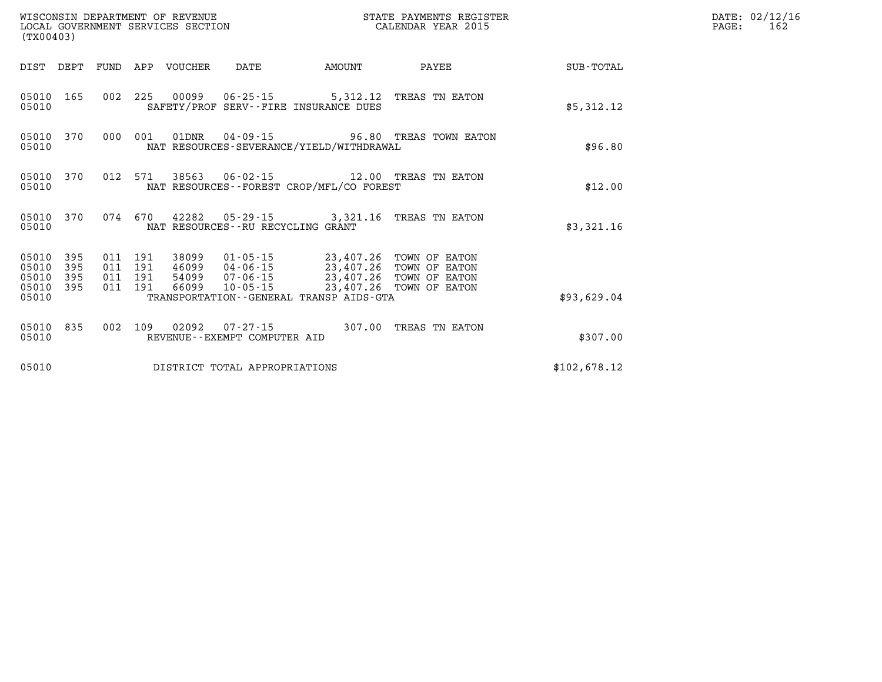WISCONSIN DEPARTMENT OF REVENUE
LOCAL GOVERNMENT SERVICES SECTION
(TX00403)

STATE PAYMENTS REGISTER
CALENDAR YEAR 2015

DATE: 02/12/16
PAGE: 162

| DIST | DEPT | FUND | APP | VOUCHER | DATE | AMOUNT | PAYEE | SUB-TOTAL |
|---|---|---|---|---|---|---|---|---|
| 05010 | 165 | 002 | 225 | 00099 | 06-25-15 | 5,312.12 | TREAS TN EATON | |
| 05010 | | | | SAFETY/PROF SERV--FIRE INSURANCE DUES | | | | $5,312.12 |
| 05010 | 370 | 000 | 001 | 01DNR | 04-09-15 | 96.80 | TREAS TOWN EATON | |
| 05010 | | | | NAT RESOURCES-SEVERANCE/YIELD/WITHDRAWAL | | | | $96.80 |
| 05010 | 370 | 012 | 571 | 38563 | 06-02-15 | 12.00 | TREAS TN EATON | |
| 05010 | | | | NAT RESOURCES--FOREST CROP/MFL/CO FOREST | | | | $12.00 |
| 05010 | 370 | 074 | 670 | 42282 | 05-29-15 | 3,321.16 | TREAS TN EATON | |
| 05010 | | | | NAT RESOURCES--RU RECYCLING GRANT | | | | $3,321.16 |
| 05010 | 395 | 011 | 191 | 38099 | 01-05-15 | 23,407.26 | TOWN OF EATON | |
| 05010 | 395 | 011 | 191 | 46099 | 04-06-15 | 23,407.26 | TOWN OF EATON | |
| 05010 | 395 | 011 | 191 | 54099 | 07-06-15 | 23,407.26 | TOWN OF EATON | |
| 05010 | 395 | 011 | 191 | 66099 | 10-05-15 | 23,407.26 | TOWN OF EATON | |
| 05010 | | | | TRANSPORTATION--GENERAL TRANSP AIDS-GTA | | | | $93,629.04 |
| 05010 | 835 | 002 | 109 | 02092 | 07-27-15 | 307.00 | TREAS TN EATON | |
| 05010 | | | | REVENUE--EXEMPT COMPUTER AID | | | | $307.00 |
| 05010 | | | | DISTRICT TOTAL APPROPRIATIONS | | | | $102,678.12 |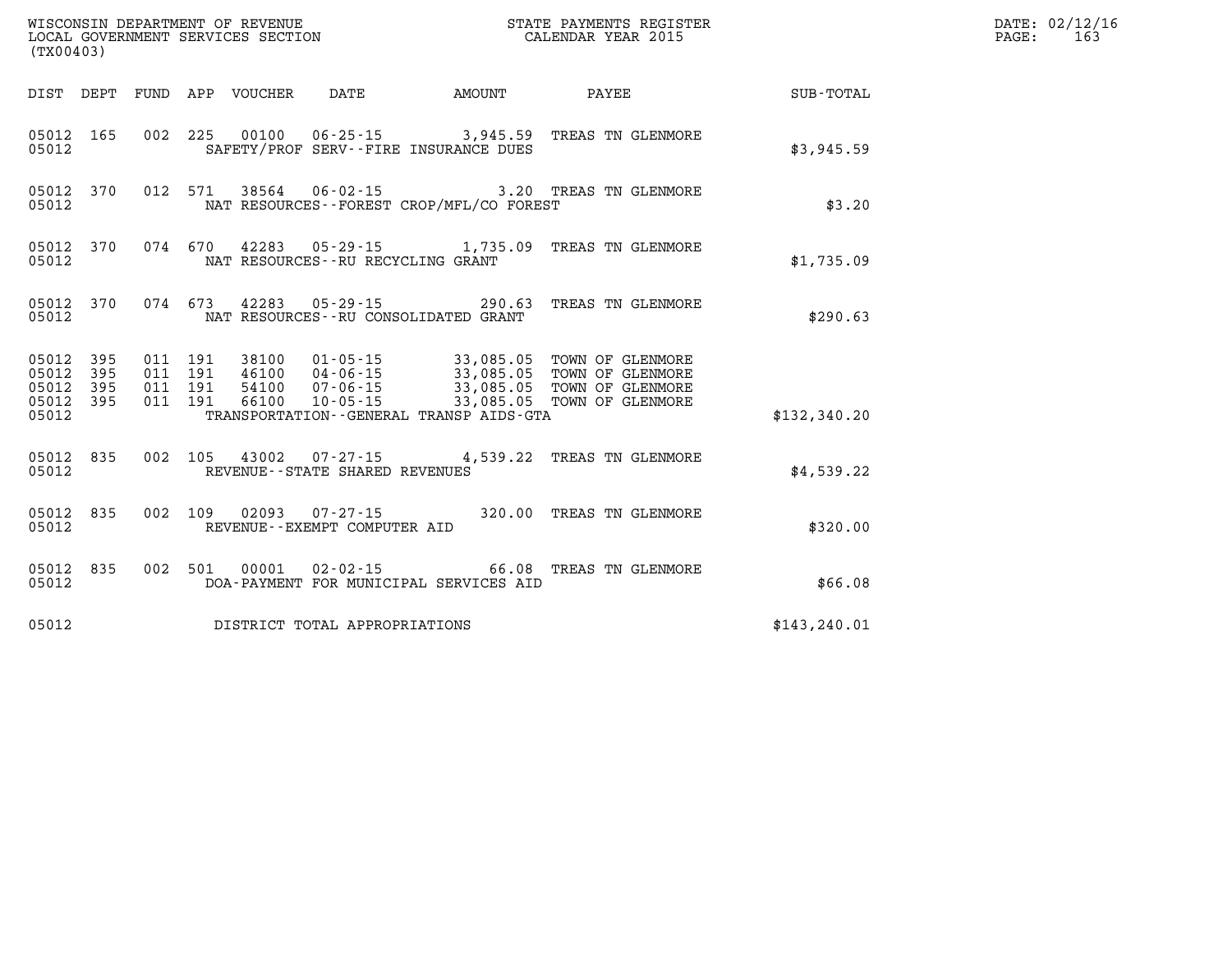WISCONSIN DEPARTMENT OF REVENUE
LOCAL GOVERNMENT SERVICES SECTION
(TX00403)

STATE PAYMENTS REGISTER
CALENDAR YEAR 2015

DATE: 02/12/16

| DIST | DEPT | FUND | APP | VOUCHER | DATE | AMOUNT | PAYEE | SUB-TOTAL |
|---|---|---|---|---|---|---|---|---|
| 05012 | 165 | 002 | 225 | 00100 | 06-25-15 | 3,945.59 | TREAS TN GLENMORE | |
| 05012 | | | | SAFETY/PROF SERV--FIRE INSURANCE DUES | | | | $3,945.59 |
| 05012 | 370 | 012 | 571 | 38564 | 06-02-15 | 3.20 | TREAS TN GLENMORE | |
| 05012 | | | | NAT RESOURCES--FOREST CROP/MFL/CO FOREST | | | | $3.20 |
| 05012 | 370 | 074 | 670 | 42283 | 05-29-15 | 1,735.09 | TREAS TN GLENMORE | |
| 05012 | | | | NAT RESOURCES--RU RECYCLING GRANT | | | | $1,735.09 |
| 05012 | 370 | 074 | 673 | 42283 | 05-29-15 | 290.63 | TREAS TN GLENMORE | |
| 05012 | | | | NAT RESOURCES--RU CONSOLIDATED GRANT | | | | $290.63 |
| 05012 | 395 | 011 | 191 | 38100 | 01-05-15 | 33,085.05 | TOWN OF GLENMORE | |
| 05012 | 395 | 011 | 191 | 46100 | 04-06-15 | 33,085.05 | TOWN OF GLENMORE | |
| 05012 | 395 | 011 | 191 | 54100 | 07-06-15 | 33,085.05 | TOWN OF GLENMORE | |
| 05012 | 395 | 011 | 191 | 66100 | 10-05-15 | 33,085.05 | TOWN OF GLENMORE | |
| 05012 | | | | TRANSPORTATION--GENERAL TRANSP AIDS-GTA | | | | $132,340.20 |
| 05012 | 835 | 002 | 105 | 43002 | 07-27-15 | 4,539.22 | TREAS TN GLENMORE | |
| 05012 | | | | REVENUE--STATE SHARED REVENUES | | | | $4,539.22 |
| 05012 | 835 | 002 | 109 | 02093 | 07-27-15 | 320.00 | TREAS TN GLENMORE | |
| 05012 | | | | REVENUE--EXEMPT COMPUTER AID | | | | $320.00 |
| 05012 | 835 | 002 | 501 | 00001 | 02-02-15 | 66.08 | TREAS TN GLENMORE | |
| 05012 | | | | DOA-PAYMENT FOR MUNICIPAL SERVICES AID | | | | $66.08 |
| 05012 | | | | DISTRICT TOTAL APPROPRIATIONS | | | | $143,240.01 |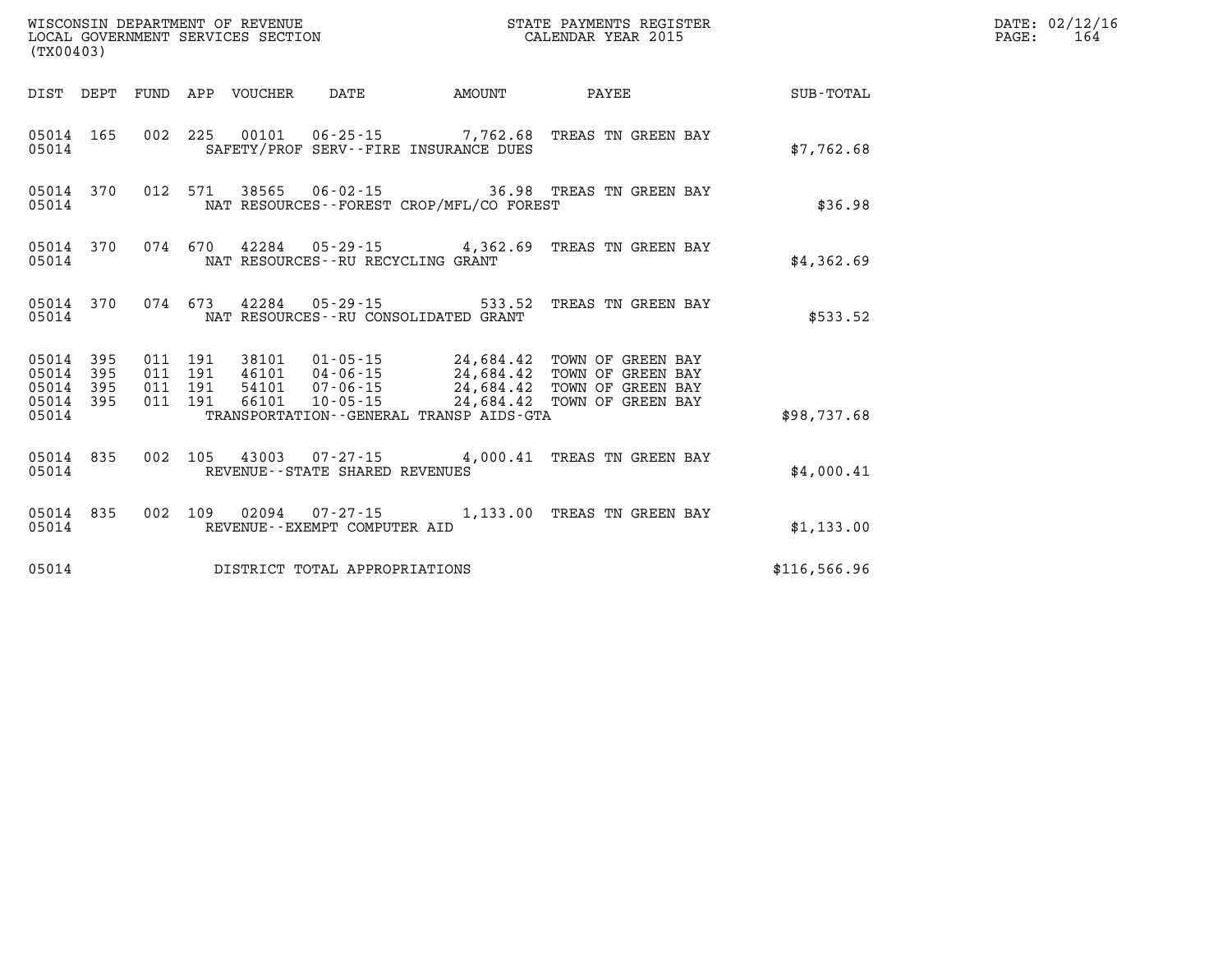WISCONSIN DEPARTMENT OF REVENUE
LOCAL GOVERNMENT SERVICES SECTION
(TX00403)

STATE PAYMENTS REGISTER
CALENDAR YEAR 2015

DATE: 02/12/16
PAGE: 164

| DIST | DEPT | FUND | APP | VOUCHER | DATE | AMOUNT | PAYEE | SUB-TOTAL |
|---|---|---|---|---|---|---|---|---|
| 05014 | 165 | 002 | 225 | 00101 | 06-25-15 | 7,762.68 | TREAS TN GREEN BAY | |
| 05014 | | | | SAFETY/PROF SERV--FIRE INSURANCE DUES | | | | $7,762.68 |
| 05014 | 370 | 012 | 571 | 38565 | 06-02-15 | 36.98 | TREAS TN GREEN BAY | |
| 05014 | | | | NAT RESOURCES--FOREST CROP/MFL/CO FOREST | | | | $36.98 |
| 05014 | 370 | 074 | 670 | 42284 | 05-29-15 | 4,362.69 | TREAS TN GREEN BAY | |
| 05014 | | | | NAT RESOURCES--RU RECYCLING GRANT | | | | $4,362.69 |
| 05014 | 370 | 074 | 673 | 42284 | 05-29-15 | 533.52 | TREAS TN GREEN BAY | |
| 05014 | | | | NAT RESOURCES--RU CONSOLIDATED GRANT | | | | $533.52 |
| 05014 | 395 | 011 | 191 | 38101 | 01-05-15 | 24,684.42 | TOWN OF GREEN BAY | |
| 05014 | 395 | 011 | 191 | 46101 | 04-06-15 | 24,684.42 | TOWN OF GREEN BAY | |
| 05014 | 395 | 011 | 191 | 54101 | 07-06-15 | 24,684.42 | TOWN OF GREEN BAY | |
| 05014 | 395 | 011 | 191 | 66101 | 10-05-15 | 24,684.42 | TOWN OF GREEN BAY | |
| 05014 | | | | TRANSPORTATION--GENERAL TRANSP AIDS-GTA | | | | $98,737.68 |
| 05014 | 835 | 002 | 105 | 43003 | 07-27-15 | 4,000.41 | TREAS TN GREEN BAY | |
| 05014 | | | | REVENUE--STATE SHARED REVENUES | | | | $4,000.41 |
| 05014 | 835 | 002 | 109 | 02094 | 07-27-15 | 1,133.00 | TREAS TN GREEN BAY | |
| 05014 | | | | REVENUE--EXEMPT COMPUTER AID | | | | $1,133.00 |
| 05014 | | | | DISTRICT TOTAL APPROPRIATIONS | | | | $116,566.96 |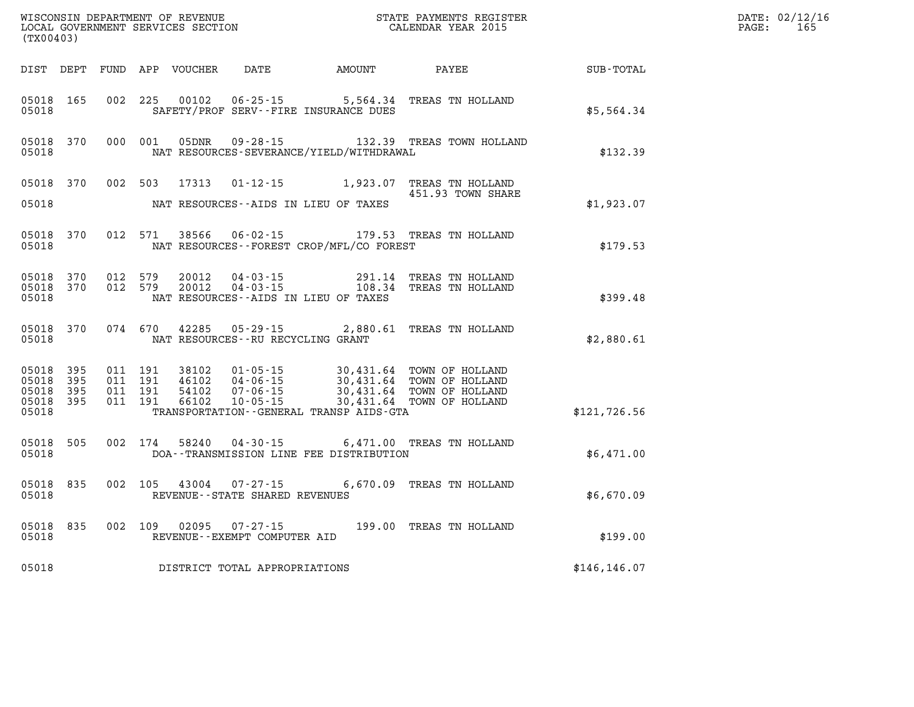WISCONSIN DEPARTMENT OF REVENUE
LOCAL GOVERNMENT SERVICES SECTION
(TX00403)

STATE PAYMENTS REGISTER
CALENDAR YEAR 2015

DATE: 02/12/16
PAGE: 165

| DIST | DEPT | FUND | APP | VOUCHER | DATE | AMOUNT | PAYEE | SUB-TOTAL |
|---|---|---|---|---|---|---|---|---|
| 05018 | 165 | 002 | 225 | 00102 | 06-25-15 | 5,564.34 | TREAS TN HOLLAND | |
| 05018 | | | | SAFETY/PROF SERV--FIRE INSURANCE DUES | | | | $5,564.34 |
| 05018 | 370 | 000 | 001 | 05DNR | 09-28-15 | 132.39 | TREAS TOWN HOLLAND | |
| 05018 | | | | NAT RESOURCES-SEVERANCE/YIELD/WITHDRAWAL | | | | $132.39 |
| 05018 | 370 | 002 | 503 | 17313 | 01-12-15 | 1,923.07 | TREAS TN HOLLAND 451.93 TOWN SHARE | |
| 05018 | | | | NAT RESOURCES--AIDS IN LIEU OF TAXES | | | | $1,923.07 |
| 05018 | 370 | 012 | 571 | 38566 | 06-02-15 | 179.53 | TREAS TN HOLLAND | |
| 05018 | | | | NAT RESOURCES--FOREST CROP/MFL/CO FOREST | | | | $179.53 |
| 05018 | 370 | 012 | 579 | 20012 | 04-03-15 | 291.14 | TREAS TN HOLLAND | |
| 05018 | 370 | 012 | 579 | 20012 | 04-03-15 | 108.34 | TREAS TN HOLLAND | |
| 05018 | | | | NAT RESOURCES--AIDS IN LIEU OF TAXES | | | | $399.48 |
| 05018 | 370 | 074 | 670 | 42285 | 05-29-15 | 2,880.61 | TREAS TN HOLLAND | |
| 05018 | | | | NAT RESOURCES--RU RECYCLING GRANT | | | | $2,880.61 |
| 05018 | 395 | 011 | 191 | 38102 | 01-05-15 | 30,431.64 | TOWN OF HOLLAND | |
| 05018 | 395 | 011 | 191 | 46102 | 04-06-15 | 30,431.64 | TOWN OF HOLLAND | |
| 05018 | 395 | 011 | 191 | 54102 | 07-06-15 | 30,431.64 | TOWN OF HOLLAND | |
| 05018 | 395 | 011 | 191 | 66102 | 10-05-15 | 30,431.64 | TOWN OF HOLLAND | |
| 05018 | | | | TRANSPORTATION--GENERAL TRANSP AIDS-GTA | | | | $121,726.56 |
| 05018 | 505 | 002 | 174 | 58240 | 04-30-15 | 6,471.00 | TREAS TN HOLLAND | |
| 05018 | | | | DOA--TRANSMISSION LINE FEE DISTRIBUTION | | | | $6,471.00 |
| 05018 | 835 | 002 | 105 | 43004 | 07-27-15 | 6,670.09 | TREAS TN HOLLAND | |
| 05018 | | | | REVENUE--STATE SHARED REVENUES | | | | $6,670.09 |
| 05018 | 835 | 002 | 109 | 02095 | 07-27-15 | 199.00 | TREAS TN HOLLAND | |
| 05018 | | | | REVENUE--EXEMPT COMPUTER AID | | | | $199.00 |
| 05018 | | | | DISTRICT TOTAL APPROPRIATIONS | | | | $146,146.07 |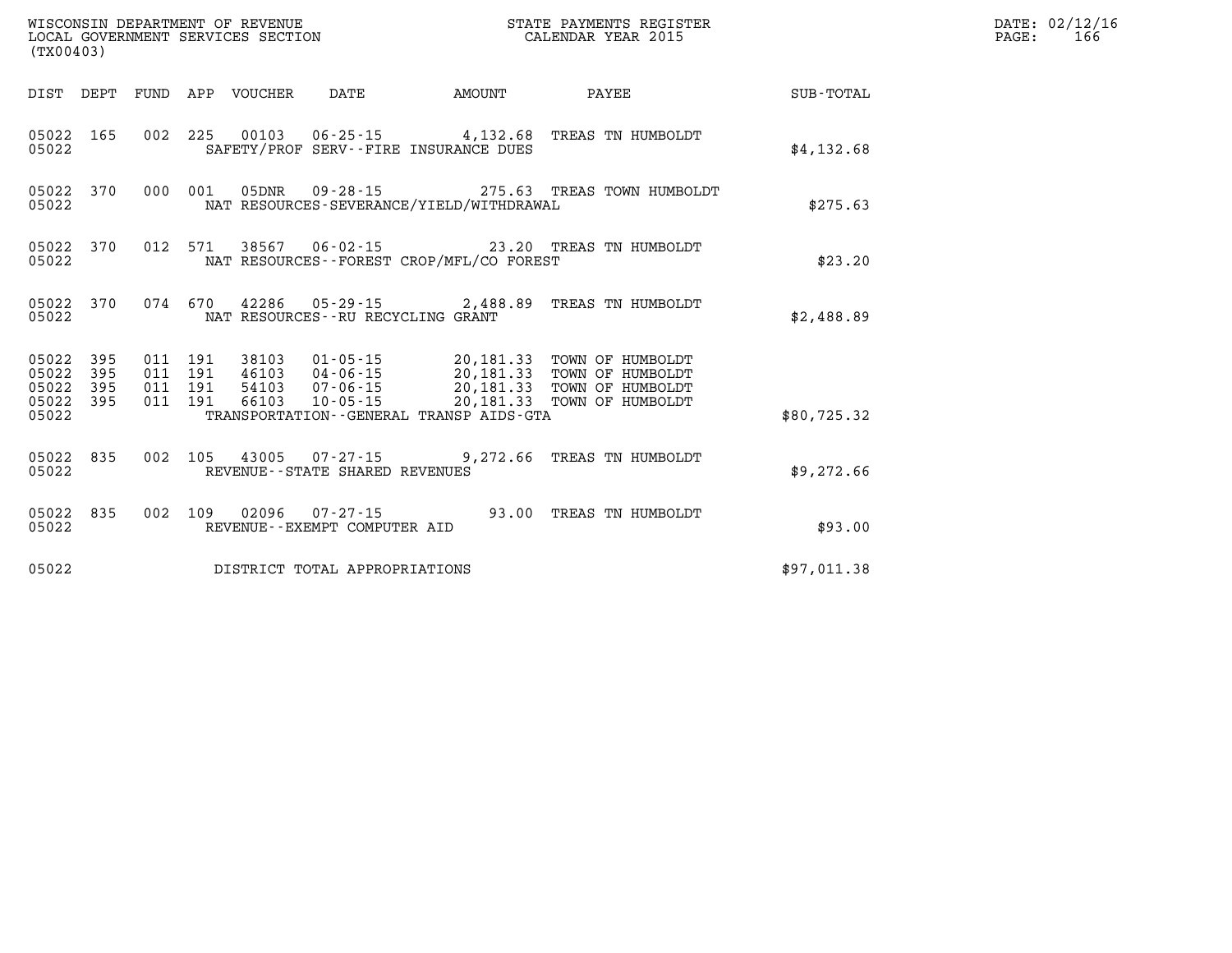WISCONSIN DEPARTMENT OF REVENUE
LOCAL GOVERNMENT SERVICES SECTION
(TX00403)

STATE PAYMENTS REGISTER
CALENDAR YEAR 2015

DATE: 02/12/16
PAGE: 166

| DIST | DEPT | FUND | APP | VOUCHER | DATE | AMOUNT | PAYEE | SUB-TOTAL |
|---|---|---|---|---|---|---|---|---|
| 05022 | 165 | 002 | 225 | 00103 | 06-25-15 | 4,132.68 | TREAS TN HUMBOLDT | |
| 05022 | | | | SAFETY/PROF SERV--FIRE INSURANCE DUES | | | | $4,132.68 |
| 05022 | 370 | 000 | 001 | 05DNR | 09-28-15 | 275.63 | TREAS TOWN HUMBOLDT | |
| 05022 | | | | NAT RESOURCES-SEVERANCE/YIELD/WITHDRAWAL | | | | $275.63 |
| 05022 | 370 | 012 | 571 | 38567 | 06-02-15 | 23.20 | TREAS TN HUMBOLDT | |
| 05022 | | | | NAT RESOURCES--FOREST CROP/MFL/CO FOREST | | | | $23.20 |
| 05022 | 370 | 074 | 670 | 42286 | 05-29-15 | 2,488.89 | TREAS TN HUMBOLDT | |
| 05022 | | | | NAT RESOURCES--RU RECYCLING GRANT | | | | $2,488.89 |
| 05022 | 395 | 011 | 191 | 38103 | 01-05-15 | 20,181.33 | TOWN OF HUMBOLDT | |
| 05022 | 395 | 011 | 191 | 46103 | 04-06-15 | 20,181.33 | TOWN OF HUMBOLDT | |
| 05022 | 395 | 011 | 191 | 54103 | 07-06-15 | 20,181.33 | TOWN OF HUMBOLDT | |
| 05022 | 395 | 011 | 191 | 66103 | 10-05-15 | 20,181.33 | TOWN OF HUMBOLDT | |
| 05022 | | | | TRANSPORTATION--GENERAL TRANSP AIDS-GTA | | | | $80,725.32 |
| 05022 | 835 | 002 | 105 | 43005 | 07-27-15 | 9,272.66 | TREAS TN HUMBOLDT | |
| 05022 | | | | REVENUE--STATE SHARED REVENUES | | | | $9,272.66 |
| 05022 | 835 | 002 | 109 | 02096 | 07-27-15 | 93.00 | TREAS TN HUMBOLDT | |
| 05022 | | | | REVENUE--EXEMPT COMPUTER AID | | | | $93.00 |
| 05022 | | | | DISTRICT TOTAL APPROPRIATIONS | | | | $97,011.38 |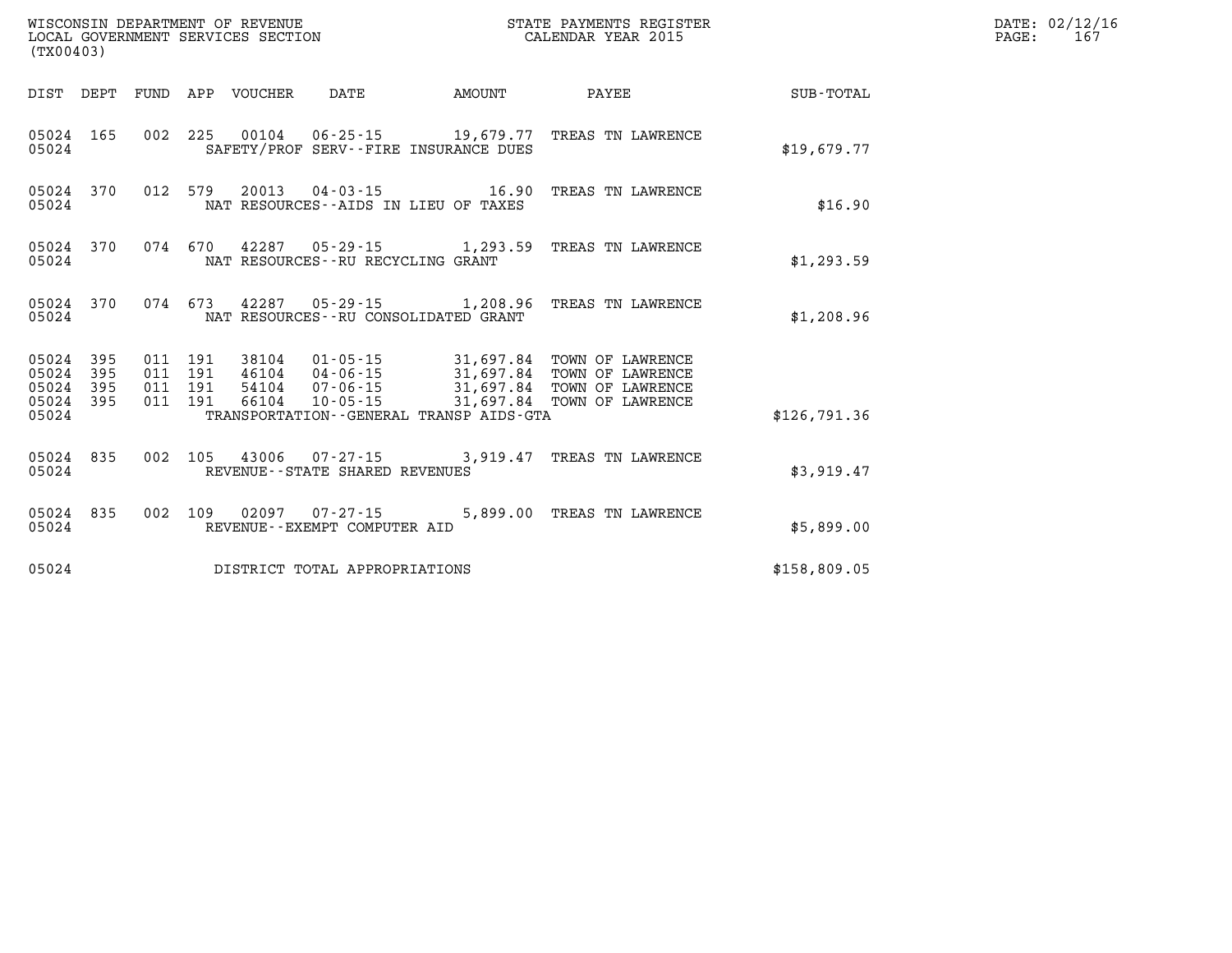WISCONSIN DEPARTMENT OF REVENUE
LOCAL GOVERNMENT SERVICES SECTION
(TX00403)

STATE PAYMENTS REGISTER
CALENDAR YEAR 2015

| DIST | DEPT | FUND | APP | VOUCHER | DATE | AMOUNT | PAYEE | SUB-TOTAL |
|---|---|---|---|---|---|---|---|---|
| 05024 | 165 | 002 | 225 | 00104 | 06-25-15 | 19,679.77 | TREAS TN LAWRENCE | |
| 05024 | | | | SAFETY/PROF SERV--FIRE INSURANCE DUES | | | | $19,679.77 |
| 05024 | 370 | 012 | 579 | 20013 | 04-03-15 | 16.90 | TREAS TN LAWRENCE | |
| 05024 | | | | NAT RESOURCES--AIDS IN LIEU OF TAXES | | | | $16.90 |
| 05024 | 370 | 074 | 670 | 42287 | 05-29-15 | 1,293.59 | TREAS TN LAWRENCE | |
| 05024 | | | | NAT RESOURCES--RU RECYCLING GRANT | | | | $1,293.59 |
| 05024 | 370 | 074 | 673 | 42287 | 05-29-15 | 1,208.96 | TREAS TN LAWRENCE | |
| 05024 | | | | NAT RESOURCES--RU CONSOLIDATED GRANT | | | | $1,208.96 |
| 05024 | 395 | 011 | 191 | 38104 | 01-05-15 | 31,697.84 | TOWN OF LAWRENCE | |
| 05024 | 395 | 011 | 191 | 46104 | 04-06-15 | 31,697.84 | TOWN OF LAWRENCE | |
| 05024 | 395 | 011 | 191 | 54104 | 07-06-15 | 31,697.84 | TOWN OF LAWRENCE | |
| 05024 | 395 | 011 | 191 | 66104 | 10-05-15 | 31,697.84 | TOWN OF LAWRENCE | |
| 05024 | | | | TRANSPORTATION--GENERAL TRANSP AIDS-GTA | | | | $126,791.36 |
| 05024 | 835 | 002 | 105 | 43006 | 07-27-15 | 3,919.47 | TREAS TN LAWRENCE | |
| 05024 | | | | REVENUE--STATE SHARED REVENUES | | | | $3,919.47 |
| 05024 | 835 | 002 | 109 | 02097 | 07-27-15 | 5,899.00 | TREAS TN LAWRENCE | |
| 05024 | | | | REVENUE--EXEMPT COMPUTER AID | | | | $5,899.00 |
| 05024 | | | | DISTRICT TOTAL APPROPRIATIONS | | | | $158,809.05 |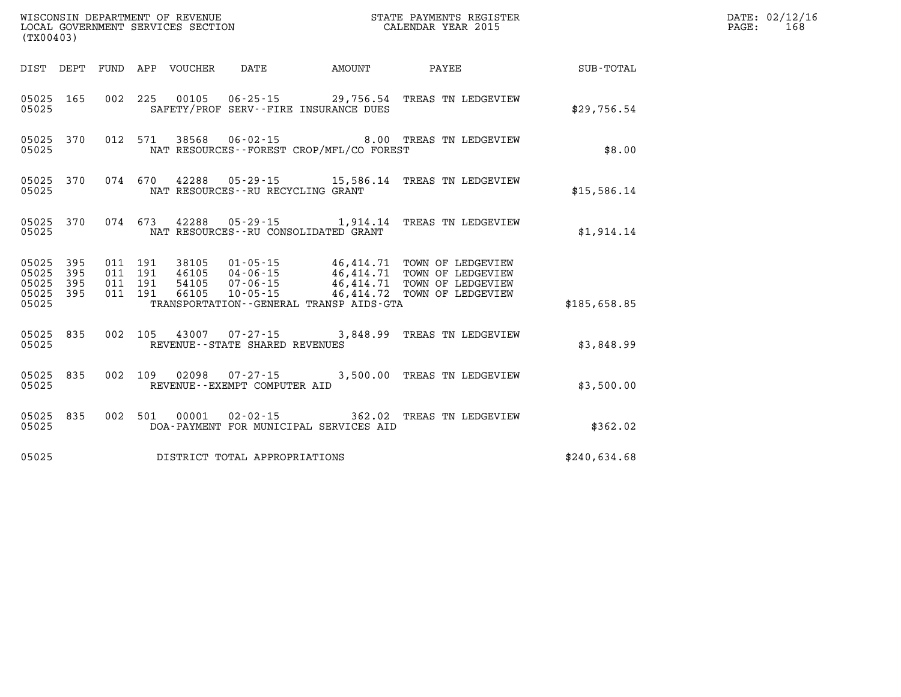WISCONSIN DEPARTMENT OF REVENUE
LOCAL GOVERNMENT SERVICES SECTION
(TX00403)

STATE PAYMENTS REGISTER
CALENDAR YEAR 2015

| DIST | DEPT | FUND | APP | VOUCHER | DATE | AMOUNT | PAYEE | SUB-TOTAL |
|---|---|---|---|---|---|---|---|---|
| 05025 | 165 | 002 | 225 | 00105 | 06-25-15 | 29,756.54 | TREAS TN LEDGEVIEW | |
| 05025 | | | | SAFETY/PROF SERV--FIRE INSURANCE DUES | | | | $29,756.54 |
| 05025 | 370 | 012 | 571 | 38568 | 06-02-15 | 8.00 | TREAS TN LEDGEVIEW | |
| 05025 | | | | NAT RESOURCES--FOREST CROP/MFL/CO FOREST | | | | $8.00 |
| 05025 | 370 | 074 | 670 | 42288 | 05-29-15 | 15,586.14 | TREAS TN LEDGEVIEW | |
| 05025 | | | | NAT RESOURCES--RU RECYCLING GRANT | | | | $15,586.14 |
| 05025 | 370 | 074 | 673 | 42288 | 05-29-15 | 1,914.14 | TREAS TN LEDGEVIEW | |
| 05025 | | | | NAT RESOURCES--RU CONSOLIDATED GRANT | | | | $1,914.14 |
| 05025 | 395 | 011 | 191 | 38105 | 01-05-15 | 46,414.71 | TOWN OF LEDGEVIEW | |
| 05025 | 395 | 011 | 191 | 46105 | 04-06-15 | 46,414.71 | TOWN OF LEDGEVIEW | |
| 05025 | 395 | 011 | 191 | 54105 | 07-06-15 | 46,414.71 | TOWN OF LEDGEVIEW | |
| 05025 | 395 | 011 | 191 | 66105 | 10-05-15 | 46,414.72 | TOWN OF LEDGEVIEW | |
| 05025 | | | | TRANSPORTATION--GENERAL TRANSP AIDS-GTA | | | | $185,658.85 |
| 05025 | 835 | 002 | 105 | 43007 | 07-27-15 | 3,848.99 | TREAS TN LEDGEVIEW | |
| 05025 | | | | REVENUE--STATE SHARED REVENUES | | | | $3,848.99 |
| 05025 | 835 | 002 | 109 | 02098 | 07-27-15 | 3,500.00 | TREAS TN LEDGEVIEW | |
| 05025 | | | | REVENUE--EXEMPT COMPUTER AID | | | | $3,500.00 |
| 05025 | 835 | 002 | 501 | 00001 | 02-02-15 | 362.02 | TREAS TN LEDGEVIEW | |
| 05025 | | | | DOA-PAYMENT FOR MUNICIPAL SERVICES AID | | | | $362.02 |
| 05025 | | | | DISTRICT TOTAL APPROPRIATIONS | | | | $240,634.68 |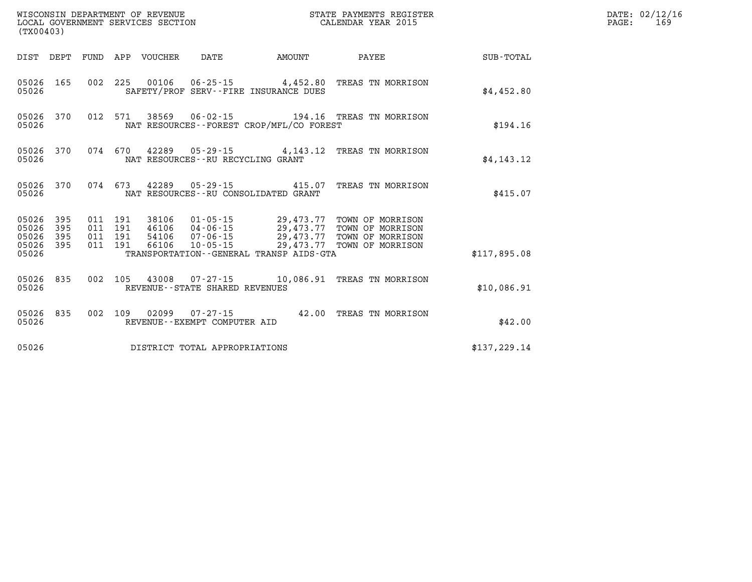WISCONSIN DEPARTMENT OF REVENUE
LOCAL GOVERNMENT SERVICES SECTION
(TX00403)

STATE PAYMENTS REGISTER
CALENDAR YEAR 2015

DATE: 02/12/16
PAGE: 169

| DIST | DEPT | FUND | APP | VOUCHER | DATE | AMOUNT | PAYEE | SUB-TOTAL |
|---|---|---|---|---|---|---|---|---|
| 05026 | 165 | 002 | 225 | 00106 | 06-25-15 | 4,452.80 | TREAS TN MORRISON | |
| 05026 | | | | SAFETY/PROF SERV--FIRE INSURANCE DUES | | | | $4,452.80 |
| 05026 | 370 | 012 | 571 | 38569 | 06-02-15 | 194.16 | TREAS TN MORRISON | |
| 05026 | | | | NAT RESOURCES--FOREST CROP/MFL/CO FOREST | | | | $194.16 |
| 05026 | 370 | 074 | 670 | 42289 | 05-29-15 | 4,143.12 | TREAS TN MORRISON | |
| 05026 | | | | NAT RESOURCES--RU RECYCLING GRANT | | | | $4,143.12 |
| 05026 | 370 | 074 | 673 | 42289 | 05-29-15 | 415.07 | TREAS TN MORRISON | |
| 05026 | | | | NAT RESOURCES--RU CONSOLIDATED GRANT | | | | $415.07 |
| 05026 | 395 | 011 | 191 | 38106 | 01-05-15 | 29,473.77 | TOWN OF MORRISON | |
| 05026 | 395 | 011 | 191 | 46106 | 04-06-15 | 29,473.77 | TOWN OF MORRISON | |
| 05026 | 395 | 011 | 191 | 54106 | 07-06-15 | 29,473.77 | TOWN OF MORRISON | |
| 05026 | 395 | 011 | 191 | 66106 | 10-05-15 | 29,473.77 | TOWN OF MORRISON | |
| 05026 | | | | TRANSPORTATION--GENERAL TRANSP AIDS-GTA | | | | $117,895.08 |
| 05026 | 835 | 002 | 105 | 43008 | 07-27-15 | 10,086.91 | TREAS TN MORRISON | |
| 05026 | | | | REVENUE--STATE SHARED REVENUES | | | | $10,086.91 |
| 05026 | 835 | 002 | 109 | 02099 | 07-27-15 | 42.00 | TREAS TN MORRISON | |
| 05026 | | | | REVENUE--EXEMPT COMPUTER AID | | | | $42.00 |
| 05026 | | | | DISTRICT TOTAL APPROPRIATIONS | | | | $137,229.14 |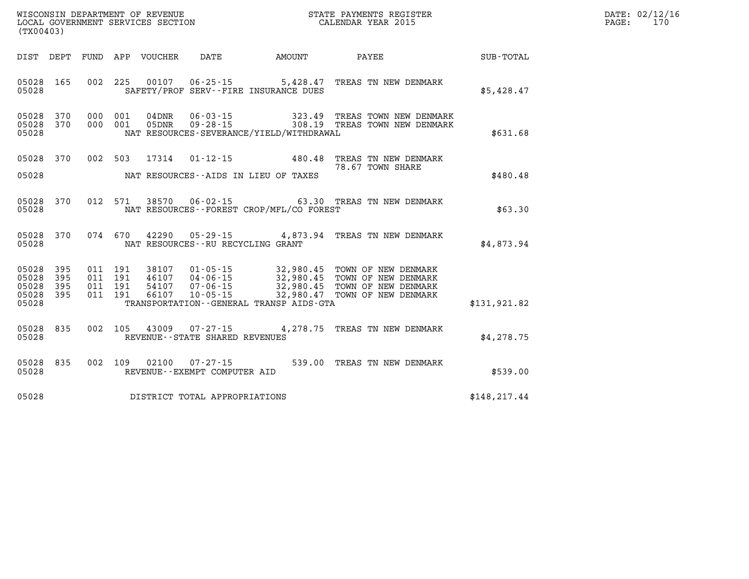WISCONSIN DEPARTMENT OF REVENUE
LOCAL GOVERNMENT SERVICES SECTION
(TX00403)

STATE PAYMENTS REGISTER
CALENDAR YEAR 2015

DATE: 02/12/16
PAGE: 170

| DIST | DEPT | FUND | APP | VOUCHER | DATE | AMOUNT | PAYEE | SUB-TOTAL |
|---|---|---|---|---|---|---|---|---|
| 05028 | 165 | 002 | 225 | 00107 | 06-25-15 | 5,428.47 | TREAS TN NEW DENMARK | |
| 05028 | | | | | SAFETY/PROF SERV--FIRE INSURANCE DUES | | | $5,428.47 |
| 05028 | 370 | 000 | 001 | 04DNR | 06-03-15 | 323.49 | TREAS TOWN NEW DENMARK | |
| 05028 | 370 | 000 | 001 | 05DNR | 09-28-15 | 308.19 | TREAS TOWN NEW DENMARK | |
| 05028 | | | | | NAT RESOURCES-SEVERANCE/YIELD/WITHDRAWAL | | | $631.68 |
| 05028 | 370 | 002 | 503 | 17314 | 01-12-15 | 480.48 | TREAS TN NEW DENMARK | |
| | | | | | | | 78.67 TOWN SHARE | |
| 05028 | | | | | NAT RESOURCES--AIDS IN LIEU OF TAXES | | | $480.48 |
| 05028 | 370 | 012 | 571 | 38570 | 06-02-15 | 63.30 | TREAS TN NEW DENMARK | |
| 05028 | | | | | NAT RESOURCES--FOREST CROP/MFL/CO FOREST | | | $63.30 |
| 05028 | 370 | 074 | 670 | 42290 | 05-29-15 | 4,873.94 | TREAS TN NEW DENMARK | |
| 05028 | | | | | NAT RESOURCES--RU RECYCLING GRANT | | | $4,873.94 |
| 05028 | 395 | 011 | 191 | 38107 | 01-05-15 | 32,980.45 | TOWN OF NEW DENMARK | |
| 05028 | 395 | 011 | 191 | 46107 | 04-06-15 | 32,980.45 | TOWN OF NEW DENMARK | |
| 05028 | 395 | 011 | 191 | 54107 | 07-06-15 | 32,980.45 | TOWN OF NEW DENMARK | |
| 05028 | 395 | 011 | 191 | 66107 | 10-05-15 | 32,980.47 | TOWN OF NEW DENMARK | |
| 05028 | | | | | TRANSPORTATION--GENERAL TRANSP AIDS-GTA | | | $131,921.82 |
| 05028 | 835 | 002 | 105 | 43009 | 07-27-15 | 4,278.75 | TREAS TN NEW DENMARK | |
| 05028 | | | | | REVENUE--STATE SHARED REVENUES | | | $4,278.75 |
| 05028 | 835 | 002 | 109 | 02100 | 07-27-15 | 539.00 | TREAS TN NEW DENMARK | |
| 05028 | | | | | REVENUE--EXEMPT COMPUTER AID | | | $539.00 |
| 05028 | | | | | DISTRICT TOTAL APPROPRIATIONS | | | $148,217.44 |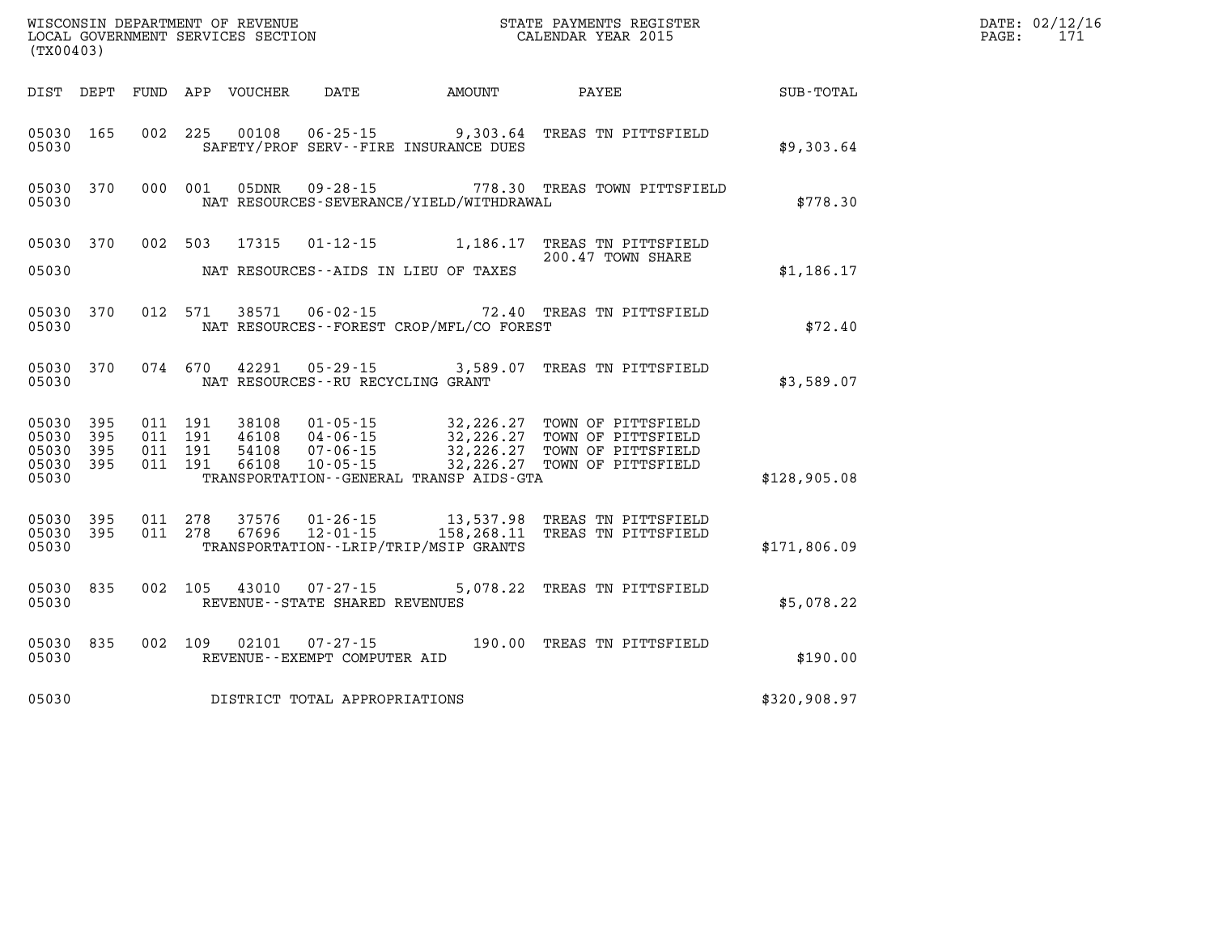WISCONSIN DEPARTMENT OF REVENUE
LOCAL GOVERNMENT SERVICES SECTION
(TX00403)

STATE PAYMENTS REGISTER
CALENDAR YEAR 2015

DATE: 02/12/16
PAGE: 171

| DIST | DEPT | FUND | APP | VOUCHER | DATE | AMOUNT | PAYEE | SUB-TOTAL |
|---|---|---|---|---|---|---|---|---|
| 05030 | 165 | 002 | 225 | 00108 | 06-25-15 | 9,303.64 | TREAS TN PITTSFIELD | |
| 05030 | | | | SAFETY/PROF SERV--FIRE INSURANCE DUES | | | | $9,303.64 |
| 05030 | 370 | 000 | 001 | 05DNR | 09-28-15 | 778.30 | TREAS TOWN PITTSFIELD | |
| 05030 | | | | NAT RESOURCES-SEVERANCE/YIELD/WITHDRAWAL | | | | $778.30 |
| 05030 | 370 | 002 | 503 | 17315 | 01-12-15 | 1,186.17 | TREAS TN PITTSFIELD | |
| | | | | | | | 200.47 TOWN SHARE | |
| 05030 | | | | NAT RESOURCES--AIDS IN LIEU OF TAXES | | | | $1,186.17 |
| 05030 | 370 | 012 | 571 | 38571 | 06-02-15 | 72.40 | TREAS TN PITTSFIELD | |
| 05030 | | | | NAT RESOURCES--FOREST CROP/MFL/CO FOREST | | | | $72.40 |
| 05030 | 370 | 074 | 670 | 42291 | 05-29-15 | 3,589.07 | TREAS TN PITTSFIELD | |
| 05030 | | | | NAT RESOURCES--RU RECYCLING GRANT | | | | $3,589.07 |
| 05030 | 395 | 011 | 191 | 38108 | 01-05-15 | 32,226.27 | TOWN OF PITTSFIELD | |
| 05030 | 395 | 011 | 191 | 46108 | 04-06-15 | 32,226.27 | TOWN OF PITTSFIELD | |
| 05030 | 395 | 011 | 191 | 54108 | 07-06-15 | 32,226.27 | TOWN OF PITTSFIELD | |
| 05030 | 395 | 011 | 191 | 66108 | 10-05-15 | 32,226.27 | TOWN OF PITTSFIELD | |
| 05030 | | | | TRANSPORTATION--GENERAL TRANSP AIDS-GTA | | | | $128,905.08 |
| 05030 | 395 | 011 | 278 | 37576 | 01-26-15 | 13,537.98 | TREAS TN PITTSFIELD | |
| 05030 | 395 | 011 | 278 | 67696 | 12-01-15 | 158,268.11 | TREAS TN PITTSFIELD | |
| 05030 | | | | TRANSPORTATION--LRIP/TRIP/MSIP GRANTS | | | | $171,806.09 |
| 05030 | 835 | 002 | 105 | 43010 | 07-27-15 | 5,078.22 | TREAS TN PITTSFIELD | |
| 05030 | | | | REVENUE--STATE SHARED REVENUES | | | | $5,078.22 |
| 05030 | 835 | 002 | 109 | 02101 | 07-27-15 | 190.00 | TREAS TN PITTSFIELD | |
| 05030 | | | | REVENUE--EXEMPT COMPUTER AID | | | | $190.00 |
| 05030 | | | | DISTRICT TOTAL APPROPRIATIONS | | | | $320,908.97 |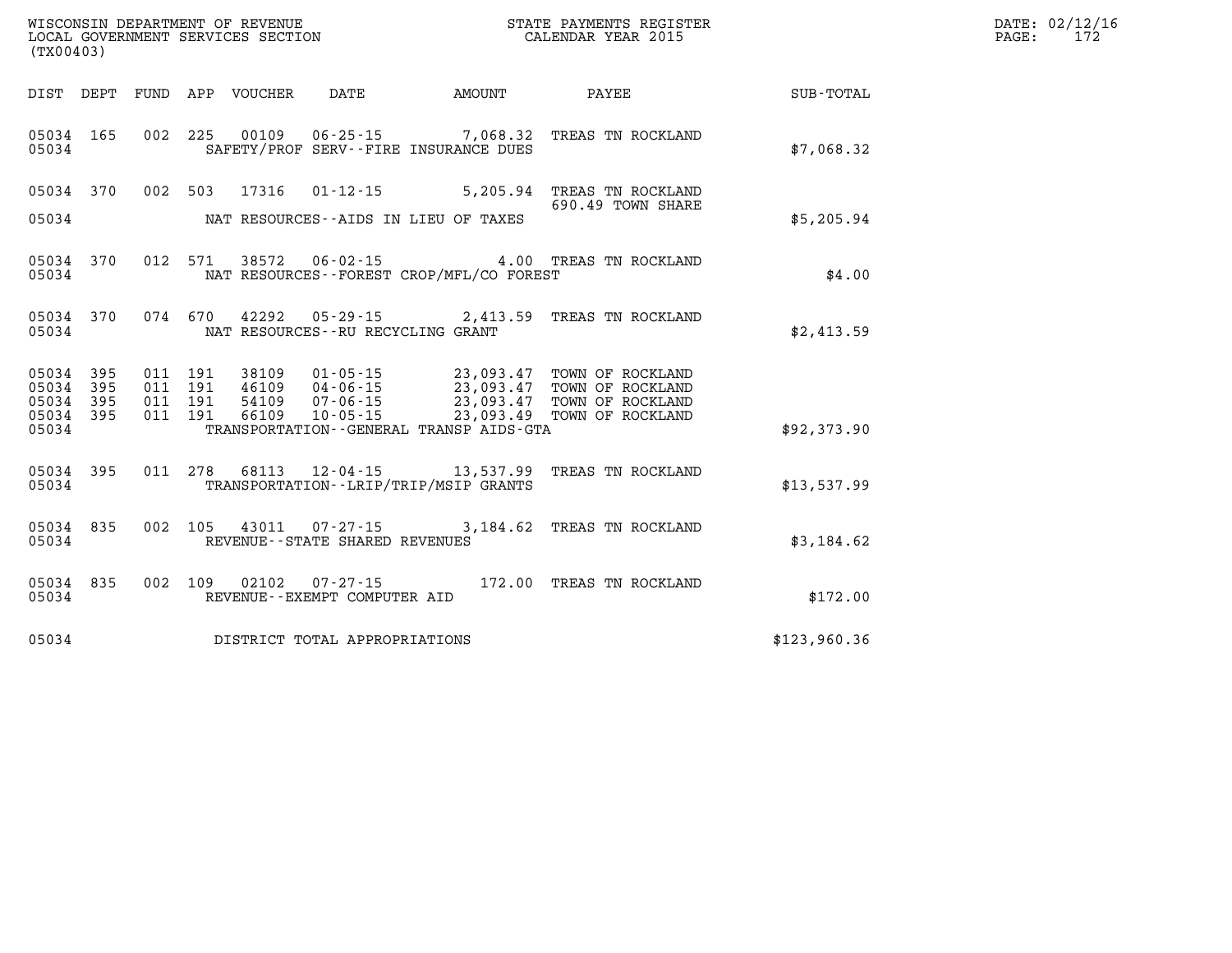WISCONSIN DEPARTMENT OF REVENUE
LOCAL GOVERNMENT SERVICES SECTION
(TX00403)

STATE PAYMENTS REGISTER
CALENDAR YEAR 2015

DATE: 02/12/16
PAGE: 172

| DIST | DEPT | FUND | APP | VOUCHER | DATE | AMOUNT | PAYEE | SUB-TOTAL |
|---|---|---|---|---|---|---|---|---|
| 05034 | 165 | 002 | 225 | 00109 | 06-25-15 | 7,068.32 | TREAS TN ROCKLAND | |
| 05034 | | | | SAFETY/PROF SERV--FIRE INSURANCE DUES | | | | $7,068.32 |
| 05034 | 370 | 002 | 503 | 17316 | 01-12-15 | 5,205.94 | TREAS TN ROCKLAND 690.49 TOWN SHARE | |
| 05034 | | | | NAT RESOURCES--AIDS IN LIEU OF TAXES | | | | $5,205.94 |
| 05034 | 370 | 012 | 571 | 38572 | 06-02-15 | 4.00 | TREAS TN ROCKLAND | |
| 05034 | | | | NAT RESOURCES--FOREST CROP/MFL/CO FOREST | | | | $4.00 |
| 05034 | 370 | 074 | 670 | 42292 | 05-29-15 | 2,413.59 | TREAS TN ROCKLAND | |
| 05034 | | | | NAT RESOURCES--RU RECYCLING GRANT | | | | $2,413.59 |
| 05034 | 395 | 011 | 191 | 38109 | 01-05-15 | 23,093.47 | TOWN OF ROCKLAND | |
| 05034 | 395 | 011 | 191 | 46109 | 04-06-15 | 23,093.47 | TOWN OF ROCKLAND | |
| 05034 | 395 | 011 | 191 | 54109 | 07-06-15 | 23,093.47 | TOWN OF ROCKLAND | |
| 05034 | 395 | 011 | 191 | 66109 | 10-05-15 | 23,093.49 | TOWN OF ROCKLAND | |
| 05034 | | | | TRANSPORTATION--GENERAL TRANSP AIDS-GTA | | | | $92,373.90 |
| 05034 | 395 | 011 | 278 | 68113 | 12-04-15 | 13,537.99 | TREAS TN ROCKLAND | |
| 05034 | | | | TRANSPORTATION--LRIP/TRIP/MSIP GRANTS | | | | $13,537.99 |
| 05034 | 835 | 002 | 105 | 43011 | 07-27-15 | 3,184.62 | TREAS TN ROCKLAND | |
| 05034 | | | | REVENUE--STATE SHARED REVENUES | | | | $3,184.62 |
| 05034 | 835 | 002 | 109 | 02102 | 07-27-15 | 172.00 | TREAS TN ROCKLAND | |
| 05034 | | | | REVENUE--EXEMPT COMPUTER AID | | | | $172.00 |
| 05034 | | | | DISTRICT TOTAL APPROPRIATIONS | | | | $123,960.36 |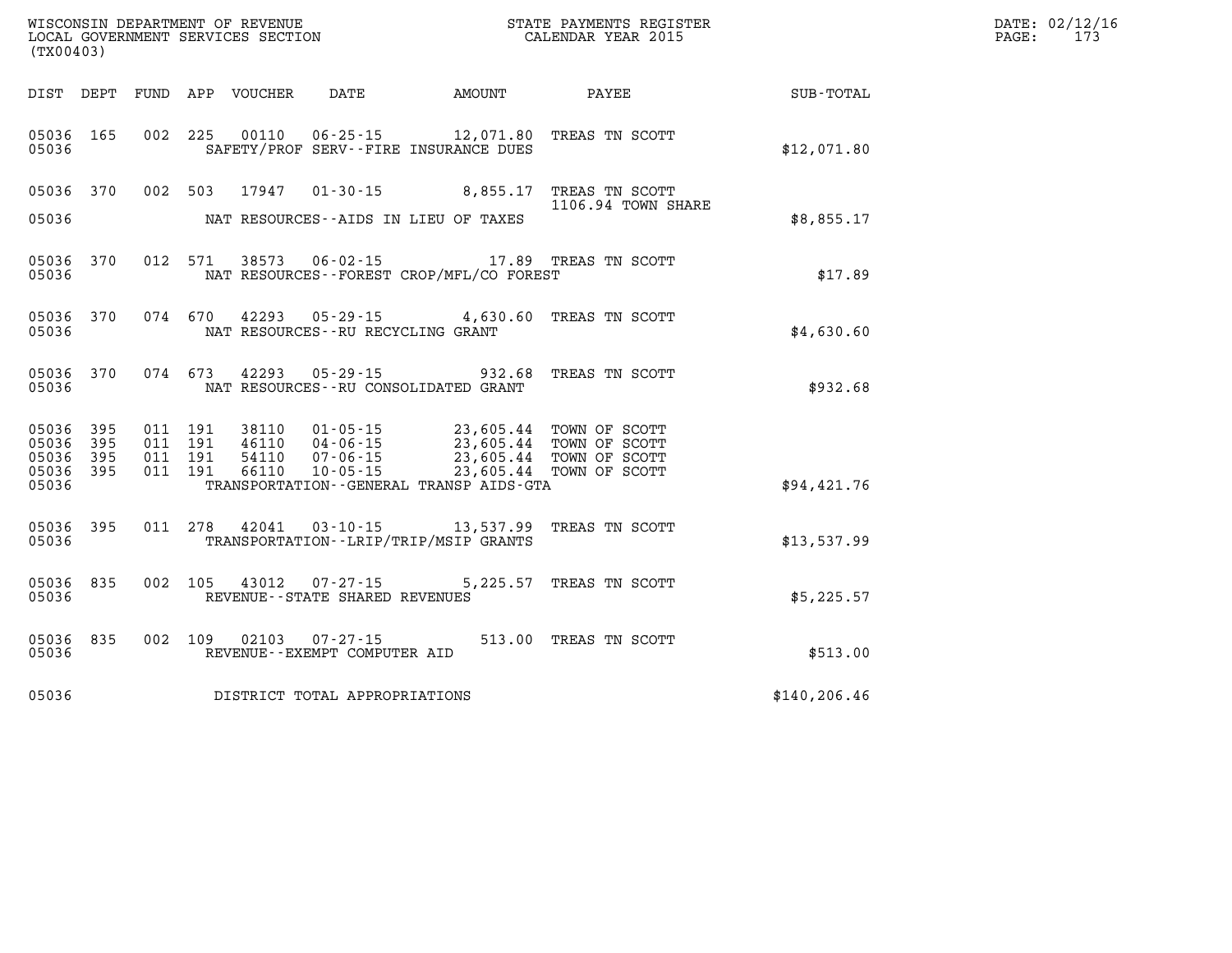WISCONSIN DEPARTMENT OF REVENUE
LOCAL GOVERNMENT SERVICES SECTION
(TX00403)

STATE PAYMENTS REGISTER
CALENDAR YEAR 2015

DATE: 02/12/16
PAGE: 173

| DIST | DEPT | FUND | APP | VOUCHER | DATE | AMOUNT | PAYEE | SUB-TOTAL |
|---|---|---|---|---|---|---|---|---|
| 05036 | 165 | 002 | 225 | 00110 | 06-25-15 | 12,071.80 | TREAS TN SCOTT | |
| 05036 | | | | SAFETY/PROF SERV--FIRE INSURANCE DUES | | | | $12,071.80 |
| 05036 | 370 | 002 | 503 | 17947 | 01-30-15 | 8,855.17 | TREAS TN SCOTT 1106.94 TOWN SHARE | |
| 05036 | | | | NAT RESOURCES--AIDS IN LIEU OF TAXES | | | | $8,855.17 |
| 05036 | 370 | 012 | 571 | 38573 | 06-02-15 | 17.89 | TREAS TN SCOTT | |
| 05036 | | | | NAT RESOURCES--FOREST CROP/MFL/CO FOREST | | | | $17.89 |
| 05036 | 370 | 074 | 670 | 42293 | 05-29-15 | 4,630.60 | TREAS TN SCOTT | |
| 05036 | | | | NAT RESOURCES--RU RECYCLING GRANT | | | | $4,630.60 |
| 05036 | 370 | 074 | 673 | 42293 | 05-29-15 | 932.68 | TREAS TN SCOTT | |
| 05036 | | | | NAT RESOURCES--RU CONSOLIDATED GRANT | | | | $932.68 |
| 05036 | 395 | 011 | 191 | 38110 | 01-05-15 | 23,605.44 | TOWN OF SCOTT | |
| 05036 | 395 | 011 | 191 | 46110 | 04-06-15 | 23,605.44 | TOWN OF SCOTT | |
| 05036 | 395 | 011 | 191 | 54110 | 07-06-15 | 23,605.44 | TOWN OF SCOTT | |
| 05036 | 395 | 011 | 191 | 66110 | 10-05-15 | 23,605.44 | TOWN OF SCOTT | |
| 05036 | | | | TRANSPORTATION--GENERAL TRANSP AIDS-GTA | | | | $94,421.76 |
| 05036 | 395 | 011 | 278 | 42041 | 03-10-15 | 13,537.99 | TREAS TN SCOTT | |
| 05036 | | | | TRANSPORTATION--LRIP/TRIP/MSIP GRANTS | | | | $13,537.99 |
| 05036 | 835 | 002 | 105 | 43012 | 07-27-15 | 5,225.57 | TREAS TN SCOTT | |
| 05036 | | | | REVENUE--STATE SHARED REVENUES | | | | $5,225.57 |
| 05036 | 835 | 002 | 109 | 02103 | 07-27-15 | 513.00 | TREAS TN SCOTT | |
| 05036 | | | | REVENUE--EXEMPT COMPUTER AID | | | | $513.00 |
| 05036 | | | | DISTRICT TOTAL APPROPRIATIONS | | | | $140,206.46 |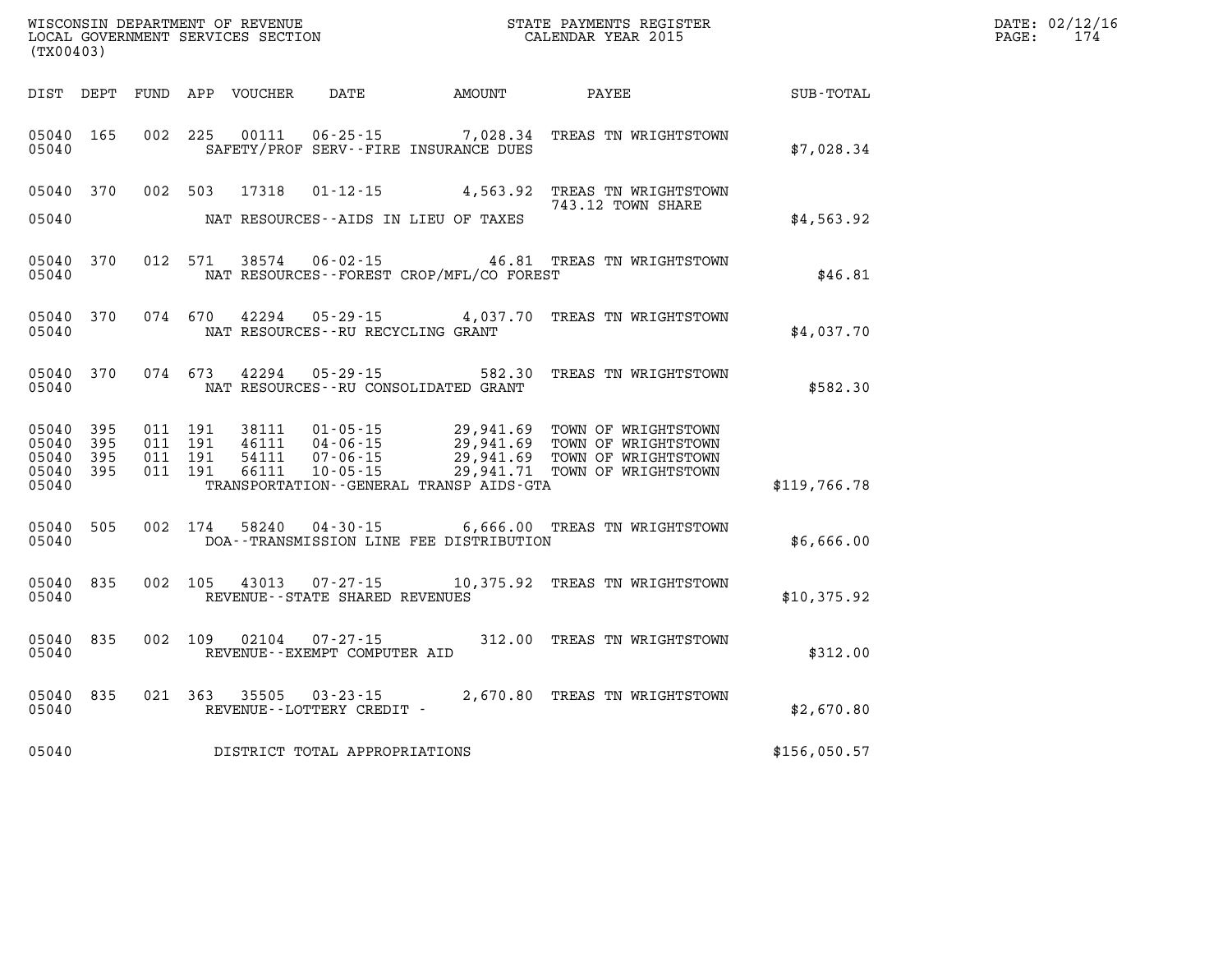WISCONSIN DEPARTMENT OF REVENUE
LOCAL GOVERNMENT SERVICES SECTION
(TX00403)

STATE PAYMENTS REGISTER
CALENDAR YEAR 2015

DATE: 02/12/16
PAGE: 174

| DIST | DEPT | FUND | APP | VOUCHER | DATE | AMOUNT | PAYEE | SUB-TOTAL |
|---|---|---|---|---|---|---|---|---|
| 05040 | 165 | 002 | 225 | 00111 | 06-25-15 | 7,028.34 | TREAS TN WRIGHTSTOWN | |
| 05040 | | | | SAFETY/PROF SERV--FIRE INSURANCE DUES | | | | $7,028.34 |
| 05040 | 370 | 002 | 503 | 17318 | 01-12-15 | 4,563.92 | TREAS TN WRIGHTSTOWN 743.12 TOWN SHARE | |
| 05040 | | | | NAT RESOURCES--AIDS IN LIEU OF TAXES | | | | $4,563.92 |
| 05040 | 370 | 012 | 571 | 38574 | 06-02-15 | 46.81 | TREAS TN WRIGHTSTOWN | |
| 05040 | | | | NAT RESOURCES--FOREST CROP/MFL/CO FOREST | | | | $46.81 |
| 05040 | 370 | 074 | 670 | 42294 | 05-29-15 | 4,037.70 | TREAS TN WRIGHTSTOWN | |
| 05040 | | | | NAT RESOURCES--RU RECYCLING GRANT | | | | $4,037.70 |
| 05040 | 370 | 074 | 673 | 42294 | 05-29-15 | 582.30 | TREAS TN WRIGHTSTOWN | |
| 05040 | | | | NAT RESOURCES--RU CONSOLIDATED GRANT | | | | $582.30 |
| 05040 | 395 | 011 | 191 | 38111 | 01-05-15 | 29,941.69 | TOWN OF WRIGHTSTOWN | |
| 05040 | 395 | 011 | 191 | 46111 | 04-06-15 | 29,941.69 | TOWN OF WRIGHTSTOWN | |
| 05040 | 395 | 011 | 191 | 54111 | 07-06-15 | 29,941.69 | TOWN OF WRIGHTSTOWN | |
| 05040 | 395 | 011 | 191 | 66111 | 10-05-15 | 29,941.71 | TOWN OF WRIGHTSTOWN | |
| 05040 | | | | TRANSPORTATION--GENERAL TRANSP AIDS-GTA | | | | $119,766.78 |
| 05040 | 505 | 002 | 174 | 58240 | 04-30-15 | 6,666.00 | TREAS TN WRIGHTSTOWN | |
| 05040 | | | | DOA--TRANSMISSION LINE FEE DISTRIBUTION | | | | $6,666.00 |
| 05040 | 835 | 002 | 105 | 43013 | 07-27-15 | 10,375.92 | TREAS TN WRIGHTSTOWN | |
| 05040 | | | | REVENUE--STATE SHARED REVENUES | | | | $10,375.92 |
| 05040 | 835 | 002 | 109 | 02104 | 07-27-15 | 312.00 | TREAS TN WRIGHTSTOWN | |
| 05040 | | | | REVENUE--EXEMPT COMPUTER AID | | | | $312.00 |
| 05040 | 835 | 021 | 363 | 35505 | 03-23-15 | 2,670.80 | TREAS TN WRIGHTSTOWN | |
| 05040 | | | | REVENUE--LOTTERY CREDIT - | | | | $2,670.80 |
| 05040 | | | | DISTRICT TOTAL APPROPRIATIONS | | | | $156,050.57 |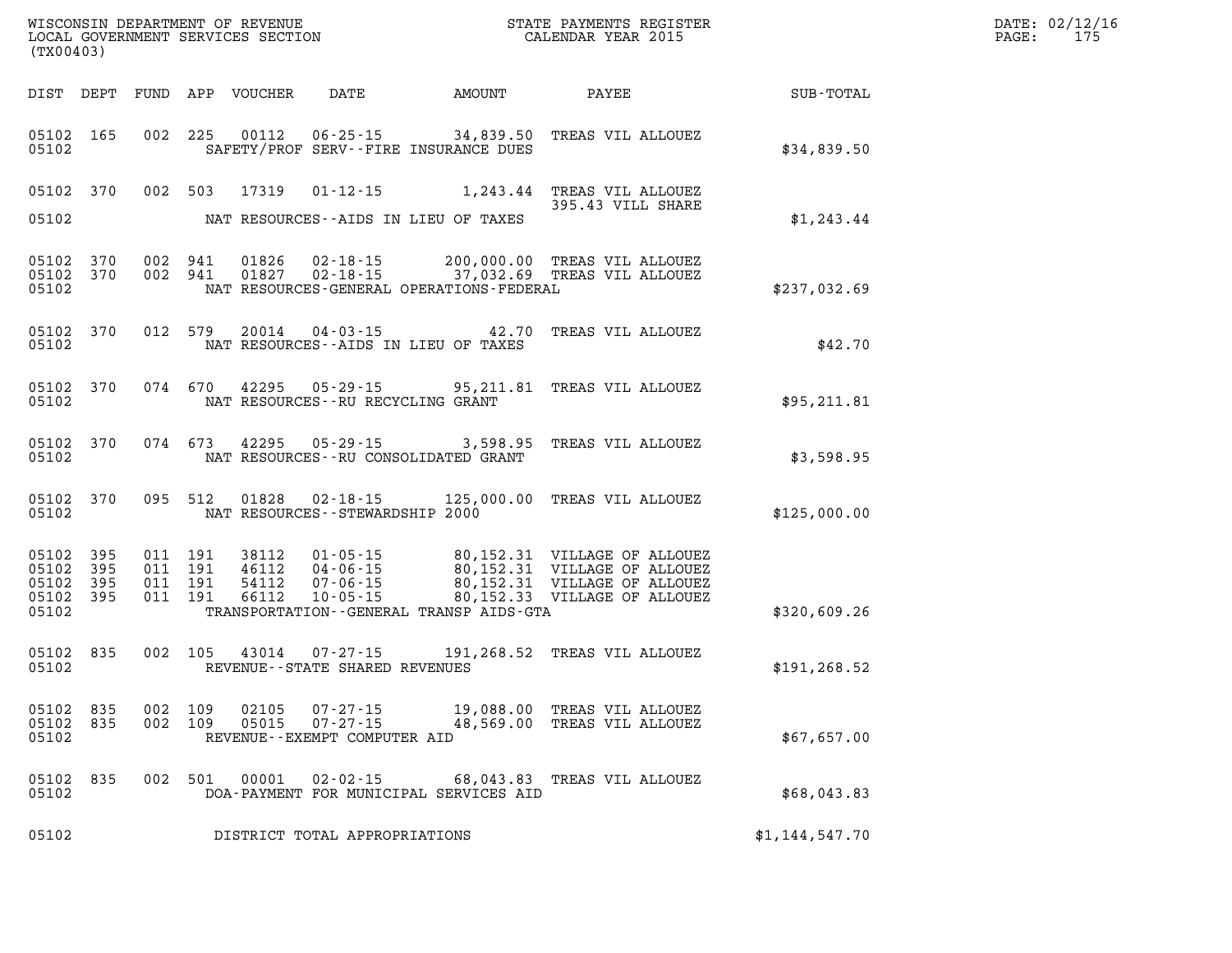WISCONSIN DEPARTMENT OF REVENUE
LOCAL GOVERNMENT SERVICES SECTION
(TX00403)

STATE PAYMENTS REGISTER
CALENDAR YEAR 2015

DATE: 02/12/16
PAGE: 175

| DIST | DEPT | FUND | APP | VOUCHER | DATE | AMOUNT | PAYEE | SUB-TOTAL |
|---|---|---|---|---|---|---|---|---|
| 05102 | 165 | 002 | 225 | 00112 | 06-25-15 | 34,839.50 | TREAS VIL ALLOUEZ | |
| 05102 | | | | SAFETY/PROF SERV--FIRE INSURANCE DUES | | | | $34,839.50 |
| 05102 | 370 | 002 | 503 | 17319 | 01-12-15 | 1,243.44 | TREAS VIL ALLOUEZ 395.43 VILL SHARE | |
| 05102 | | | | NAT RESOURCES--AIDS IN LIEU OF TAXES | | | | $1,243.44 |
| 05102 | 370 | 002 | 941 | 01826 | 02-18-15 | 200,000.00 | TREAS VIL ALLOUEZ | |
| 05102 | 370 | 002 | 941 | 01827 | 02-18-15 | 37,032.69 | TREAS VIL ALLOUEZ | |
| 05102 | | | | NAT RESOURCES-GENERAL OPERATIONS-FEDERAL | | | | $237,032.69 |
| 05102 | 370 | 012 | 579 | 20014 | 04-03-15 | 42.70 | TREAS VIL ALLOUEZ | |
| 05102 | | | | NAT RESOURCES--AIDS IN LIEU OF TAXES | | | | $42.70 |
| 05102 | 370 | 074 | 670 | 42295 | 05-29-15 | 95,211.81 | TREAS VIL ALLOUEZ | |
| 05102 | | | | NAT RESOURCES--RU RECYCLING GRANT | | | | $95,211.81 |
| 05102 | 370 | 074 | 673 | 42295 | 05-29-15 | 3,598.95 | TREAS VIL ALLOUEZ | |
| 05102 | | | | NAT RESOURCES--RU CONSOLIDATED GRANT | | | | $3,598.95 |
| 05102 | 370 | 095 | 512 | 01828 | 02-18-15 | 125,000.00 | TREAS VIL ALLOUEZ | |
| 05102 | | | | NAT RESOURCES--STEWARDSHIP 2000 | | | | $125,000.00 |
| 05102 | 395 | 011 | 191 | 38112 | 01-05-15 | 80,152.31 | VILLAGE OF ALLOUEZ | |
| 05102 | 395 | 011 | 191 | 46112 | 04-06-15 | 80,152.31 | VILLAGE OF ALLOUEZ | |
| 05102 | 395 | 011 | 191 | 54112 | 07-06-15 | 80,152.31 | VILLAGE OF ALLOUEZ | |
| 05102 | 395 | 011 | 191 | 66112 | 10-05-15 | 80,152.33 | VILLAGE OF ALLOUEZ | |
| 05102 | | | | TRANSPORTATION--GENERAL TRANSP AIDS-GTA | | | | $320,609.26 |
| 05102 | 835 | 002 | 105 | 43014 | 07-27-15 | 191,268.52 | TREAS VIL ALLOUEZ | |
| 05102 | | | | REVENUE--STATE SHARED REVENUES | | | | $191,268.52 |
| 05102 | 835 | 002 | 109 | 02105 | 07-27-15 | 19,088.00 | TREAS VIL ALLOUEZ | |
| 05102 | 835 | 002 | 109 | 05015 | 07-27-15 | 48,569.00 | TREAS VIL ALLOUEZ | |
| 05102 | | | | REVENUE--EXEMPT COMPUTER AID | | | | $67,657.00 |
| 05102 | 835 | 002 | 501 | 00001 | 02-02-15 | 68,043.83 | TREAS VIL ALLOUEZ | |
| 05102 | | | | DOA-PAYMENT FOR MUNICIPAL SERVICES AID | | | | $68,043.83 |
| 05102 | | | | DISTRICT TOTAL APPROPRIATIONS | | | | $1,144,547.70 |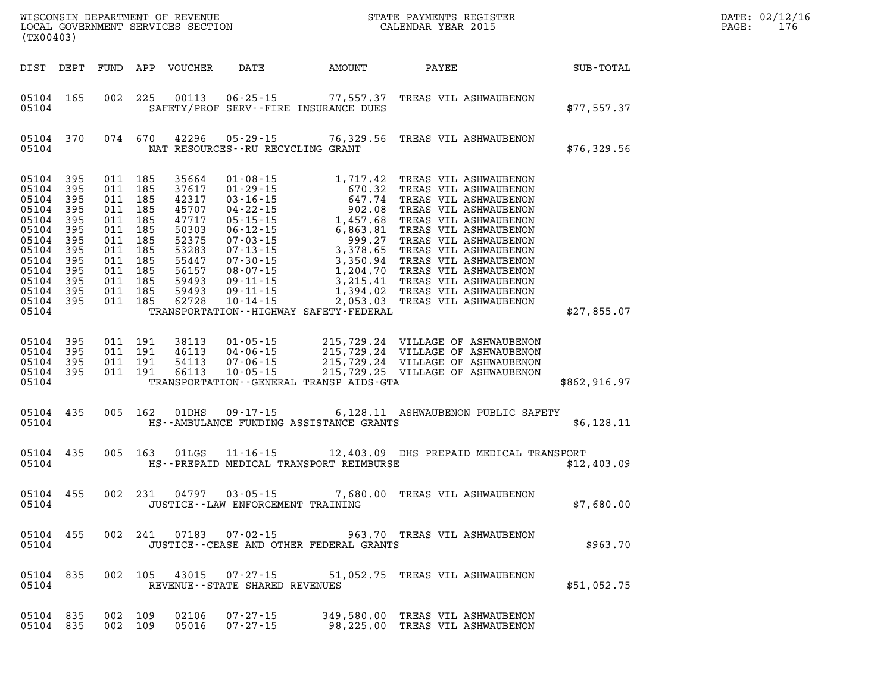WISCONSIN DEPARTMENT OF REVENUE
LOCAL GOVERNMENT SERVICES SECTION
(TX00403)

STATE PAYMENTS REGISTER
CALENDAR YEAR 2015

DATE: 02/12/16
PAGE: 176

| DIST | DEPT | FUND | APP | VOUCHER | DATE | AMOUNT | PAYEE | SUB-TOTAL |
|---|---|---|---|---|---|---|---|---|
| 05104 | 165 | 002 | 225 | 00113 | 06-25-15 | 77,557.37 | TREAS VIL ASHWAUBENON | |
| 05104 | | | | | SAFETY/PROF SERV--FIRE INSURANCE DUES | | | $77,557.37 |
| 05104 | 370 | 074 | 670 | 42296 | 05-29-15 | 76,329.56 | TREAS VIL ASHWAUBENON | |
| 05104 | | | | | NAT RESOURCES--RU RECYCLING GRANT | | | $76,329.56 |
| 05104 | 395 | 011 | 185 | 35664 | 01-08-15 | 1,717.42 | TREAS VIL ASHWAUBENON | |
| 05104 | 395 | 011 | 185 | 37617 | 01-29-15 | 670.32 | TREAS VIL ASHWAUBENON | |
| 05104 | 395 | 011 | 185 | 42317 | 03-16-15 | 647.74 | TREAS VIL ASHWAUBENON | |
| 05104 | 395 | 011 | 185 | 45707 | 04-22-15 | 902.08 | TREAS VIL ASHWAUBENON | |
| 05104 | 395 | 011 | 185 | 47717 | 05-15-15 | 1,457.68 | TREAS VIL ASHWAUBENON | |
| 05104 | 395 | 011 | 185 | 50303 | 06-12-15 | 6,863.81 | TREAS VIL ASHWAUBENON | |
| 05104 | 395 | 011 | 185 | 52375 | 07-03-15 | 999.27 | TREAS VIL ASHWAUBENON | |
| 05104 | 395 | 011 | 185 | 53283 | 07-13-15 | 3,378.65 | TREAS VIL ASHWAUBENON | |
| 05104 | 395 | 011 | 185 | 55447 | 07-30-15 | 3,350.94 | TREAS VIL ASHWAUBENON | |
| 05104 | 395 | 011 | 185 | 56157 | 08-07-15 | 1,204.70 | TREAS VIL ASHWAUBENON | |
| 05104 | 395 | 011 | 185 | 59493 | 09-11-15 | 3,215.41 | TREAS VIL ASHWAUBENON | |
| 05104 | 395 | 011 | 185 | 59493 | 09-11-15 | 1,394.02 | TREAS VIL ASHWAUBENON | |
| 05104 | 395 | 011 | 185 | 62728 | 10-14-15 | 2,053.03 | TREAS VIL ASHWAUBENON | |
| 05104 | | | | | TRANSPORTATION--HIGHWAY SAFETY-FEDERAL | | | $27,855.07 |
| 05104 | 395 | 011 | 191 | 38113 | 01-05-15 | 215,729.24 | VILLAGE OF ASHWAUBENON | |
| 05104 | 395 | 011 | 191 | 46113 | 04-06-15 | 215,729.24 | VILLAGE OF ASHWAUBENON | |
| 05104 | 395 | 011 | 191 | 54113 | 07-06-15 | 215,729.24 | VILLAGE OF ASHWAUBENON | |
| 05104 | 395 | 011 | 191 | 66113 | 10-05-15 | 215,729.25 | VILLAGE OF ASHWAUBENON | |
| 05104 | | | | | TRANSPORTATION--GENERAL TRANSP AIDS-GTA | | | $862,916.97 |
| 05104 | 435 | 005 | 162 | 01DHS | 09-17-15 | 6,128.11 | ASHWAUBENON PUBLIC SAFETY | |
| 05104 | | | | | HS--AMBULANCE FUNDING ASSISTANCE GRANTS | | | $6,128.11 |
| 05104 | 435 | 005 | 163 | 01LGS | 11-16-15 | 12,403.09 | DHS PREPAID MEDICAL TRANSPORT | |
| 05104 | | | | | HS--PREPAID MEDICAL TRANSPORT REIMBURSE | | | $12,403.09 |
| 05104 | 455 | 002 | 231 | 04797 | 03-05-15 | 7,680.00 | TREAS VIL ASHWAUBENON | |
| 05104 | | | | | JUSTICE--LAW ENFORCEMENT TRAINING | | | $7,680.00 |
| 05104 | 455 | 002 | 241 | 07183 | 07-02-15 | 963.70 | TREAS VIL ASHWAUBENON | |
| 05104 | | | | | JUSTICE--CEASE AND OTHER FEDERAL GRANTS | | | $963.70 |
| 05104 | 835 | 002 | 105 | 43015 | 07-27-15 | 51,052.75 | TREAS VIL ASHWAUBENON | |
| 05104 | | | | | REVENUE--STATE SHARED REVENUES | | | $51,052.75 |
| 05104 | 835 | 002 | 109 | 02106 | 07-27-15 | 349,580.00 | TREAS VIL ASHWAUBENON | |
| 05104 | 835 | 002 | 109 | 05016 | 07-27-15 | 98,225.00 | TREAS VIL ASHWAUBENON | |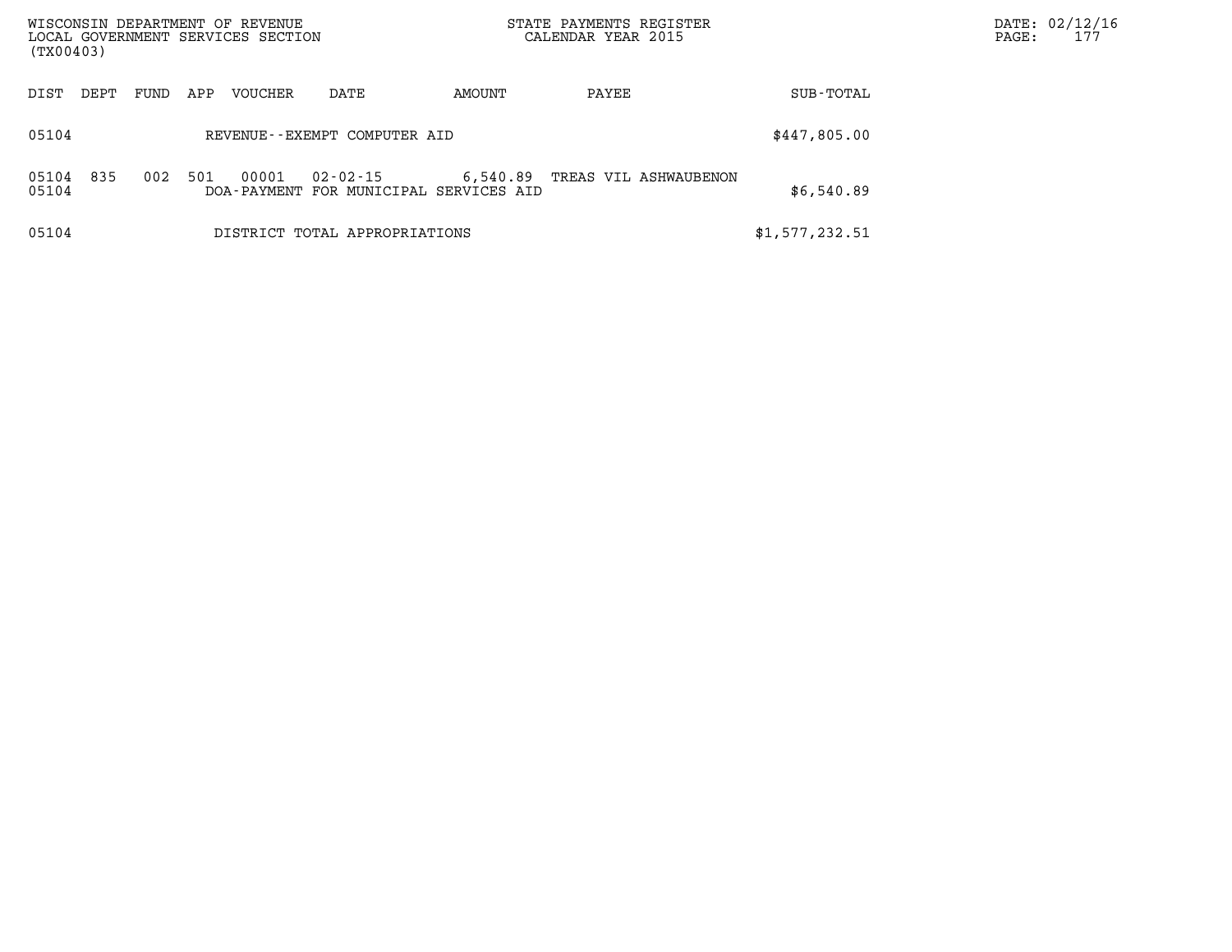| DIST | DEPT | FUND | APP | VOUCHER | DATE | AMOUNT | PAYEE | SUB-TOTAL |
|---|---|---|---|---|---|---|---|---|
| 05104 | | | | REVENUE--EXEMPT COMPUTER AID | | | | $447,805.00 |
| 05104 | 835 | 002 | 501 | 00001 | 02-02-15 | 6,540.89 | TREAS VIL ASHWAUBENON | |
| 05104 | | | | DOA-PAYMENT FOR MUNICIPAL SERVICES AID | | | | $6,540.89 |
| 05104 | | | | DISTRICT TOTAL APPROPRIATIONS | | | | $1,577,232.51 |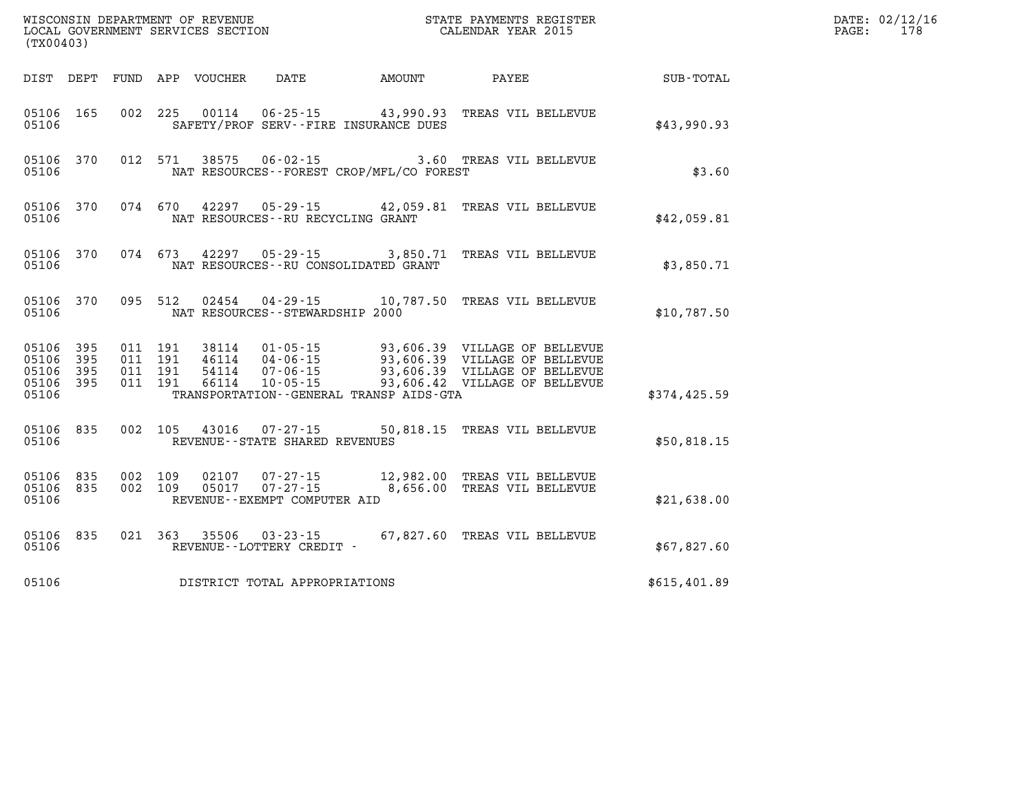WISCONSIN DEPARTMENT OF REVENUE
LOCAL GOVERNMENT SERVICES SECTION
(TX00403)

STATE PAYMENTS REGISTER
CALENDAR YEAR 2015

DATE: 02/12/16
PAGE: 178

| DIST | DEPT | FUND | APP | VOUCHER | DATE | AMOUNT | PAYEE | SUB-TOTAL |
|---|---|---|---|---|---|---|---|---|
| 05106 | 165 | 002 | 225 | 00114 | 06-25-15 | 43,990.93 | TREAS VIL BELLEVUE | |
| 05106 | | | | SAFETY/PROF SERV--FIRE INSURANCE DUES | | | | $43,990.93 |
| 05106 | 370 | 012 | 571 | 38575 | 06-02-15 | 3.60 | TREAS VIL BELLEVUE | |
| 05106 | | | | NAT RESOURCES--FOREST CROP/MFL/CO FOREST | | | | $3.60 |
| 05106 | 370 | 074 | 670 | 42297 | 05-29-15 | 42,059.81 | TREAS VIL BELLEVUE | |
| 05106 | | | | NAT RESOURCES--RU RECYCLING GRANT | | | | $42,059.81 |
| 05106 | 370 | 074 | 673 | 42297 | 05-29-15 | 3,850.71 | TREAS VIL BELLEVUE | |
| 05106 | | | | NAT RESOURCES--RU CONSOLIDATED GRANT | | | | $3,850.71 |
| 05106 | 370 | 095 | 512 | 02454 | 04-29-15 | 10,787.50 | TREAS VIL BELLEVUE | |
| 05106 | | | | NAT RESOURCES--STEWARDSHIP 2000 | | | | $10,787.50 |
| 05106 | 395 | 011 | 191 | 38114 | 01-05-15 | 93,606.39 | VILLAGE OF BELLEVUE | |
| 05106 | 395 | 011 | 191 | 46114 | 04-06-15 | 93,606.39 | VILLAGE OF BELLEVUE | |
| 05106 | 395 | 011 | 191 | 54114 | 07-06-15 | 93,606.39 | VILLAGE OF BELLEVUE | |
| 05106 | 395 | 011 | 191 | 66114 | 10-05-15 | 93,606.42 | VILLAGE OF BELLEVUE | |
| 05106 | | | | TRANSPORTATION--GENERAL TRANSP AIDS-GTA | | | | $374,425.59 |
| 05106 | 835 | 002 | 105 | 43016 | 07-27-15 | 50,818.15 | TREAS VIL BELLEVUE | |
| 05106 | | | | REVENUE--STATE SHARED REVENUES | | | | $50,818.15 |
| 05106 | 835 | 002 | 109 | 02107 | 07-27-15 | 12,982.00 | TREAS VIL BELLEVUE | |
| 05106 | 835 | 002 | 109 | 05017 | 07-27-15 | 8,656.00 | TREAS VIL BELLEVUE | |
| 05106 | | | | REVENUE--EXEMPT COMPUTER AID | | | | $21,638.00 |
| 05106 | 835 | 021 | 363 | 35506 | 03-23-15 | 67,827.60 | TREAS VIL BELLEVUE | |
| 05106 | | | | REVENUE--LOTTERY CREDIT - | | | | $67,827.60 |
| 05106 | | | | DISTRICT TOTAL APPROPRIATIONS | | | | $615,401.89 |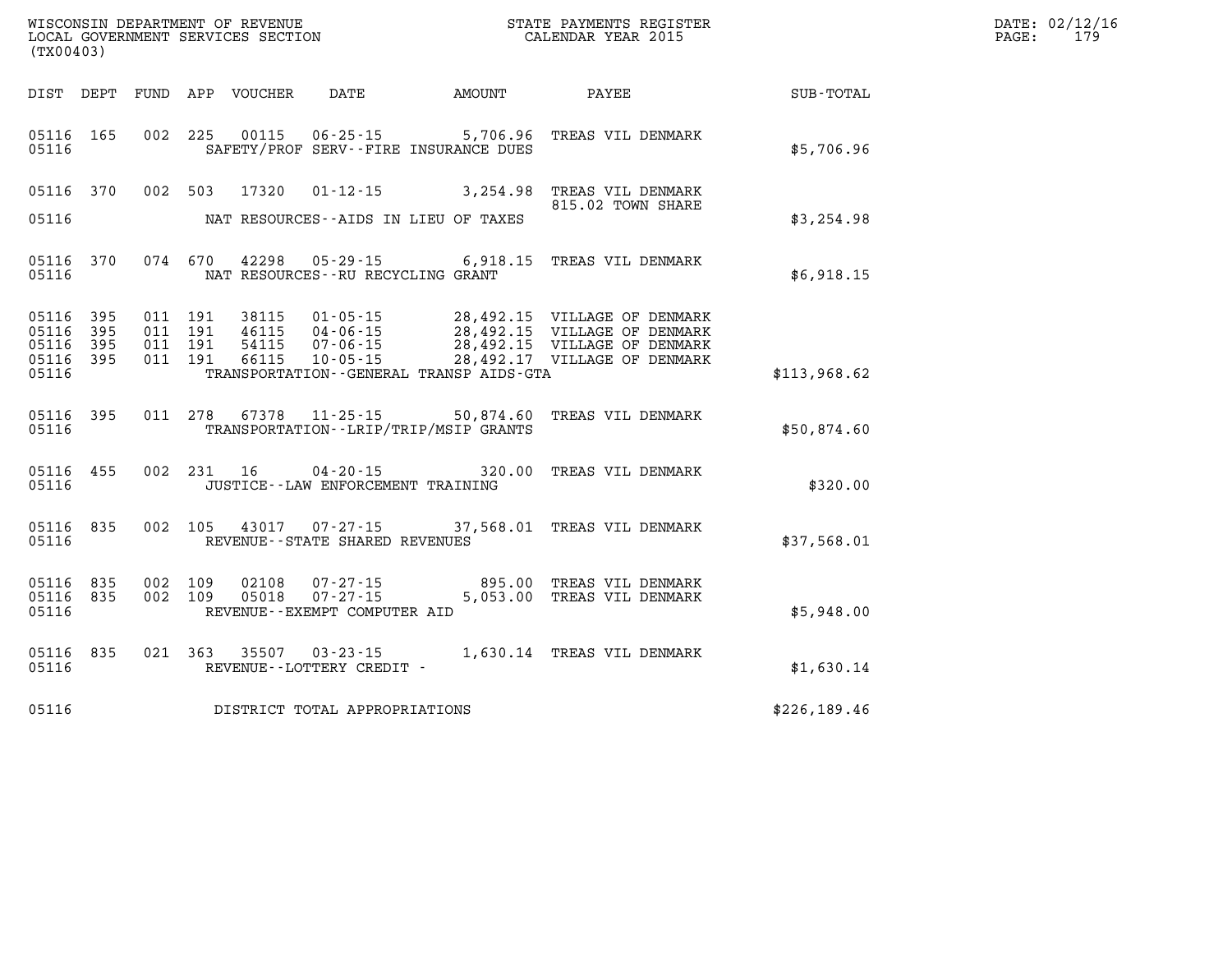WISCONSIN DEPARTMENT OF REVENUE
LOCAL GOVERNMENT SERVICES SECTION
(TX00403)

STATE PAYMENTS REGISTER
CALENDAR YEAR 2015

| DIST | DEPT | FUND | APP | VOUCHER | DATE | AMOUNT | PAYEE | SUB-TOTAL |
|---|---|---|---|---|---|---|---|---|
| 05116 | 165 | 002 | 225 | 00115 | 06-25-15 | 5,706.96 | TREAS VIL DENMARK | |
| 05116 | | | | | SAFETY/PROF SERV--FIRE INSURANCE DUES | | | $5,706.96 |
| 05116 | 370 | 002 | 503 | 17320 | 01-12-15 | 3,254.98 | TREAS VIL DENMARK 815.02 TOWN SHARE | |
| 05116 | | | | | NAT RESOURCES--AIDS IN LIEU OF TAXES | | | $3,254.98 |
| 05116 | 370 | 074 | 670 | 42298 | 05-29-15 | 6,918.15 | TREAS VIL DENMARK | |
| 05116 | | | | | NAT RESOURCES--RU RECYCLING GRANT | | | $6,918.15 |
| 05116 | 395 | 011 | 191 | 38115 | 01-05-15 | 28,492.15 | VILLAGE OF DENMARK | |
| 05116 | 395 | 011 | 191 | 46115 | 04-06-15 | 28,492.15 | VILLAGE OF DENMARK | |
| 05116 | 395 | 011 | 191 | 54115 | 07-06-15 | 28,492.15 | VILLAGE OF DENMARK | |
| 05116 | 395 | 011 | 191 | 66115 | 10-05-15 | 28,492.17 | VILLAGE OF DENMARK | |
| 05116 | | | | | TRANSPORTATION--GENERAL TRANSP AIDS-GTA | | | $113,968.62 |
| 05116 | 395 | 011 | 278 | 67378 | 11-25-15 | 50,874.60 | TREAS VIL DENMARK | |
| 05116 | | | | | TRANSPORTATION--LRIP/TRIP/MSIP GRANTS | | | $50,874.60 |
| 05116 | 455 | 002 | 231 | 16 | 04-20-15 | 320.00 | TREAS VIL DENMARK | |
| 05116 | | | | | JUSTICE--LAW ENFORCEMENT TRAINING | | | $320.00 |
| 05116 | 835 | 002 | 105 | 43017 | 07-27-15 | 37,568.01 | TREAS VIL DENMARK | |
| 05116 | | | | | REVENUE--STATE SHARED REVENUES | | | $37,568.01 |
| 05116 | 835 | 002 | 109 | 02108 | 07-27-15 | 895.00 | TREAS VIL DENMARK | |
| 05116 | 835 | 002 | 109 | 05018 | 07-27-15 | 5,053.00 | TREAS VIL DENMARK | |
| 05116 | | | | | REVENUE--EXEMPT COMPUTER AID | | | $5,948.00 |
| 05116 | 835 | 021 | 363 | 35507 | 03-23-15 | 1,630.14 | TREAS VIL DENMARK | |
| 05116 | | | | | REVENUE--LOTTERY CREDIT - | | | $1,630.14 |
| 05116 | | | | | DISTRICT TOTAL APPROPRIATIONS | | | $226,189.46 |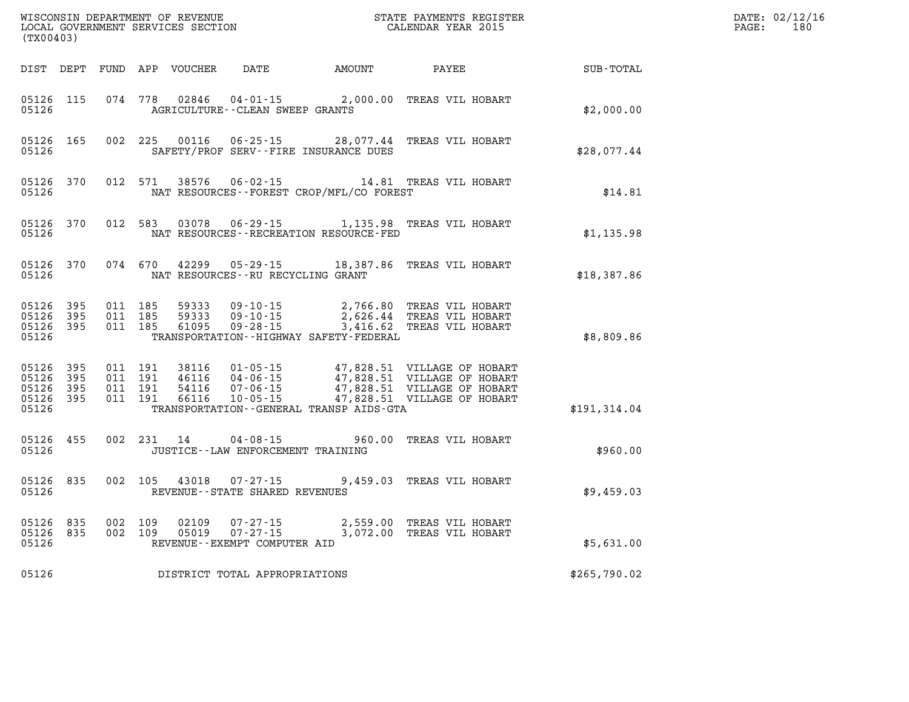WISCONSIN DEPARTMENT OF REVENUE
LOCAL GOVERNMENT SERVICES SECTION
(TX00403)

STATE PAYMENTS REGISTER
CALENDAR YEAR 2015

DATE: 02/12/16
PAGE: 180

| DIST | DEPT | FUND | APP | VOUCHER | DATE | AMOUNT | PAYEE | SUB-TOTAL |
|---|---|---|---|---|---|---|---|---|
| 05126 | 115 | 074 | 778 | 02846 | 04-01-15 | 2,000.00 | TREAS VIL HOBART | |
| 05126 | | | | AGRICULTURE--CLEAN SWEEP GRANTS | | | | $2,000.00 |
| 05126 | 165 | 002 | 225 | 00116 | 06-25-15 | 28,077.44 | TREAS VIL HOBART | |
| 05126 | | | | SAFETY/PROF SERV--FIRE INSURANCE DUES | | | | $28,077.44 |
| 05126 | 370 | 012 | 571 | 38576 | 06-02-15 | 14.81 | TREAS VIL HOBART | |
| 05126 | | | | NAT RESOURCES--FOREST CROP/MFL/CO FOREST | | | | $14.81 |
| 05126 | 370 | 012 | 583 | 03078 | 06-29-15 | 1,135.98 | TREAS VIL HOBART | |
| 05126 | | | | NAT RESOURCES--RECREATION RESOURCE-FED | | | | $1,135.98 |
| 05126 | 370 | 074 | 670 | 42299 | 05-29-15 | 18,387.86 | TREAS VIL HOBART | |
| 05126 | | | | NAT RESOURCES--RU RECYCLING GRANT | | | | $18,387.86 |
| 05126 | 395 | 011 | 185 | 59333 | 09-10-15 | 2,766.80 | TREAS VIL HOBART | |
| 05126 | 395 | 011 | 185 | 59333 | 09-10-15 | 2,626.44 | TREAS VIL HOBART | |
| 05126 | 395 | 011 | 185 | 61095 | 09-28-15 | 3,416.62 | TREAS VIL HOBART | |
| 05126 | | | | TRANSPORTATION--HIGHWAY SAFETY-FEDERAL | | | | $8,809.86 |
| 05126 | 395 | 011 | 191 | 38116 | 01-05-15 | 47,828.51 | VILLAGE OF HOBART | |
| 05126 | 395 | 011 | 191 | 46116 | 04-06-15 | 47,828.51 | VILLAGE OF HOBART | |
| 05126 | 395 | 011 | 191 | 54116 | 07-06-15 | 47,828.51 | VILLAGE OF HOBART | |
| 05126 | 395 | 011 | 191 | 66116 | 10-05-15 | 47,828.51 | VILLAGE OF HOBART | |
| 05126 | | | | TRANSPORTATION--GENERAL TRANSP AIDS-GTA | | | | $191,314.04 |
| 05126 | 455 | 002 | 231 | 14 | 04-08-15 | 960.00 | TREAS VIL HOBART | |
| 05126 | | | | JUSTICE--LAW ENFORCEMENT TRAINING | | | | $960.00 |
| 05126 | 835 | 002 | 105 | 43018 | 07-27-15 | 9,459.03 | TREAS VIL HOBART | |
| 05126 | | | | REVENUE--STATE SHARED REVENUES | | | | $9,459.03 |
| 05126 | 835 | 002 | 109 | 02109 | 07-27-15 | 2,559.00 | TREAS VIL HOBART | |
| 05126 | 835 | 002 | 109 | 05019 | 07-27-15 | 3,072.00 | TREAS VIL HOBART | |
| 05126 | | | | REVENUE--EXEMPT COMPUTER AID | | | | $5,631.00 |
| 05126 | | | | DISTRICT TOTAL APPROPRIATIONS | | | | $265,790.02 |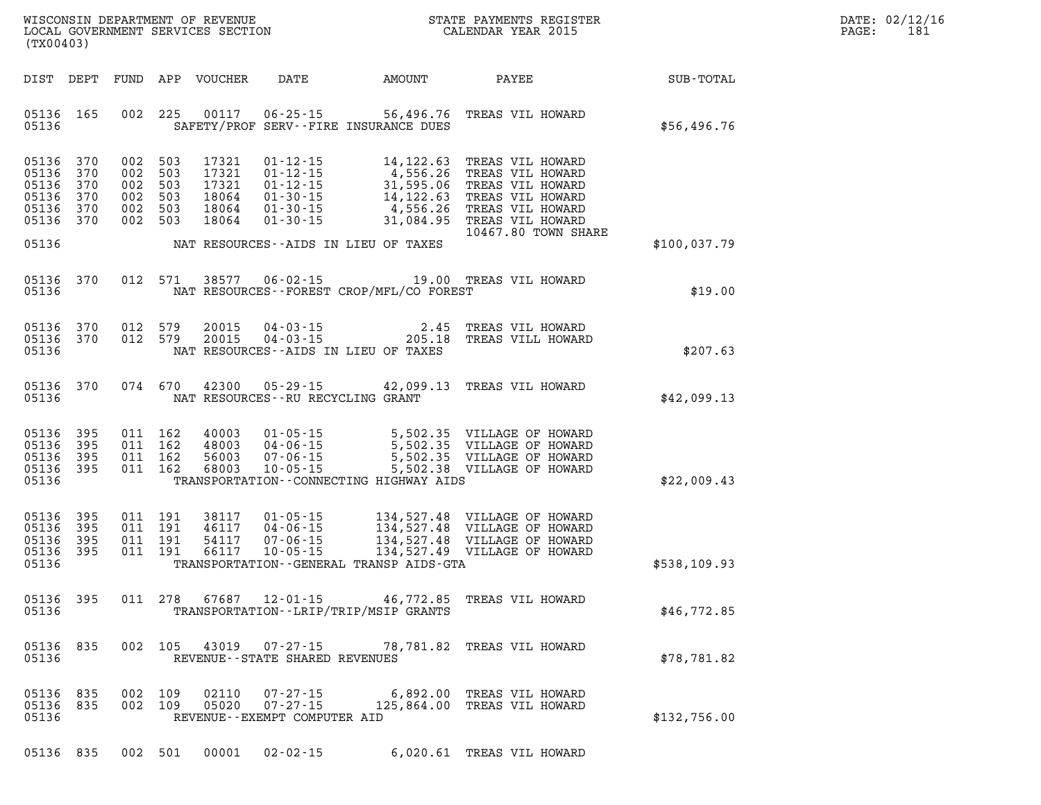WISCONSIN DEPARTMENT OF REVENUE
LOCAL GOVERNMENT SERVICES SECTION
(TX00403)

STATE PAYMENTS REGISTER
CALENDAR YEAR 2015

DATE: 02/12/16

| DIST | DEPT | FUND | APP | VOUCHER | DATE | AMOUNT | PAYEE | SUB-TOTAL |
|---|---|---|---|---|---|---|---|---|
| 05136 | 165 | 002 | 225 | 00117 | 06-25-15 | 56,496.76 | TREAS VIL HOWARD | |
| 05136 | | | | | SAFETY/PROF SERV--FIRE INSURANCE DUES | | | $56,496.76 |
| 05136 | 370 | 002 | 503 | 17321 | 01-12-15 | 14,122.63 | TREAS VIL HOWARD | |
| 05136 | 370 | 002 | 503 | 17321 | 01-12-15 | 4,556.26 | TREAS VIL HOWARD | |
| 05136 | 370 | 002 | 503 | 17321 | 01-12-15 | 31,595.06 | TREAS VIL HOWARD | |
| 05136 | 370 | 002 | 503 | 18064 | 01-30-15 | 14,122.63 | TREAS VIL HOWARD | |
| 05136 | 370 | 002 | 503 | 18064 | 01-30-15 | 4,556.26 | TREAS VIL HOWARD | |
| 05136 | 370 | 002 | 503 | 18064 | 01-30-15 | 31,084.95 | TREAS VIL HOWARD 10467.80 TOWN SHARE | |
| 05136 | | | | | NAT RESOURCES--AIDS IN LIEU OF TAXES | | | $100,037.79 |
| 05136 | 370 | 012 | 571 | 38577 | 06-02-15 | 19.00 | TREAS VIL HOWARD | |
| 05136 | | | | | NAT RESOURCES--FOREST CROP/MFL/CO FOREST | | | $19.00 |
| 05136 | 370 | 012 | 579 | 20015 | 04-03-15 | 2.45 | TREAS VIL HOWARD | |
| 05136 | 370 | 012 | 579 | 20015 | 04-03-15 | 205.18 | TREAS VILL HOWARD | |
| 05136 | | | | | NAT RESOURCES--AIDS IN LIEU OF TAXES | | | $207.63 |
| 05136 | 370 | 074 | 670 | 42300 | 05-29-15 | 42,099.13 | TREAS VIL HOWARD | |
| 05136 | | | | | NAT RESOURCES--RU RECYCLING GRANT | | | $42,099.13 |
| 05136 | 395 | 011 | 162 | 40003 | 01-05-15 | 5,502.35 | VILLAGE OF HOWARD | |
| 05136 | 395 | 011 | 162 | 48003 | 04-06-15 | 5,502.35 | VILLAGE OF HOWARD | |
| 05136 | 395 | 011 | 162 | 56003 | 07-06-15 | 5,502.35 | VILLAGE OF HOWARD | |
| 05136 | 395 | 011 | 162 | 68003 | 10-05-15 | 5,502.38 | VILLAGE OF HOWARD | |
| 05136 | | | | | TRANSPORTATION--CONNECTING HIGHWAY AIDS | | | $22,009.43 |
| 05136 | 395 | 011 | 191 | 38117 | 01-05-15 | 134,527.48 | VILLAGE OF HOWARD | |
| 05136 | 395 | 011 | 191 | 46117 | 04-06-15 | 134,527.48 | VILLAGE OF HOWARD | |
| 05136 | 395 | 011 | 191 | 54117 | 07-06-15 | 134,527.48 | VILLAGE OF HOWARD | |
| 05136 | 395 | 011 | 191 | 66117 | 10-05-15 | 134,527.49 | VILLAGE OF HOWARD | |
| 05136 | | | | | TRANSPORTATION--GENERAL TRANSP AIDS-GTA | | | $538,109.93 |
| 05136 | 395 | 011 | 278 | 67687 | 12-01-15 | 46,772.85 | TREAS VIL HOWARD | |
| 05136 | | | | | TRANSPORTATION--LRIP/TRIP/MSIP GRANTS | | | $46,772.85 |
| 05136 | 835 | 002 | 105 | 43019 | 07-27-15 | 78,781.82 | TREAS VIL HOWARD | |
| 05136 | | | | | REVENUE--STATE SHARED REVENUES | | | $78,781.82 |
| 05136 | 835 | 002 | 109 | 02110 | 07-27-15 | 6,892.00 | TREAS VIL HOWARD | |
| 05136 | 835 | 002 | 109 | 05020 | 07-27-15 | 125,864.00 | TREAS VIL HOWARD | |
| 05136 | | | | | REVENUE--EXEMPT COMPUTER AID | | | $132,756.00 |
| 05136 | 835 | 002 | 501 | 00001 | 02-02-15 | 6,020.61 | TREAS VIL HOWARD | |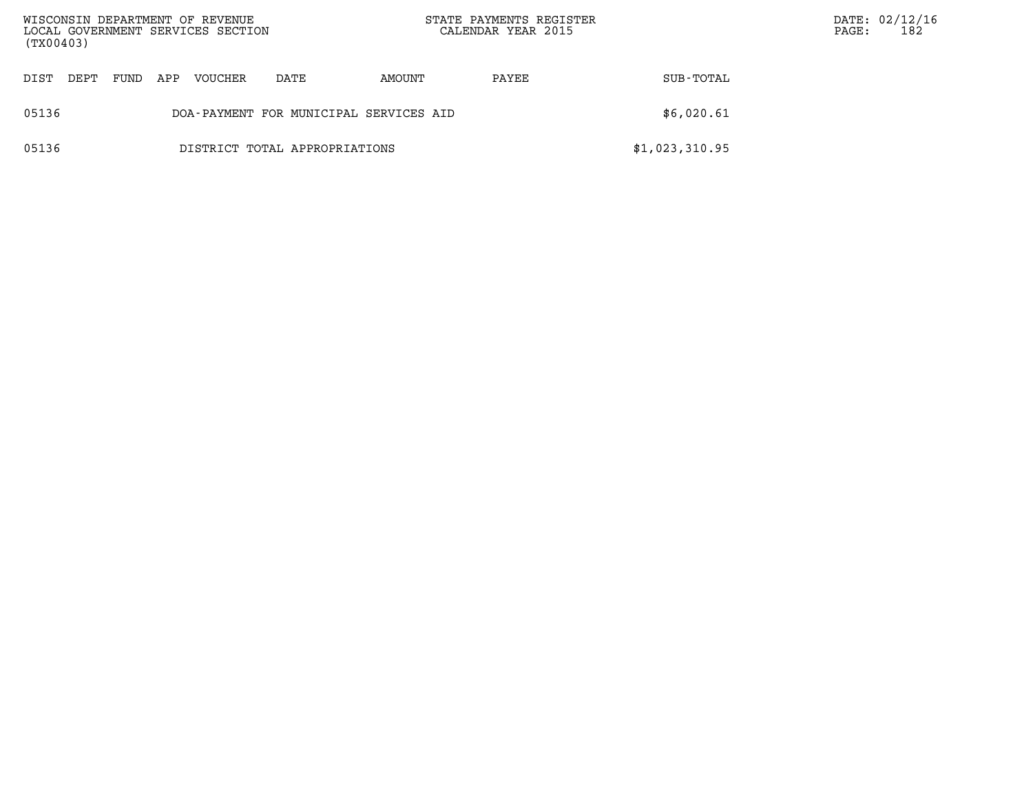| DIST | DEPT | FUND | APP | VOUCHER | DATE | AMOUNT | PAYEE | SUB-TOTAL |
|---|---|---|---|---|---|---|---|---|
| 05136 | | | | DOA-PAYMENT FOR MUNICIPAL SERVICES AID | | | | $6,020.61 |
| 05136 | | | | DISTRICT TOTAL APPROPRIATIONS | | | | $1,023,310.95 |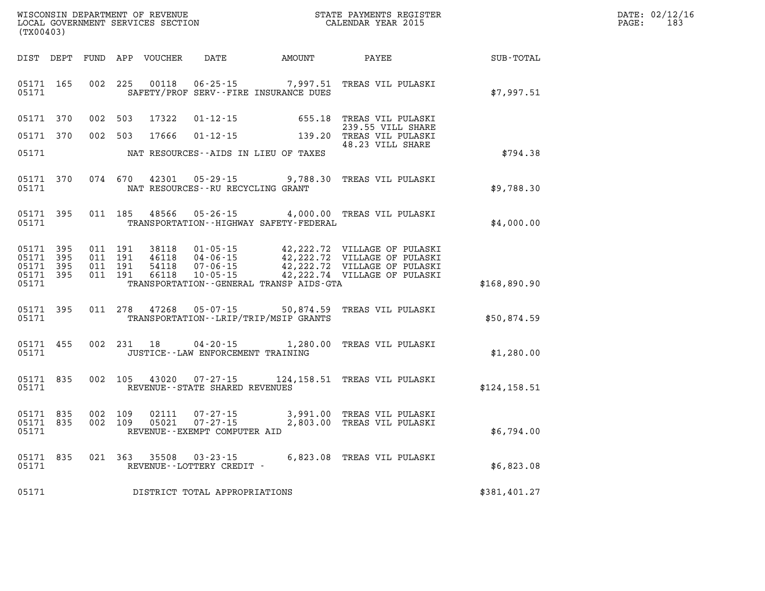WISCONSIN DEPARTMENT OF REVENUE
LOCAL GOVERNMENT SERVICES SECTION
(TX00403)

STATE PAYMENTS REGISTER
CALENDAR YEAR 2015

DATE: 02/12/16
PAGE: 183

| DIST | DEPT | FUND | APP | VOUCHER | DATE | AMOUNT | PAYEE | SUB-TOTAL |
|---|---|---|---|---|---|---|---|---|
| 05171 | 165 | 002 | 225 | 00118 | 06-25-15 | 7,997.51 | TREAS VIL PULASKI | |
| 05171 | | | | | SAFETY/PROF SERV--FIRE INSURANCE DUES | | | $7,997.51 |
| 05171 | 370 | 002 | 503 | 17322 | 01-12-15 | 655.18 | TREAS VIL PULASKI 239.55 VILL SHARE | |
| 05171 | 370 | 002 | 503 | 17666 | 01-12-15 | 139.20 | TREAS VIL PULASKI 48.23 VILL SHARE | |
| 05171 | | | | | NAT RESOURCES--AIDS IN LIEU OF TAXES | | | $794.38 |
| 05171 | 370 | 074 | 670 | 42301 | 05-29-15 | 9,788.30 | TREAS VIL PULASKI | |
| 05171 | | | | | NAT RESOURCES--RU RECYCLING GRANT | | | $9,788.30 |
| 05171 | 395 | 011 | 185 | 48566 | 05-26-15 | 4,000.00 | TREAS VIL PULASKI | |
| 05171 | | | | | TRANSPORTATION--HIGHWAY SAFETY-FEDERAL | | | $4,000.00 |
| 05171 | 395 | 011 | 191 | 38118 | 01-05-15 | 42,222.72 | VILLAGE OF PULASKI | |
| 05171 | 395 | 011 | 191 | 46118 | 04-06-15 | 42,222.72 | VILLAGE OF PULASKI | |
| 05171 | 395 | 011 | 191 | 54118 | 07-06-15 | 42,222.72 | VILLAGE OF PULASKI | |
| 05171 | 395 | 011 | 191 | 66118 | 10-05-15 | 42,222.74 | VILLAGE OF PULASKI | |
| 05171 | | | | | TRANSPORTATION--GENERAL TRANSP AIDS-GTA | | | $168,890.90 |
| 05171 | 395 | 011 | 278 | 47268 | 05-07-15 | 50,874.59 | TREAS VIL PULASKI | |
| 05171 | | | | | TRANSPORTATION--LRIP/TRIP/MSIP GRANTS | | | $50,874.59 |
| 05171 | 455 | 002 | 231 | 18 | 04-20-15 | 1,280.00 | TREAS VIL PULASKI | |
| 05171 | | | | | JUSTICE--LAW ENFORCEMENT TRAINING | | | $1,280.00 |
| 05171 | 835 | 002 | 105 | 43020 | 07-27-15 | 124,158.51 | TREAS VIL PULASKI | |
| 05171 | | | | | REVENUE--STATE SHARED REVENUES | | | $124,158.51 |
| 05171 | 835 | 002 | 109 | 02111 | 07-27-15 | 3,991.00 | TREAS VIL PULASKI | |
| 05171 | 835 | 002 | 109 | 05021 | 07-27-15 | 2,803.00 | TREAS VIL PULASKI | |
| 05171 | | | | | REVENUE--EXEMPT COMPUTER AID | | | $6,794.00 |
| 05171 | 835 | 021 | 363 | 35508 | 03-23-15 | 6,823.08 | TREAS VIL PULASKI | |
| 05171 | | | | | REVENUE--LOTTERY CREDIT - | | | $6,823.08 |
| 05171 | | | | | DISTRICT TOTAL APPROPRIATIONS | | | $381,401.27 |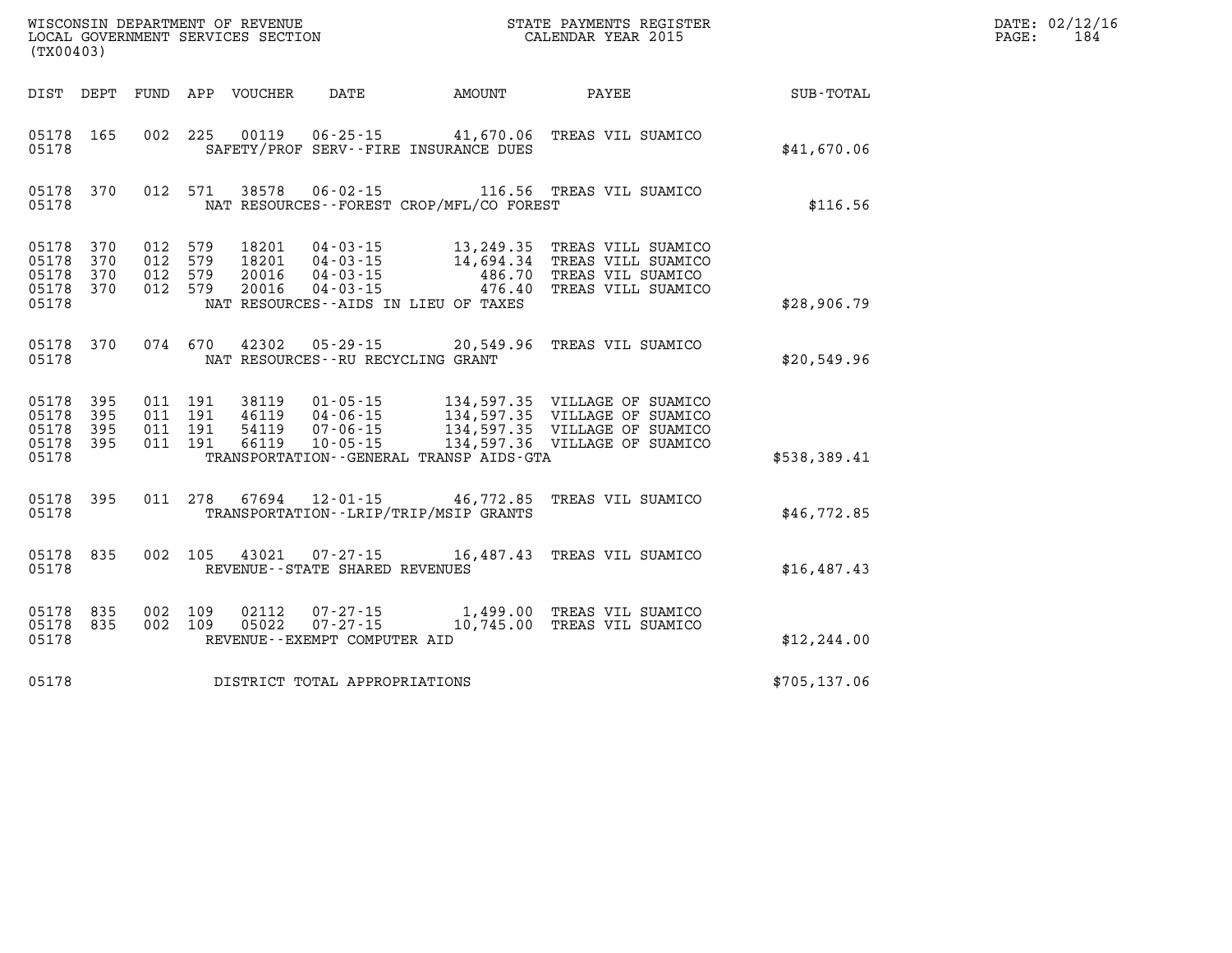WISCONSIN DEPARTMENT OF REVENUE
LOCAL GOVERNMENT SERVICES SECTION
(TX00403)

STATE PAYMENTS REGISTER
CALENDAR YEAR 2015

DATE: 02/12/16
PAGE: 184

| DIST | DEPT | FUND | APP | VOUCHER | DATE | AMOUNT | PAYEE | SUB-TOTAL |
|---|---|---|---|---|---|---|---|---|
| 05178 | 165 | 002 | 225 | 00119 | 06-25-15 | 41,670.06 | TREAS VIL SUAMICO | |
| 05178 | | | | | SAFETY/PROF SERV--FIRE INSURANCE DUES | | | $41,670.06 |
| 05178 | 370 | 012 | 571 | 38578 | 06-02-15 | 116.56 | TREAS VIL SUAMICO | |
| 05178 | | | | | NAT RESOURCES--FOREST CROP/MFL/CO FOREST | | | $116.56 |
| 05178 | 370 | 012 | 579 | 18201 | 04-03-15 | 13,249.35 | TREAS VILL SUAMICO | |
| 05178 | 370 | 012 | 579 | 18201 | 04-03-15 | 14,694.34 | TREAS VILL SUAMICO | |
| 05178 | 370 | 012 | 579 | 20016 | 04-03-15 | 486.70 | TREAS VIL SUAMICO | |
| 05178 | 370 | 012 | 579 | 20016 | 04-03-15 | 476.40 | TREAS VILL SUAMICO | |
| 05178 | | | | | NAT RESOURCES--AIDS IN LIEU OF TAXES | | | $28,906.79 |
| 05178 | 370 | 074 | 670 | 42302 | 05-29-15 | 20,549.96 | TREAS VIL SUAMICO | |
| 05178 | | | | | NAT RESOURCES--RU RECYCLING GRANT | | | $20,549.96 |
| 05178 | 395 | 011 | 191 | 38119 | 01-05-15 | 134,597.35 | VILLAGE OF SUAMICO | |
| 05178 | 395 | 011 | 191 | 46119 | 04-06-15 | 134,597.35 | VILLAGE OF SUAMICO | |
| 05178 | 395 | 011 | 191 | 54119 | 07-06-15 | 134,597.35 | VILLAGE OF SUAMICO | |
| 05178 | 395 | 011 | 191 | 66119 | 10-05-15 | 134,597.36 | VILLAGE OF SUAMICO | |
| 05178 | | | | | TRANSPORTATION--GENERAL TRANSP AIDS-GTA | | | $538,389.41 |
| 05178 | 395 | 011 | 278 | 67694 | 12-01-15 | 46,772.85 | TREAS VIL SUAMICO | |
| 05178 | | | | | TRANSPORTATION--LRIP/TRIP/MSIP GRANTS | | | $46,772.85 |
| 05178 | 835 | 002 | 105 | 43021 | 07-27-15 | 16,487.43 | TREAS VIL SUAMICO | |
| 05178 | | | | | REVENUE--STATE SHARED REVENUES | | | $16,487.43 |
| 05178 | 835 | 002 | 109 | 02112 | 07-27-15 | 1,499.00 | TREAS VIL SUAMICO | |
| 05178 | 835 | 002 | 109 | 05022 | 07-27-15 | 10,745.00 | TREAS VIL SUAMICO | |
| 05178 | | | | | REVENUE--EXEMPT COMPUTER AID | | | $12,244.00 |
| 05178 | | | | | DISTRICT TOTAL APPROPRIATIONS | | | $705,137.06 |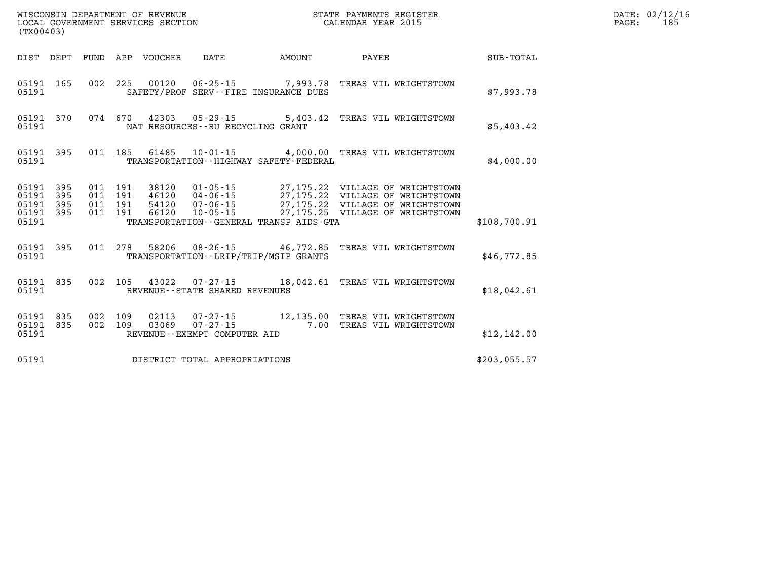| DIST | DEPT | FUND | APP | VOUCHER | DATE | AMOUNT | PAYEE | SUB-TOTAL |
|---|---|---|---|---|---|---|---|---|
| 05191 | 165 | 002 | 225 | 00120 | 06-25-15 | 7,993.78 | TREAS VIL WRIGHTSTOWN | |
| 05191 | | | | | SAFETY/PROF SERV--FIRE INSURANCE DUES | | | $7,993.78 |
| 05191 | 370 | 074 | 670 | 42303 | 05-29-15 | 5,403.42 | TREAS VIL WRIGHTSTOWN | |
| 05191 | | | | | NAT RESOURCES--RU RECYCLING GRANT | | | $5,403.42 |
| 05191 | 395 | 011 | 185 | 61485 | 10-01-15 | 4,000.00 | TREAS VIL WRIGHTSTOWN | |
| 05191 | | | | | TRANSPORTATION--HIGHWAY SAFETY-FEDERAL | | | $4,000.00 |
| 05191 | 395 | 011 | 191 | 38120 | 01-05-15 | 27,175.22 | VILLAGE OF WRIGHTSTOWN | |
| 05191 | 395 | 011 | 191 | 46120 | 04-06-15 | 27,175.22 | VILLAGE OF WRIGHTSTOWN | |
| 05191 | 395 | 011 | 191 | 54120 | 07-06-15 | 27,175.22 | VILLAGE OF WRIGHTSTOWN | |
| 05191 | 395 | 011 | 191 | 66120 | 10-05-15 | 27,175.25 | VILLAGE OF WRIGHTSTOWN | |
| 05191 | | | | | TRANSPORTATION--GENERAL TRANSP AIDS-GTA | | | $108,700.91 |
| 05191 | 395 | 011 | 278 | 58206 | 08-26-15 | 46,772.85 | TREAS VIL WRIGHTSTOWN | |
| 05191 | | | | | TRANSPORTATION--LRIP/TRIP/MSIP GRANTS | | | $46,772.85 |
| 05191 | 835 | 002 | 105 | 43022 | 07-27-15 | 18,042.61 | TREAS VIL WRIGHTSTOWN | |
| 05191 | | | | | REVENUE--STATE SHARED REVENUES | | | $18,042.61 |
| 05191 | 835 | 002 | 109 | 02113 | 07-27-15 | 12,135.00 | TREAS VIL WRIGHTSTOWN | |
| 05191 | 835 | 002 | 109 | 03069 | 07-27-15 | 7.00 | TREAS VIL WRIGHTSTOWN | |
| 05191 | | | | | REVENUE--EXEMPT COMPUTER AID | | | $12,142.00 |
| 05191 | | | | | DISTRICT TOTAL APPROPRIATIONS | | | $203,055.57 |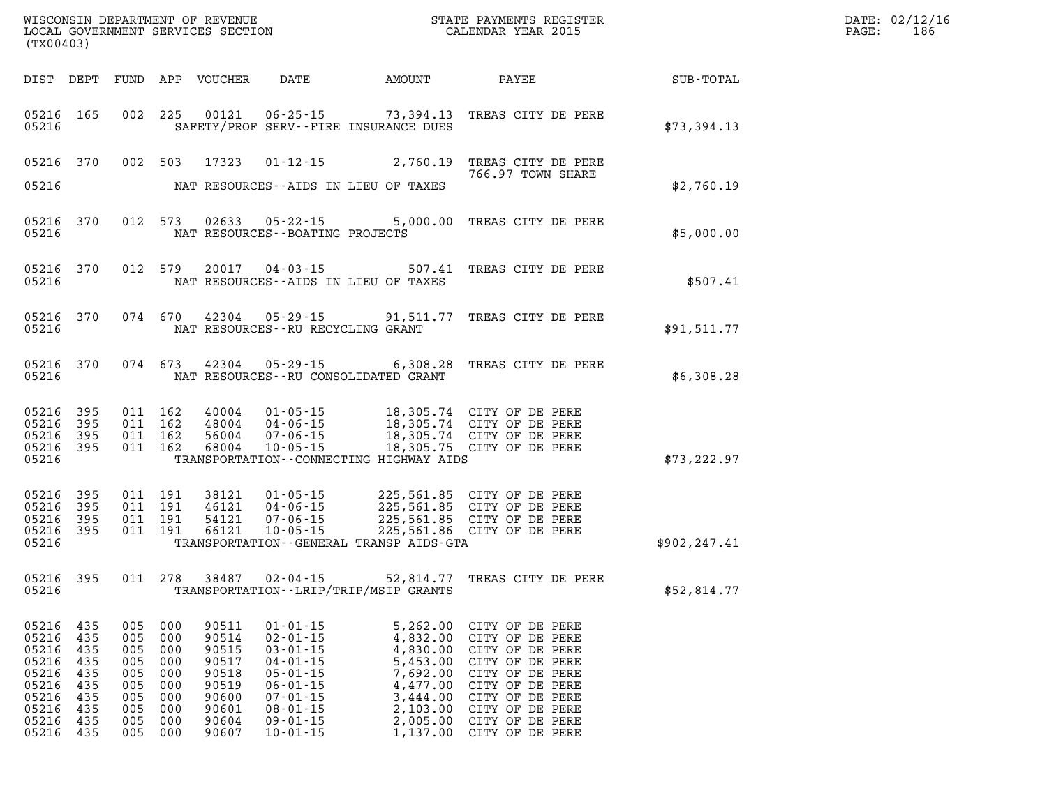WISCONSIN DEPARTMENT OF REVENUE
LOCAL GOVERNMENT SERVICES SECTION
(TX00403)

STATE PAYMENTS REGISTER
CALENDAR YEAR 2015

DATE: 02/12/16
PAGE: 186

| DIST | DEPT | FUND | APP | VOUCHER | DATE | AMOUNT | PAYEE | SUB-TOTAL |
|---|---|---|---|---|---|---|---|---|
| 05216 | 165 | 002 | 225 | 00121 | 06-25-15 | 73,394.13 | TREAS CITY DE PERE | |
| 05216 | | | | | SAFETY/PROF SERV--FIRE INSURANCE DUES | | | $73,394.13 |
| 05216 | 370 | 002 | 503 | 17323 | 01-12-15 | 2,760.19 | TREAS CITY DE PERE 766.97 TOWN SHARE | |
| 05216 | | | | | NAT RESOURCES--AIDS IN LIEU OF TAXES | | | $2,760.19 |
| 05216 | 370 | 012 | 573 | 02633 | 05-22-15 | 5,000.00 | TREAS CITY DE PERE | |
| 05216 | | | | | NAT RESOURCES--BOATING PROJECTS | | | $5,000.00 |
| 05216 | 370 | 012 | 579 | 20017 | 04-03-15 | 507.41 | TREAS CITY DE PERE | |
| 05216 | | | | | NAT RESOURCES--AIDS IN LIEU OF TAXES | | | $507.41 |
| 05216 | 370 | 074 | 670 | 42304 | 05-29-15 | 91,511.77 | TREAS CITY DE PERE | |
| 05216 | | | | | NAT RESOURCES--RU RECYCLING GRANT | | | $91,511.77 |
| 05216 | 370 | 074 | 673 | 42304 | 05-29-15 | 6,308.28 | TREAS CITY DE PERE | |
| 05216 | | | | | NAT RESOURCES--RU CONSOLIDATED GRANT | | | $6,308.28 |
| 05216 | 395 | 011 | 162 | 40004 | 01-05-15 | 18,305.74 | CITY OF DE PERE | |
| 05216 | 395 | 011 | 162 | 48004 | 04-06-15 | 18,305.74 | CITY OF DE PERE | |
| 05216 | 395 | 011 | 162 | 56004 | 07-06-15 | 18,305.74 | CITY OF DE PERE | |
| 05216 | 395 | 011 | 162 | 68004 | 10-05-15 | 18,305.75 | CITY OF DE PERE | |
| 05216 | | | | | TRANSPORTATION--CONNECTING HIGHWAY AIDS | | | $73,222.97 |
| 05216 | 395 | 011 | 191 | 38121 | 01-05-15 | 225,561.85 | CITY OF DE PERE | |
| 05216 | 395 | 011 | 191 | 46121 | 04-06-15 | 225,561.85 | CITY OF DE PERE | |
| 05216 | 395 | 011 | 191 | 54121 | 07-06-15 | 225,561.85 | CITY OF DE PERE | |
| 05216 | 395 | 011 | 191 | 66121 | 10-05-15 | 225,561.86 | CITY OF DE PERE | |
| 05216 | | | | | TRANSPORTATION--GENERAL TRANSP AIDS-GTA | | | $902,247.41 |
| 05216 | 395 | 011 | 278 | 38487 | 02-04-15 | 52,814.77 | TREAS CITY DE PERE | |
| 05216 | | | | | TRANSPORTATION--LRIP/TRIP/MSIP GRANTS | | | $52,814.77 |
| 05216 | 435 | 005 | 000 | 90511 | 01-01-15 | 5,262.00 | CITY OF DE PERE | |
| 05216 | 435 | 005 | 000 | 90514 | 02-01-15 | 4,832.00 | CITY OF DE PERE | |
| 05216 | 435 | 005 | 000 | 90515 | 03-01-15 | 4,830.00 | CITY OF DE PERE | |
| 05216 | 435 | 005 | 000 | 90517 | 04-01-15 | 5,453.00 | CITY OF DE PERE | |
| 05216 | 435 | 005 | 000 | 90518 | 05-01-15 | 7,692.00 | CITY OF DE PERE | |
| 05216 | 435 | 005 | 000 | 90519 | 06-01-15 | 4,477.00 | CITY OF DE PERE | |
| 05216 | 435 | 005 | 000 | 90600 | 07-01-15 | 3,444.00 | CITY OF DE PERE | |
| 05216 | 435 | 005 | 000 | 90601 | 08-01-15 | 2,103.00 | CITY OF DE PERE | |
| 05216 | 435 | 005 | 000 | 90604 | 09-01-15 | 2,005.00 | CITY OF DE PERE | |
| 05216 | 435 | 005 | 000 | 90607 | 10-01-15 | 1,137.00 | CITY OF DE PERE | |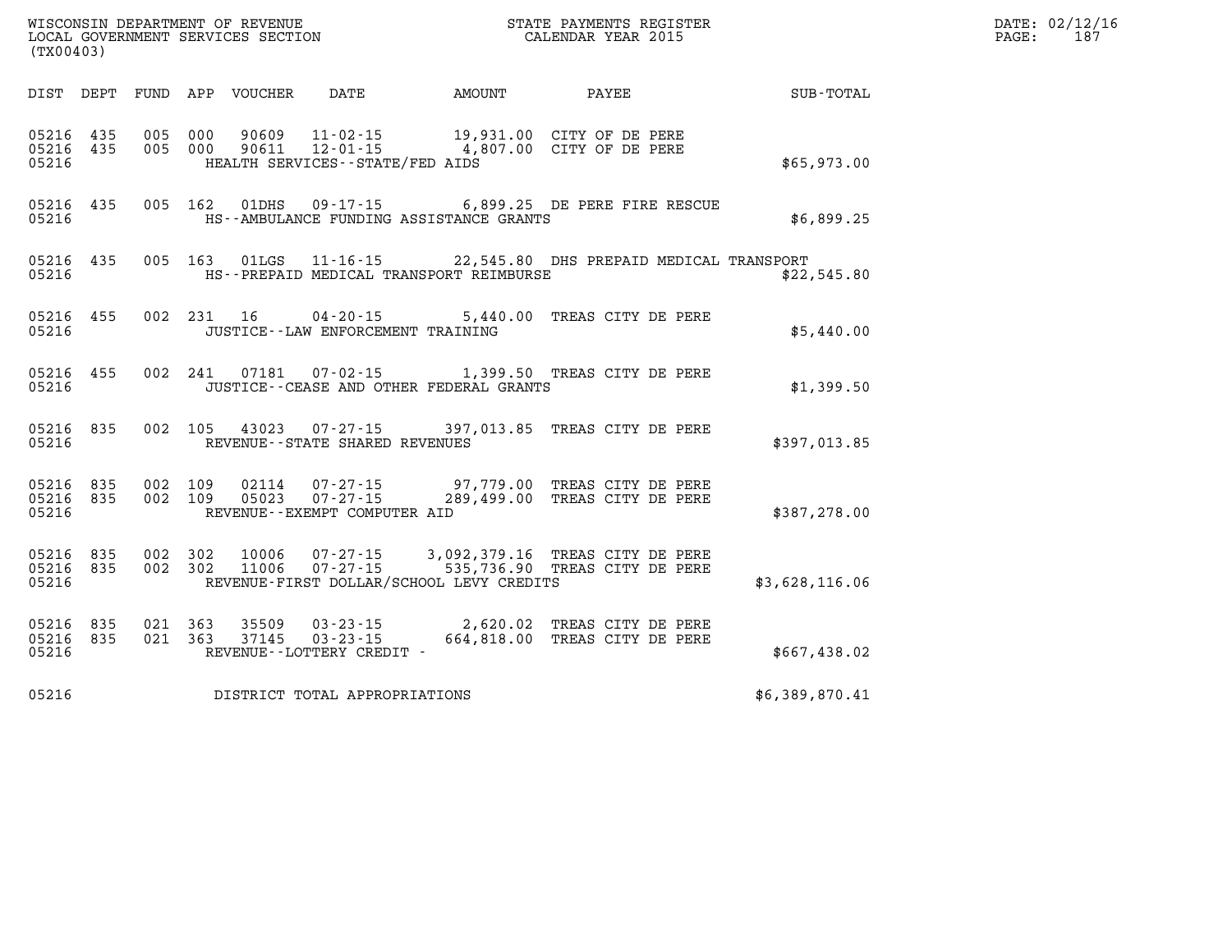WISCONSIN DEPARTMENT OF REVENUE
LOCAL GOVERNMENT SERVICES SECTION
(TX00403)

STATE PAYMENTS REGISTER
CALENDAR YEAR 2015

DATE: 02/12/16

| DIST | DEPT | FUND | APP | VOUCHER | DATE | AMOUNT | PAYEE | SUB-TOTAL |
|---|---|---|---|---|---|---|---|---|
| 05216 | 435 | 005 | 000 | 90609 | 11-02-15 | 19,931.00 | CITY OF DE PERE | |
| 05216 | 435 | 005 | 000 | 90611 | 12-01-15 | 4,807.00 | CITY OF DE PERE | |
| 05216 | | | | HEALTH SERVICES--STATE/FED AIDS | | | | $65,973.00 |
| 05216 | 435 | 005 | 162 | 01DHS | 09-17-15 | 6,899.25 | DE PERE FIRE RESCUE | |
| 05216 | | | | HS--AMBULANCE FUNDING ASSISTANCE GRANTS | | | | $6,899.25 |
| 05216 | 435 | 005 | 163 | 01LGS | 11-16-15 | 22,545.80 | DHS PREPAID MEDICAL TRANSPORT | |
| 05216 | | | | HS--PREPAID MEDICAL TRANSPORT REIMBURSE | | | | $22,545.80 |
| 05216 | 455 | 002 | 231 | 16 | 04-20-15 | 5,440.00 | TREAS CITY DE PERE | |
| 05216 | | | | JUSTICE--LAW ENFORCEMENT TRAINING | | | | $5,440.00 |
| 05216 | 455 | 002 | 241 | 07181 | 07-02-15 | 1,399.50 | TREAS CITY DE PERE | |
| 05216 | | | | JUSTICE--CEASE AND OTHER FEDERAL GRANTS | | | | $1,399.50 |
| 05216 | 835 | 002 | 105 | 43023 | 07-27-15 | 397,013.85 | TREAS CITY DE PERE | |
| 05216 | | | | REVENUE--STATE SHARED REVENUES | | | | $397,013.85 |
| 05216 | 835 | 002 | 109 | 02114 | 07-27-15 | 97,779.00 | TREAS CITY DE PERE | |
| 05216 | 835 | 002 | 109 | 05023 | 07-27-15 | 289,499.00 | TREAS CITY DE PERE | |
| 05216 | | | | REVENUE--EXEMPT COMPUTER AID | | | | $387,278.00 |
| 05216 | 835 | 002 | 302 | 10006 | 07-27-15 | 3,092,379.16 | TREAS CITY DE PERE | |
| 05216 | 835 | 002 | 302 | 11006 | 07-27-15 | 535,736.90 | TREAS CITY DE PERE | |
| 05216 | | | | REVENUE-FIRST DOLLAR/SCHOOL LEVY CREDITS | | | | $3,628,116.06 |
| 05216 | 835 | 021 | 363 | 35509 | 03-23-15 | 2,620.02 | TREAS CITY DE PERE | |
| 05216 | 835 | 021 | 363 | 37145 | 03-23-15 | 664,818.00 | TREAS CITY DE PERE | |
| 05216 | | | | REVENUE--LOTTERY CREDIT - | | | | $667,438.02 |
| 05216 | | | | DISTRICT TOTAL APPROPRIATIONS | | | | $6,389,870.41 |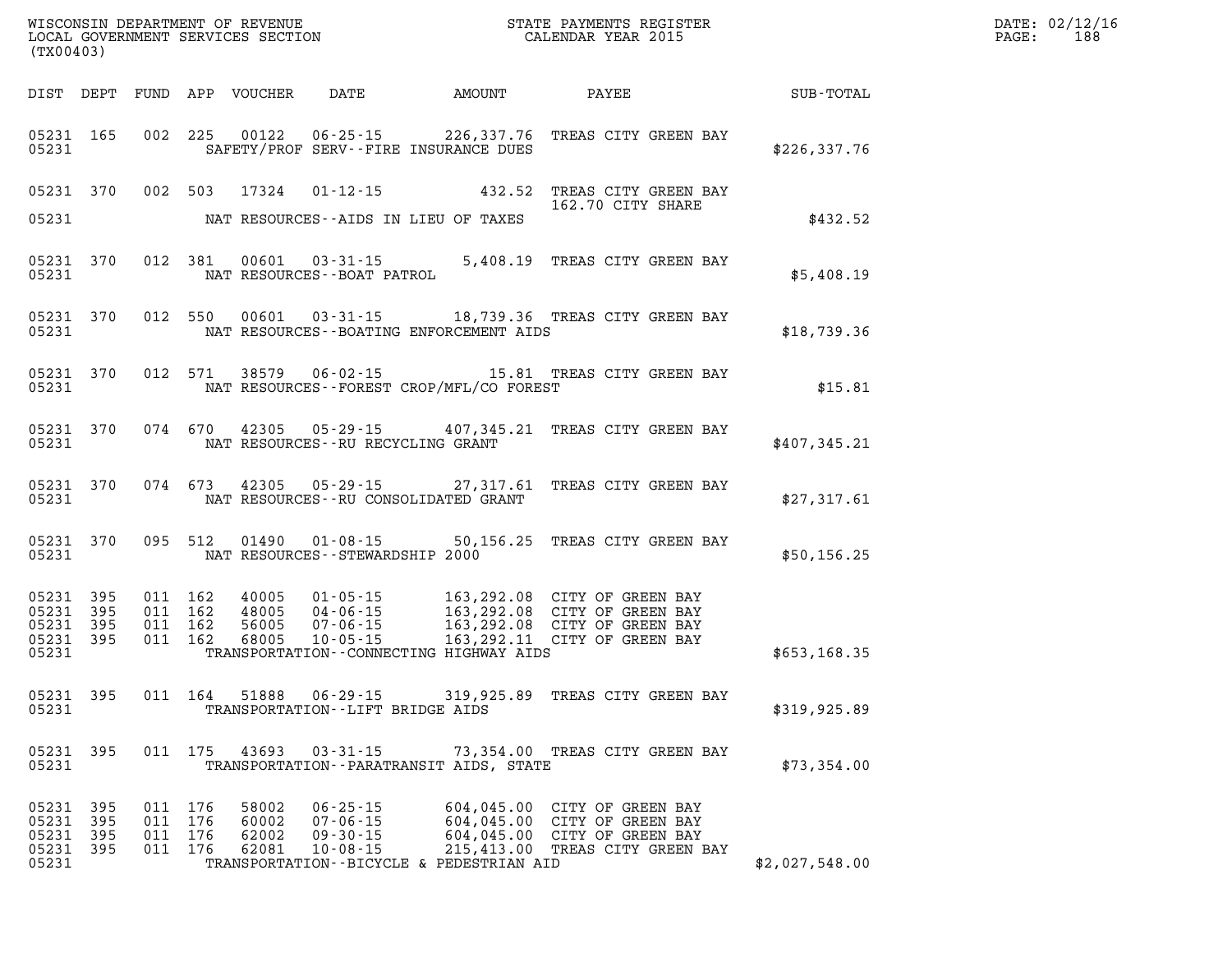WISCONSIN DEPARTMENT OF REVENUE
LOCAL GOVERNMENT SERVICES SECTION
(TX00403)

STATE PAYMENTS REGISTER
CALENDAR YEAR 2015

| DIST | DEPT | FUND | APP | VOUCHER | DATE | AMOUNT | PAYEE | SUB-TOTAL |
|---|---|---|---|---|---|---|---|---|
| 05231 | 165 | 002 | 225 | 00122 | 06-25-15 | 226,337.76 | TREAS CITY GREEN BAY | |
| 05231 | | | | | SAFETY/PROF SERV--FIRE INSURANCE DUES | | | $226,337.76 |
| 05231 | 370 | 002 | 503 | 17324 | 01-12-15 | 432.52 | TREAS CITY GREEN BAY 162.70 CITY SHARE | |
| 05231 | | | | | NAT RESOURCES--AIDS IN LIEU OF TAXES | | | $432.52 |
| 05231 | 370 | 012 | 381 | 00601 | 03-31-15 | 5,408.19 | TREAS CITY GREEN BAY | |
| 05231 | | | | | NAT RESOURCES--BOAT PATROL | | | $5,408.19 |
| 05231 | 370 | 012 | 550 | 00601 | 03-31-15 | 18,739.36 | TREAS CITY GREEN BAY | |
| 05231 | | | | | NAT RESOURCES--BOATING ENFORCEMENT AIDS | | | $18,739.36 |
| 05231 | 370 | 012 | 571 | 38579 | 06-02-15 | 15.81 | TREAS CITY GREEN BAY | |
| 05231 | | | | | NAT RESOURCES--FOREST CROP/MFL/CO FOREST | | | $15.81 |
| 05231 | 370 | 074 | 670 | 42305 | 05-29-15 | 407,345.21 | TREAS CITY GREEN BAY | |
| 05231 | | | | | NAT RESOURCES--RU RECYCLING GRANT | | | $407,345.21 |
| 05231 | 370 | 074 | 673 | 42305 | 05-29-15 | 27,317.61 | TREAS CITY GREEN BAY | |
| 05231 | | | | | NAT RESOURCES--RU CONSOLIDATED GRANT | | | $27,317.61 |
| 05231 | 370 | 095 | 512 | 01490 | 01-08-15 | 50,156.25 | TREAS CITY GREEN BAY | |
| 05231 | | | | | NAT RESOURCES--STEWARDSHIP 2000 | | | $50,156.25 |
| 05231 | 395 | 011 | 162 | 40005 | 01-05-15 | 163,292.08 | CITY OF GREEN BAY | |
| 05231 | 395 | 011 | 162 | 48005 | 04-06-15 | 163,292.08 | CITY OF GREEN BAY | |
| 05231 | 395 | 011 | 162 | 56005 | 07-06-15 | 163,292.08 | CITY OF GREEN BAY | |
| 05231 | 395 | 011 | 162 | 68005 | 10-05-15 | 163,292.11 | CITY OF GREEN BAY | |
| 05231 | | | | | TRANSPORTATION--CONNECTING HIGHWAY AIDS | | | $653,168.35 |
| 05231 | 395 | 011 | 164 | 51888 | 06-29-15 | 319,925.89 | TREAS CITY GREEN BAY | |
| 05231 | | | | | TRANSPORTATION--LIFT BRIDGE AIDS | | | $319,925.89 |
| 05231 | 395 | 011 | 175 | 43693 | 03-31-15 | 73,354.00 | TREAS CITY GREEN BAY | |
| 05231 | | | | | TRANSPORTATION--PARATRANSIT AIDS, STATE | | | $73,354.00 |
| 05231 | 395 | 011 | 176 | 58002 | 06-25-15 | 604,045.00 | CITY OF GREEN BAY | |
| 05231 | 395 | 011 | 176 | 60002 | 07-06-15 | 604,045.00 | CITY OF GREEN BAY | |
| 05231 | 395 | 011 | 176 | 62002 | 09-30-15 | 604,045.00 | CITY OF GREEN BAY | |
| 05231 | 395 | 011 | 176 | 62081 | 10-08-15 | 215,413.00 | TREAS CITY GREEN BAY | |
| 05231 | | | | | TRANSPORTATION--BICYCLE & PEDESTRIAN AID | | | $2,027,548.00 |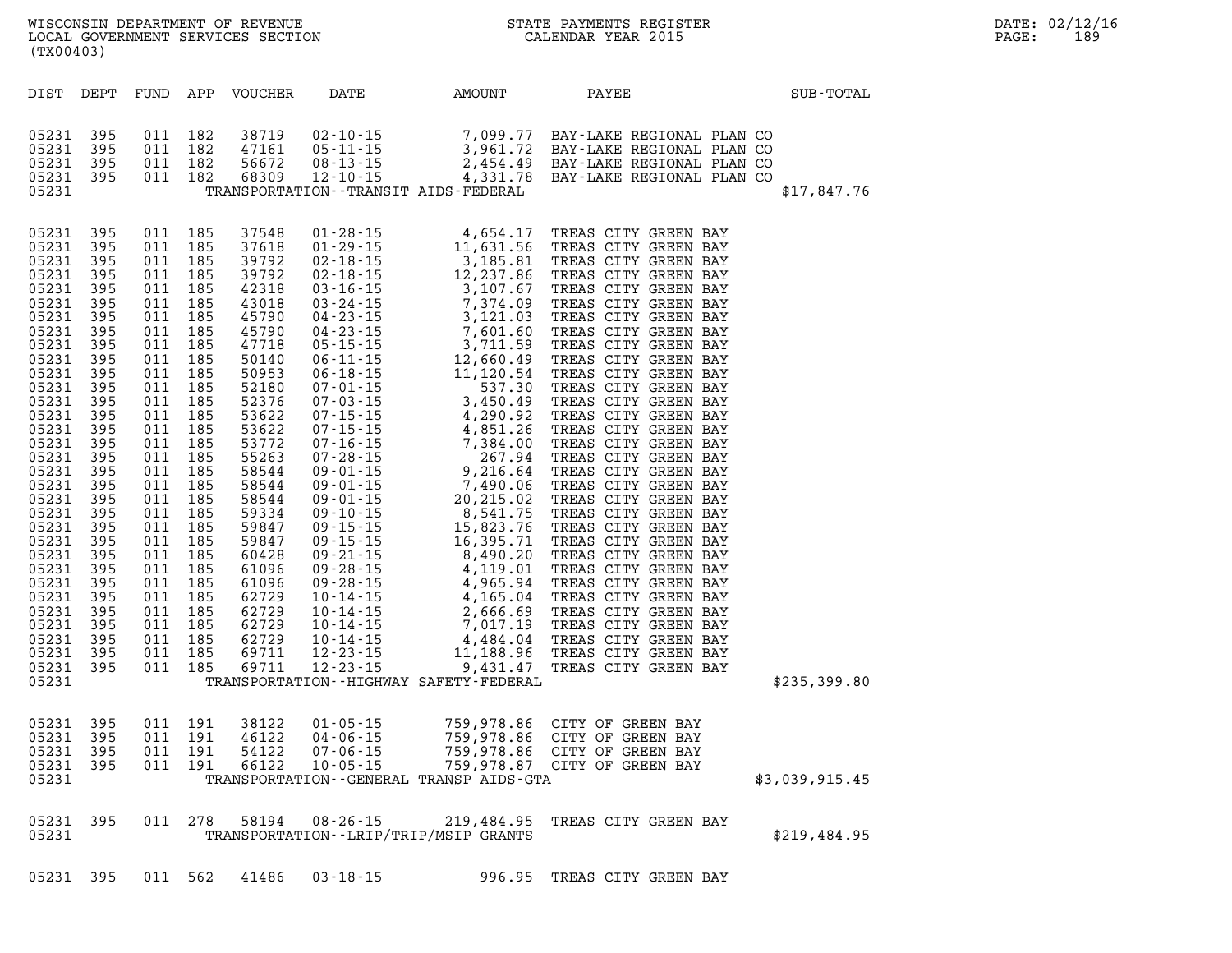WISCONSIN DEPARTMENT OF REVENUE
LOCAL GOVERNMENT SERVICES SECTION
(TX00403)

STATE PAYMENTS REGISTER
CALENDAR YEAR 2015

DATE: 02/12/16

| DIST | DEPT | FUND | APP | VOUCHER | DATE | AMOUNT | PAYEE | SUB-TOTAL |
|---|---|---|---|---|---|---|---|---|
| 05231 | 395 | 011 | 182 | 38719 | 02-10-15 | 7,099.77 | BAY-LAKE REGIONAL PLAN CO | |
| 05231 | 395 | 011 | 182 | 47161 | 05-11-15 | 3,961.72 | BAY-LAKE REGIONAL PLAN CO | |
| 05231 | 395 | 011 | 182 | 56672 | 08-13-15 | 2,454.49 | BAY-LAKE REGIONAL PLAN CO | |
| 05231 | 395 | 011 | 182 | 68309 | 12-10-15 | 4,331.78 | BAY-LAKE REGIONAL PLAN CO | |
| 05231 | | | | | TRANSPORTATION--TRANSIT AIDS-FEDERAL | | | $17,847.76 |
| 05231 | 395 | 011 | 185 | 37548 | 01-28-15 | 4,654.17 | TREAS CITY GREEN BAY | |
| 05231 | 395 | 011 | 185 | 37618 | 01-29-15 | 11,631.56 | TREAS CITY GREEN BAY | |
| 05231 | 395 | 011 | 185 | 39792 | 02-18-15 | 3,185.81 | TREAS CITY GREEN BAY | |
| 05231 | 395 | 011 | 185 | 39792 | 02-18-15 | 12,237.86 | TREAS CITY GREEN BAY | |
| 05231 | 395 | 011 | 185 | 42318 | 03-16-15 | 3,107.67 | TREAS CITY GREEN BAY | |
| 05231 | 395 | 011 | 185 | 43018 | 03-24-15 | 7,374.09 | TREAS CITY GREEN BAY | |
| 05231 | 395 | 011 | 185 | 45790 | 04-23-15 | 3,121.03 | TREAS CITY GREEN BAY | |
| 05231 | 395 | 011 | 185 | 45790 | 04-23-15 | 7,601.60 | TREAS CITY GREEN BAY | |
| 05231 | 395 | 011 | 185 | 47718 | 05-15-15 | 3,711.59 | TREAS CITY GREEN BAY | |
| 05231 | 395 | 011 | 185 | 50140 | 06-11-15 | 12,660.49 | TREAS CITY GREEN BAY | |
| 05231 | 395 | 011 | 185 | 50953 | 06-18-15 | 11,120.54 | TREAS CITY GREEN BAY | |
| 05231 | 395 | 011 | 185 | 52180 | 07-01-15 | 537.30 | TREAS CITY GREEN BAY | |
| 05231 | 395 | 011 | 185 | 52376 | 07-03-15 | 3,450.49 | TREAS CITY GREEN BAY | |
| 05231 | 395 | 011 | 185 | 53622 | 07-15-15 | 4,290.92 | TREAS CITY GREEN BAY | |
| 05231 | 395 | 011 | 185 | 53622 | 07-15-15 | 4,851.26 | TREAS CITY GREEN BAY | |
| 05231 | 395 | 011 | 185 | 53772 | 07-16-15 | 7,384.00 | TREAS CITY GREEN BAY | |
| 05231 | 395 | 011 | 185 | 55263 | 07-28-15 | 267.94 | TREAS CITY GREEN BAY | |
| 05231 | 395 | 011 | 185 | 58544 | 09-01-15 | 9,216.64 | TREAS CITY GREEN BAY | |
| 05231 | 395 | 011 | 185 | 58544 | 09-01-15 | 7,490.06 | TREAS CITY GREEN BAY | |
| 05231 | 395 | 011 | 185 | 58544 | 09-01-15 | 20,215.02 | TREAS CITY GREEN BAY | |
| 05231 | 395 | 011 | 185 | 59334 | 09-10-15 | 8,541.75 | TREAS CITY GREEN BAY | |
| 05231 | 395 | 011 | 185 | 59847 | 09-15-15 | 15,823.76 | TREAS CITY GREEN BAY | |
| 05231 | 395 | 011 | 185 | 59847 | 09-15-15 | 16,395.71 | TREAS CITY GREEN BAY | |
| 05231 | 395 | 011 | 185 | 60428 | 09-21-15 | 8,490.20 | TREAS CITY GREEN BAY | |
| 05231 | 395 | 011 | 185 | 61096 | 09-28-15 | 4,119.01 | TREAS CITY GREEN BAY | |
| 05231 | 395 | 011 | 185 | 61096 | 09-28-15 | 4,965.94 | TREAS CITY GREEN BAY | |
| 05231 | 395 | 011 | 185 | 62729 | 10-14-15 | 4,165.04 | TREAS CITY GREEN BAY | |
| 05231 | 395 | 011 | 185 | 62729 | 10-14-15 | 2,666.69 | TREAS CITY GREEN BAY | |
| 05231 | 395 | 011 | 185 | 62729 | 10-14-15 | 7,017.19 | TREAS CITY GREEN BAY | |
| 05231 | 395 | 011 | 185 | 62729 | 10-14-15 | 4,484.04 | TREAS CITY GREEN BAY | |
| 05231 | 395 | 011 | 185 | 69711 | 12-23-15 | 11,188.96 | TREAS CITY GREEN BAY | |
| 05231 | 395 | 011 | 185 | 69711 | 12-23-15 | 9,431.47 | TREAS CITY GREEN BAY | |
| 05231 | | | | | TRANSPORTATION--HIGHWAY SAFETY-FEDERAL | | | $235,399.80 |
| 05231 | 395 | 011 | 191 | 38122 | 01-05-15 | 759,978.86 | CITY OF GREEN BAY | |
| 05231 | 395 | 011 | 191 | 46122 | 04-06-15 | 759,978.86 | CITY OF GREEN BAY | |
| 05231 | 395 | 011 | 191 | 54122 | 07-06-15 | 759,978.86 | CITY OF GREEN BAY | |
| 05231 | 395 | 011 | 191 | 66122 | 10-05-15 | 759,978.87 | CITY OF GREEN BAY | |
| 05231 | | | | | TRANSPORTATION--GENERAL TRANSP AIDS-GTA | | | $3,039,915.45 |
| 05231 | 395 | 011 | 278 | 58194 | 08-26-15 | 219,484.95 | TREAS CITY GREEN BAY | |
| 05231 | | | | | TRANSPORTATION--LRIP/TRIP/MSIP GRANTS | | | $219,484.95 |
| 05231 | 395 | 011 | 562 | 41486 | 03-18-15 | 996.95 | TREAS CITY GREEN BAY | |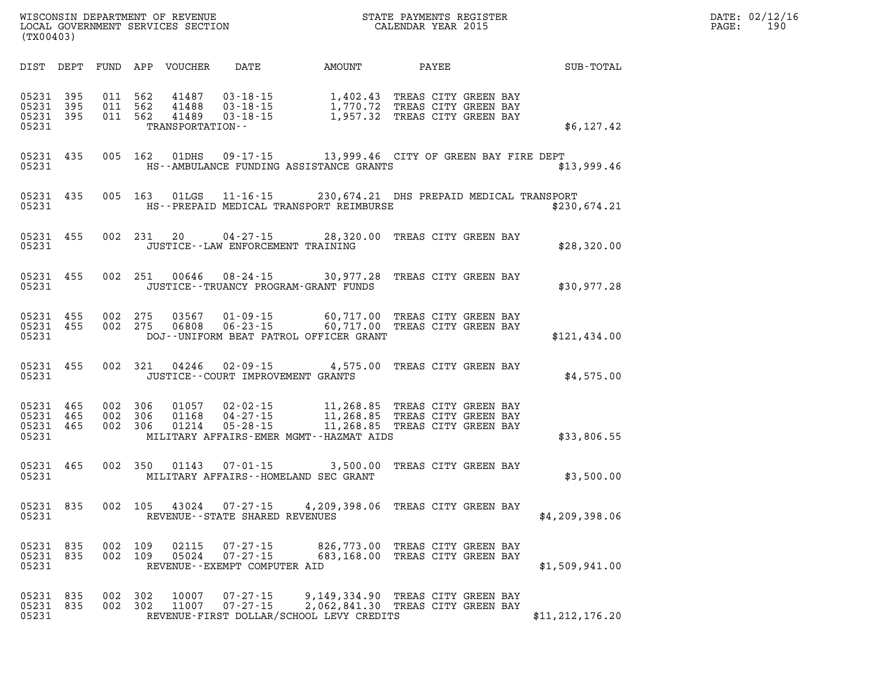WISCONSIN DEPARTMENT OF REVENUE
LOCAL GOVERNMENT SERVICES SECTION
(TX00403)

STATE PAYMENTS REGISTER
CALENDAR YEAR 2015

DATE: 02/12/16

| DIST | DEPT | FUND | APP | VOUCHER | DATE | AMOUNT | PAYEE | SUB-TOTAL |
|---|---|---|---|---|---|---|---|---|
| 05231 | 395 | 011 | 562 | 41487 | 03-18-15 | 1,402.43 | TREAS CITY GREEN BAY | |
| 05231 | 395 | 011 | 562 | 41488 | 03-18-15 | 1,770.72 | TREAS CITY GREEN BAY | |
| 05231 | 395 | 011 | 562 | 41489 | 03-18-15 | 1,957.32 | TREAS CITY GREEN BAY | |
| 05231 | | | | TRANSPORTATION-- | | | | $6,127.42 |
| 05231 | 435 | 005 | 162 | 01DHS | 09-17-15 | 13,999.46 | CITY OF GREEN BAY FIRE DEPT | |
| 05231 | | | | HS--AMBULANCE FUNDING ASSISTANCE GRANTS | | | | $13,999.46 |
| 05231 | 435 | 005 | 163 | 01LGS | 11-16-15 | 230,674.21 | DHS PREPAID MEDICAL TRANSPORT | |
| 05231 | | | | HS--PREPAID MEDICAL TRANSPORT REIMBURSE | | | | $230,674.21 |
| 05231 | 455 | 002 | 231 | 20 | 04-27-15 | 28,320.00 | TREAS CITY GREEN BAY | |
| 05231 | | | | JUSTICE--LAW ENFORCEMENT TRAINING | | | | $28,320.00 |
| 05231 | 455 | 002 | 251 | 00646 | 08-24-15 | 30,977.28 | TREAS CITY GREEN BAY | |
| 05231 | | | | JUSTICE--TRUANCY PROGRAM-GRANT FUNDS | | | | $30,977.28 |
| 05231 | 455 | 002 | 275 | 03567 | 01-09-15 | 60,717.00 | TREAS CITY GREEN BAY | |
| 05231 | 455 | 002 | 275 | 06808 | 06-23-15 | 60,717.00 | TREAS CITY GREEN BAY | |
| 05231 | | | | DOJ--UNIFORM BEAT PATROL OFFICER GRANT | | | | $121,434.00 |
| 05231 | 455 | 002 | 321 | 04246 | 02-09-15 | 4,575.00 | TREAS CITY GREEN BAY | |
| 05231 | | | | JUSTICE--COURT IMPROVEMENT GRANTS | | | | $4,575.00 |
| 05231 | 465 | 002 | 306 | 01057 | 02-02-15 | 11,268.85 | TREAS CITY GREEN BAY | |
| 05231 | 465 | 002 | 306 | 01168 | 04-27-15 | 11,268.85 | TREAS CITY GREEN BAY | |
| 05231 | 465 | 002 | 306 | 01214 | 05-28-15 | 11,268.85 | TREAS CITY GREEN BAY | |
| 05231 | | | | MILITARY AFFAIRS-EMER MGMT--HAZMAT AIDS | | | | $33,806.55 |
| 05231 | 465 | 002 | 350 | 01143 | 07-01-15 | 3,500.00 | TREAS CITY GREEN BAY | |
| 05231 | | | | MILITARY AFFAIRS--HOMELAND SEC GRANT | | | | $3,500.00 |
| 05231 | 835 | 002 | 105 | 43024 | 07-27-15 | 4,209,398.06 | TREAS CITY GREEN BAY | |
| 05231 | | | | REVENUE--STATE SHARED REVENUES | | | | $4,209,398.06 |
| 05231 | 835 | 002 | 109 | 02115 | 07-27-15 | 826,773.00 | TREAS CITY GREEN BAY | |
| 05231 | 835 | 002 | 109 | 05024 | 07-27-15 | 683,168.00 | TREAS CITY GREEN BAY | |
| 05231 | | | | REVENUE--EXEMPT COMPUTER AID | | | | $1,509,941.00 |
| 05231 | 835 | 002 | 302 | 10007 | 07-27-15 | 9,149,334.90 | TREAS CITY GREEN BAY | |
| 05231 | 835 | 002 | 302 | 11007 | 07-27-15 | 2,062,841.30 | TREAS CITY GREEN BAY | |
| 05231 | | | | REVENUE-FIRST DOLLAR/SCHOOL LEVY CREDITS | | | | $11,212,176.20 |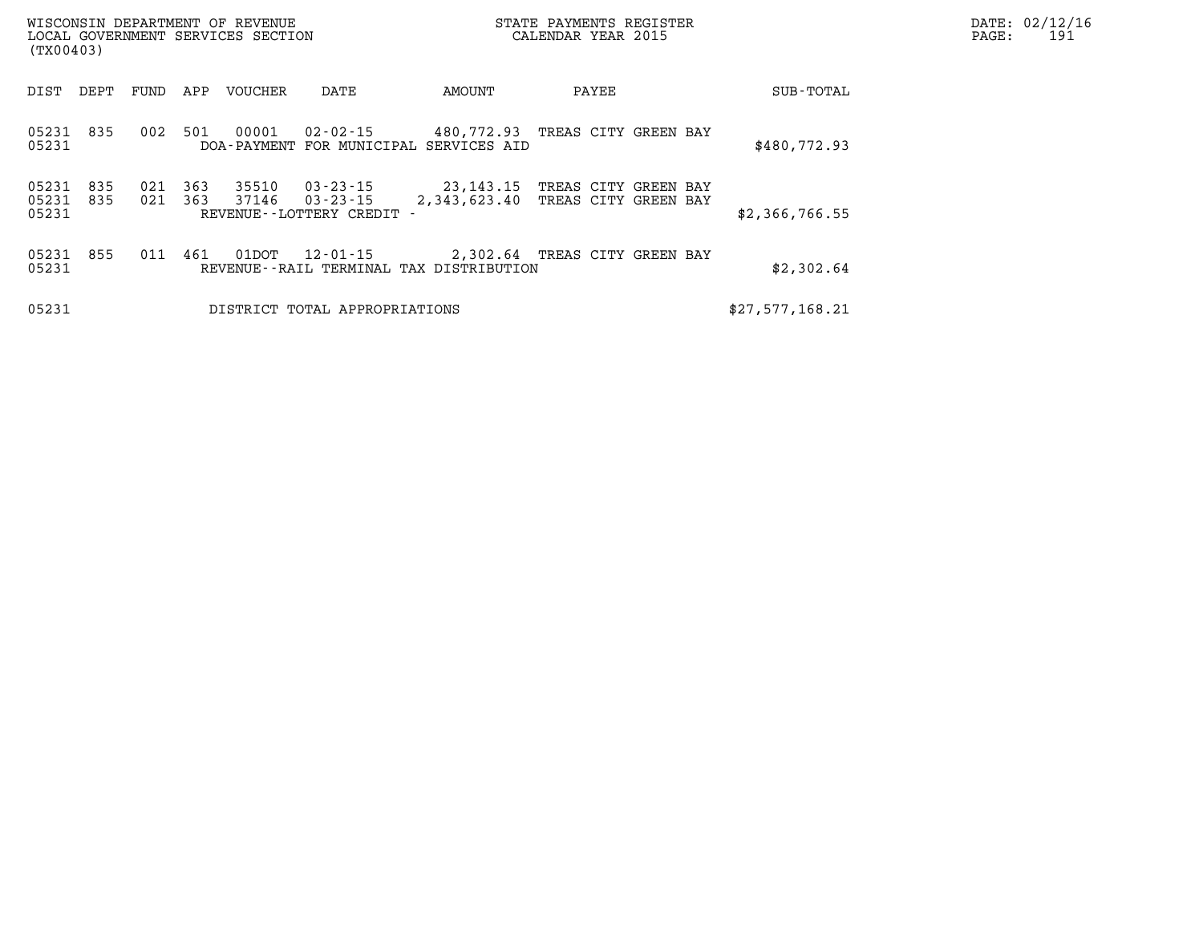WISCONSIN DEPARTMENT OF REVENUE
LOCAL GOVERNMENT SERVICES SECTION
(TX00403)

STATE PAYMENTS REGISTER
CALENDAR YEAR 2015

DATE: 02/12/16

| DIST | DEPT | FUND | APP | VOUCHER | DATE | AMOUNT | PAYEE | SUB-TOTAL |
|---|---|---|---|---|---|---|---|---|
| 05231 | 835 | 002 | 501 | 00001 | 02-02-15 | 480,772.93 | TREAS CITY GREEN BAY | |
| 05231 | | | | DOA-PAYMENT FOR MUNICIPAL SERVICES AID | | | | $480,772.93 |
| 05231 | 835 | 021 | 363 | 35510 | 03-23-15 | 23,143.15 | TREAS CITY GREEN BAY | |
| 05231 | 835 | 021 | 363 | 37146 | 03-23-15 | 2,343,623.40 | TREAS CITY GREEN BAY | |
| 05231 | | | | REVENUE--LOTTERY CREDIT - | | | | $2,366,766.55 |
| 05231 | 855 | 011 | 461 | 01DOT | 12-01-15 | 2,302.64 | TREAS CITY GREEN BAY | |
| 05231 | | | | REVENUE--RAIL TERMINAL TAX DISTRIBUTION | | | | $2,302.64 |
| 05231 | | | | DISTRICT TOTAL APPROPRIATIONS | | | | $27,577,168.21 |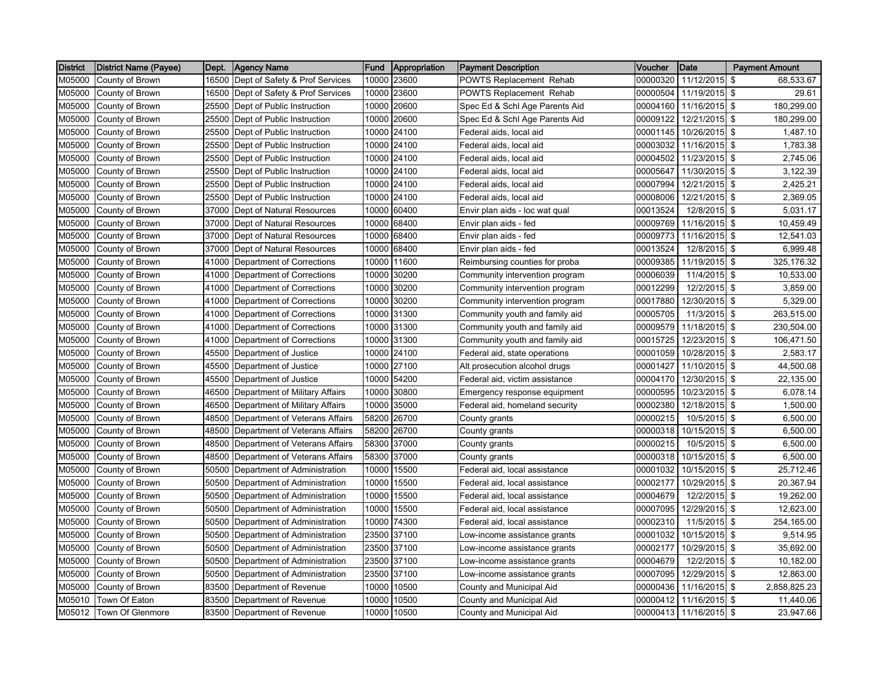| District | District Name (Payee) | Dept. | Agency Name | Fund | Appropriation | Payment Description | Voucher | Date | Payment Amount |
|---|---|---|---|---|---|---|---|---|---|
| M05000 | County of Brown | 16500 | Dept of Safety & Prof Services | 10000 | 23600 | POWTS Replacement Rehab | 00000320 | 11/12/2015 | $ 68,533.67 |
| M05000 | County of Brown | 16500 | Dept of Safety & Prof Services | 10000 | 23600 | POWTS Replacement Rehab | 00000504 | 11/19/2015 | $ 29.61 |
| M05000 | County of Brown | 25500 | Dept of Public Instruction | 10000 | 20600 | Spec Ed & Schl Age Parents Aid | 00004160 | 11/16/2015 | $ 180,299.00 |
| M05000 | County of Brown | 25500 | Dept of Public Instruction | 10000 | 20600 | Spec Ed & Schl Age Parents Aid | 00009122 | 12/21/2015 | $ 180,299.00 |
| M05000 | County of Brown | 25500 | Dept of Public Instruction | 10000 | 24100 | Federal aids, local aid | 00001145 | 10/26/2015 | $ 1,487.10 |
| M05000 | County of Brown | 25500 | Dept of Public Instruction | 10000 | 24100 | Federal aids, local aid | 00003032 | 11/16/2015 | $ 1,783.38 |
| M05000 | County of Brown | 25500 | Dept of Public Instruction | 10000 | 24100 | Federal aids, local aid | 00004502 | 11/23/2015 | $ 2,745.06 |
| M05000 | County of Brown | 25500 | Dept of Public Instruction | 10000 | 24100 | Federal aids, local aid | 00005647 | 11/30/2015 | $ 3,122.39 |
| M05000 | County of Brown | 25500 | Dept of Public Instruction | 10000 | 24100 | Federal aids, local aid | 00007994 | 12/21/2015 | $ 2,425.21 |
| M05000 | County of Brown | 25500 | Dept of Public Instruction | 10000 | 24100 | Federal aids, local aid | 00008006 | 12/21/2015 | $ 2,369.05 |
| M05000 | County of Brown | 37000 | Dept of Natural Resources | 10000 | 60400 | Envir plan aids - loc wat qual | 00013524 | 12/8/2015 | $ 5,031.17 |
| M05000 | County of Brown | 37000 | Dept of Natural Resources | 10000 | 68400 | Envir plan aids - fed | 00009769 | 11/16/2015 | $ 10,459.49 |
| M05000 | County of Brown | 37000 | Dept of Natural Resources | 10000 | 68400 | Envir plan aids - fed | 00009773 | 11/16/2015 | $ 12,541.03 |
| M05000 | County of Brown | 37000 | Dept of Natural Resources | 10000 | 68400 | Envir plan aids - fed | 00013524 | 12/8/2015 | $ 6,999.48 |
| M05000 | County of Brown | 41000 | Department of Corrections | 10000 | 11600 | Reimbursing counties for proba | 00009385 | 11/19/2015 | $ 325,176.32 |
| M05000 | County of Brown | 41000 | Department of Corrections | 10000 | 30200 | Community intervention program | 00006039 | 11/4/2015 | $ 10,533.00 |
| M05000 | County of Brown | 41000 | Department of Corrections | 10000 | 30200 | Community intervention program | 00012299 | 12/2/2015 | $ 3,859.00 |
| M05000 | County of Brown | 41000 | Department of Corrections | 10000 | 30200 | Community intervention program | 00017880 | 12/30/2015 | $ 5,329.00 |
| M05000 | County of Brown | 41000 | Department of Corrections | 10000 | 31300 | Community youth and family aid | 00005705 | 11/3/2015 | $ 263,515.00 |
| M05000 | County of Brown | 41000 | Department of Corrections | 10000 | 31300 | Community youth and family aid | 00009579 | 11/18/2015 | $ 230,504.00 |
| M05000 | County of Brown | 41000 | Department of Corrections | 10000 | 31300 | Community youth and family aid | 00015725 | 12/23/2015 | $ 106,471.50 |
| M05000 | County of Brown | 45500 | Department of Justice | 10000 | 24100 | Federal aid, state operations | 00001059 | 10/28/2015 | $ 2,583.17 |
| M05000 | County of Brown | 45500 | Department of Justice | 10000 | 27100 | Alt prosecution alcohol drugs | 00001427 | 11/10/2015 | $ 44,500.08 |
| M05000 | County of Brown | 45500 | Department of Justice | 10000 | 54200 | Federal aid, victim assistance | 00004170 | 12/30/2015 | $ 22,135.00 |
| M05000 | County of Brown | 46500 | Department of Military Affairs | 10000 | 30800 | Emergency response equipment | 00000595 | 10/23/2015 | $ 6,078.14 |
| M05000 | County of Brown | 46500 | Department of Military Affairs | 10000 | 35000 | Federal aid, homeland security | 00002380 | 12/18/2015 | $ 1,500.00 |
| M05000 | County of Brown | 48500 | Department of Veterans Affairs | 58200 | 26700 | County grants | 00000215 | 10/5/2015 | $ 6,500.00 |
| M05000 | County of Brown | 48500 | Department of Veterans Affairs | 58200 | 26700 | County grants | 00000318 | 10/15/2015 | $ 6,500.00 |
| M05000 | County of Brown | 48500 | Department of Veterans Affairs | 58300 | 37000 | County grants | 00000215 | 10/5/2015 | $ 6,500.00 |
| M05000 | County of Brown | 48500 | Department of Veterans Affairs | 58300 | 37000 | County grants | 00000318 | 10/15/2015 | $ 6,500.00 |
| M05000 | County of Brown | 50500 | Department of Administration | 10000 | 15500 | Federal aid, local assistance | 00001032 | 10/15/2015 | $ 25,712.46 |
| M05000 | County of Brown | 50500 | Department of Administration | 10000 | 15500 | Federal aid, local assistance | 00002177 | 10/29/2015 | $ 20,367.94 |
| M05000 | County of Brown | 50500 | Department of Administration | 10000 | 15500 | Federal aid, local assistance | 00004679 | 12/2/2015 | $ 19,262.00 |
| M05000 | County of Brown | 50500 | Department of Administration | 10000 | 15500 | Federal aid, local assistance | 00007095 | 12/29/2015 | $ 12,623.00 |
| M05000 | County of Brown | 50500 | Department of Administration | 10000 | 74300 | Federal aid, local assistance | 00002310 | 11/5/2015 | $ 254,165.00 |
| M05000 | County of Brown | 50500 | Department of Administration | 23500 | 37100 | Low-income assistance grants | 00001032 | 10/15/2015 | $ 9,514.95 |
| M05000 | County of Brown | 50500 | Department of Administration | 23500 | 37100 | Low-income assistance grants | 00002177 | 10/29/2015 | $ 35,692.00 |
| M05000 | County of Brown | 50500 | Department of Administration | 23500 | 37100 | Low-income assistance grants | 00004679 | 12/2/2015 | $ 10,182.00 |
| M05000 | County of Brown | 50500 | Department of Administration | 23500 | 37100 | Low-income assistance grants | 00007095 | 12/29/2015 | $ 12,863.00 |
| M05000 | County of Brown | 83500 | Department of Revenue | 10000 | 10500 | County and Municipal Aid | 00000436 | 11/16/2015 | $ 2,858,825.23 |
| M05010 | Town Of Eaton | 83500 | Department of Revenue | 10000 | 10500 | County and Municipal Aid | 00000412 | 11/16/2015 | $ 11,440.06 |
| M05012 | Town Of Glenmore | 83500 | Department of Revenue | 10000 | 10500 | County and Municipal Aid | 00000413 | 11/16/2015 | $ 23,947.66 |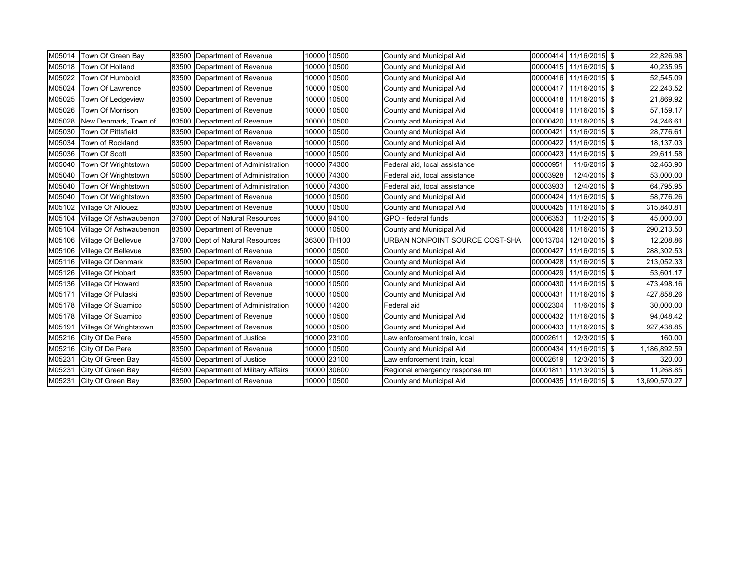| | | | | | | | | | | |
|---|---|---|---|---|---|---|---|---|---|---|
| M05014 | Town Of Green Bay | 83500 | Department of Revenue | 10000 | 10500 | County and Municipal Aid | 00000414 | 11/16/2015 | $ | 22,826.98 |
| M05018 | Town Of Holland | 83500 | Department of Revenue | 10000 | 10500 | County and Municipal Aid | 00000415 | 11/16/2015 | $ | 40,235.95 |
| M05022 | Town Of Humboldt | 83500 | Department of Revenue | 10000 | 10500 | County and Municipal Aid | 00000416 | 11/16/2015 | $ | 52,545.09 |
| M05024 | Town Of Lawrence | 83500 | Department of Revenue | 10000 | 10500 | County and Municipal Aid | 00000417 | 11/16/2015 | $ | 22,243.52 |
| M05025 | Town Of Ledgeview | 83500 | Department of Revenue | 10000 | 10500 | County and Municipal Aid | 00000418 | 11/16/2015 | $ | 21,869.92 |
| M05026 | Town Of Morrison | 83500 | Department of Revenue | 10000 | 10500 | County and Municipal Aid | 00000419 | 11/16/2015 | $ | 57,159.17 |
| M05028 | New Denmark, Town of | 83500 | Department of Revenue | 10000 | 10500 | County and Municipal Aid | 00000420 | 11/16/2015 | $ | 24,246.61 |
| M05030 | Town Of Pittsfield | 83500 | Department of Revenue | 10000 | 10500 | County and Municipal Aid | 00000421 | 11/16/2015 | $ | 28,776.61 |
| M05034 | Town of Rockland | 83500 | Department of Revenue | 10000 | 10500 | County and Municipal Aid | 00000422 | 11/16/2015 | $ | 18,137.03 |
| M05036 | Town Of Scott | 83500 | Department of Revenue | 10000 | 10500 | County and Municipal Aid | 00000423 | 11/16/2015 | $ | 29,611.58 |
| M05040 | Town Of Wrightstown | 50500 | Department of Administration | 10000 | 74300 | Federal aid, local assistance | 00000951 | 11/6/2015 | $ | 32,463.90 |
| M05040 | Town Of Wrightstown | 50500 | Department of Administration | 10000 | 74300 | Federal aid, local assistance | 00003928 | 12/4/2015 | $ | 53,000.00 |
| M05040 | Town Of Wrightstown | 50500 | Department of Administration | 10000 | 74300 | Federal aid, local assistance | 00003933 | 12/4/2015 | $ | 64,795.95 |
| M05040 | Town Of Wrightstown | 83500 | Department of Revenue | 10000 | 10500 | County and Municipal Aid | 00000424 | 11/16/2015 | $ | 58,776.26 |
| M05102 | Village Of Allouez | 83500 | Department of Revenue | 10000 | 10500 | County and Municipal Aid | 00000425 | 11/16/2015 | $ | 315,840.81 |
| M05104 | Village Of Ashwaubenon | 37000 | Dept of Natural Resources | 10000 | 94100 | GPO - federal funds | 00006353 | 11/2/2015 | $ | 45,000.00 |
| M05104 | Village Of Ashwaubenon | 83500 | Department of Revenue | 10000 | 10500 | County and Municipal Aid | 00000426 | 11/16/2015 | $ | 290,213.50 |
| M05106 | Village Of Bellevue | 37000 | Dept of Natural Resources | 36300 | TH100 | URBAN NONPOINT SOURCE COST-SHA | 00013704 | 12/10/2015 | $ | 12,208.86 |
| M05106 | Village Of Bellevue | 83500 | Department of Revenue | 10000 | 10500 | County and Municipal Aid | 00000427 | 11/16/2015 | $ | 288,302.53 |
| M05116 | Village Of Denmark | 83500 | Department of Revenue | 10000 | 10500 | County and Municipal Aid | 00000428 | 11/16/2015 | $ | 213,052.33 |
| M05126 | Village Of Hobart | 83500 | Department of Revenue | 10000 | 10500 | County and Municipal Aid | 00000429 | 11/16/2015 | $ | 53,601.17 |
| M05136 | Village Of Howard | 83500 | Department of Revenue | 10000 | 10500 | County and Municipal Aid | 00000430 | 11/16/2015 | $ | 473,498.16 |
| M05171 | Village Of Pulaski | 83500 | Department of Revenue | 10000 | 10500 | County and Municipal Aid | 00000431 | 11/16/2015 | $ | 427,858.26 |
| M05178 | Village Of Suamico | 50500 | Department of Administration | 10000 | 14200 | Federal aid | 00002304 | 11/6/2015 | $ | 30,000.00 |
| M05178 | Village Of Suamico | 83500 | Department of Revenue | 10000 | 10500 | County and Municipal Aid | 00000432 | 11/16/2015 | $ | 94,048.42 |
| M05191 | Village Of Wrightstown | 83500 | Department of Revenue | 10000 | 10500 | County and Municipal Aid | 00000433 | 11/16/2015 | $ | 927,438.85 |
| M05216 | City Of De Pere | 45500 | Department of Justice | 10000 | 23100 | Law enforcement train, local | 00002611 | 12/3/2015 | $ | 160.00 |
| M05216 | City Of De Pere | 83500 | Department of Revenue | 10000 | 10500 | County and Municipal Aid | 00000434 | 11/16/2015 | $ | 1,186,892.59 |
| M05231 | City Of Green Bay | 45500 | Department of Justice | 10000 | 23100 | Law enforcement train, local | 00002619 | 12/3/2015 | $ | 320.00 |
| M05231 | City Of Green Bay | 46500 | Department of Military Affairs | 10000 | 30600 | Regional emergency response tm | 00001811 | 11/13/2015 | $ | 11,268.85 |
| M05231 | City Of Green Bay | 83500 | Department of Revenue | 10000 | 10500 | County and Municipal Aid | 00000435 | 11/16/2015 | $ | 13,690,570.27 |